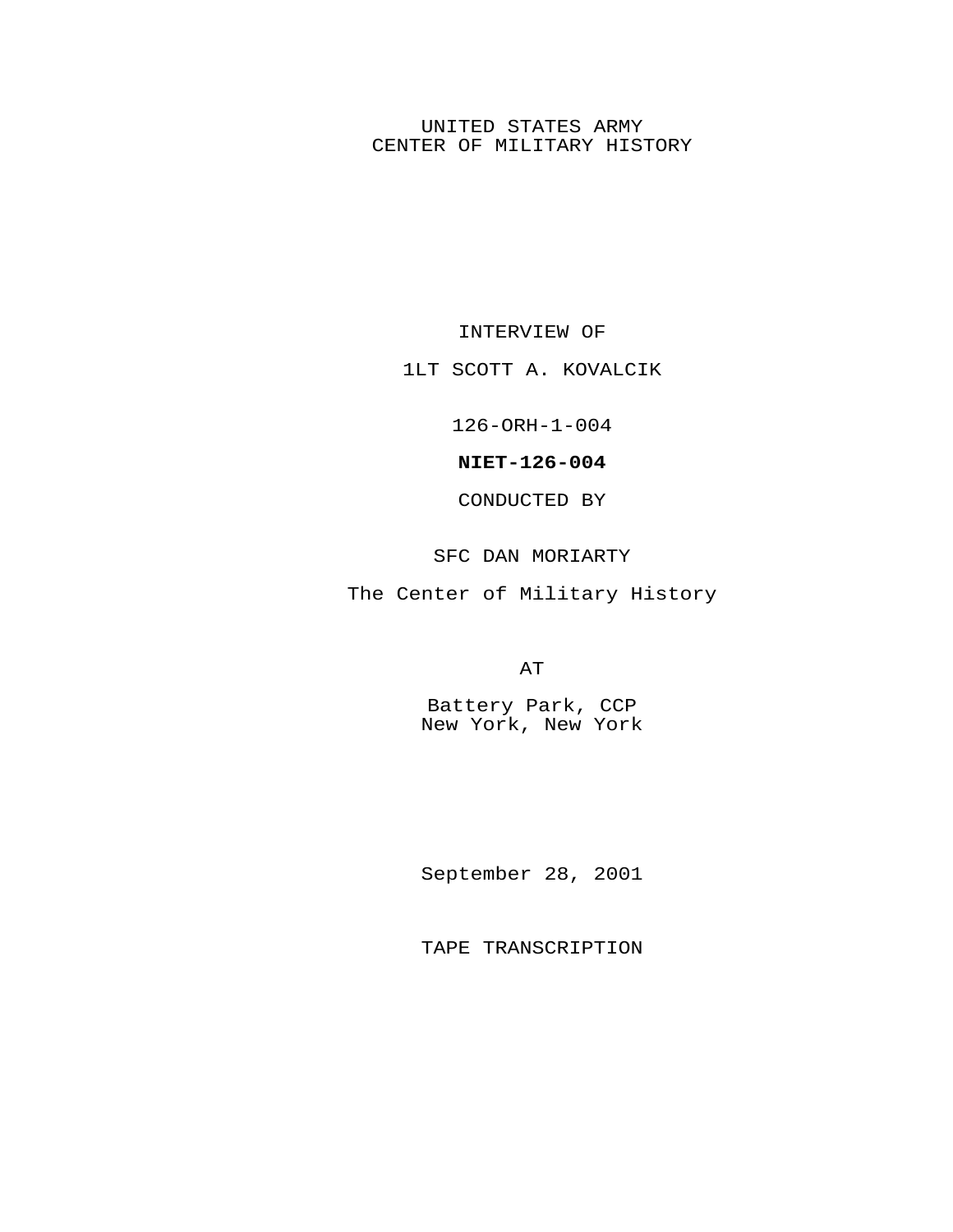UNITED STATES ARMY
CENTER OF MILITARY HISTORY

INTERVIEW OF

1LT SCOTT A. KOVALCIK

126-ORH-1-004

**NIET-126-004**

CONDUCTED BY

SFC DAN MORIARTY

The Center of Military History

AT

Battery Park, CCP
New York, New York

September 28, 2001

TAPE TRANSCRIPTION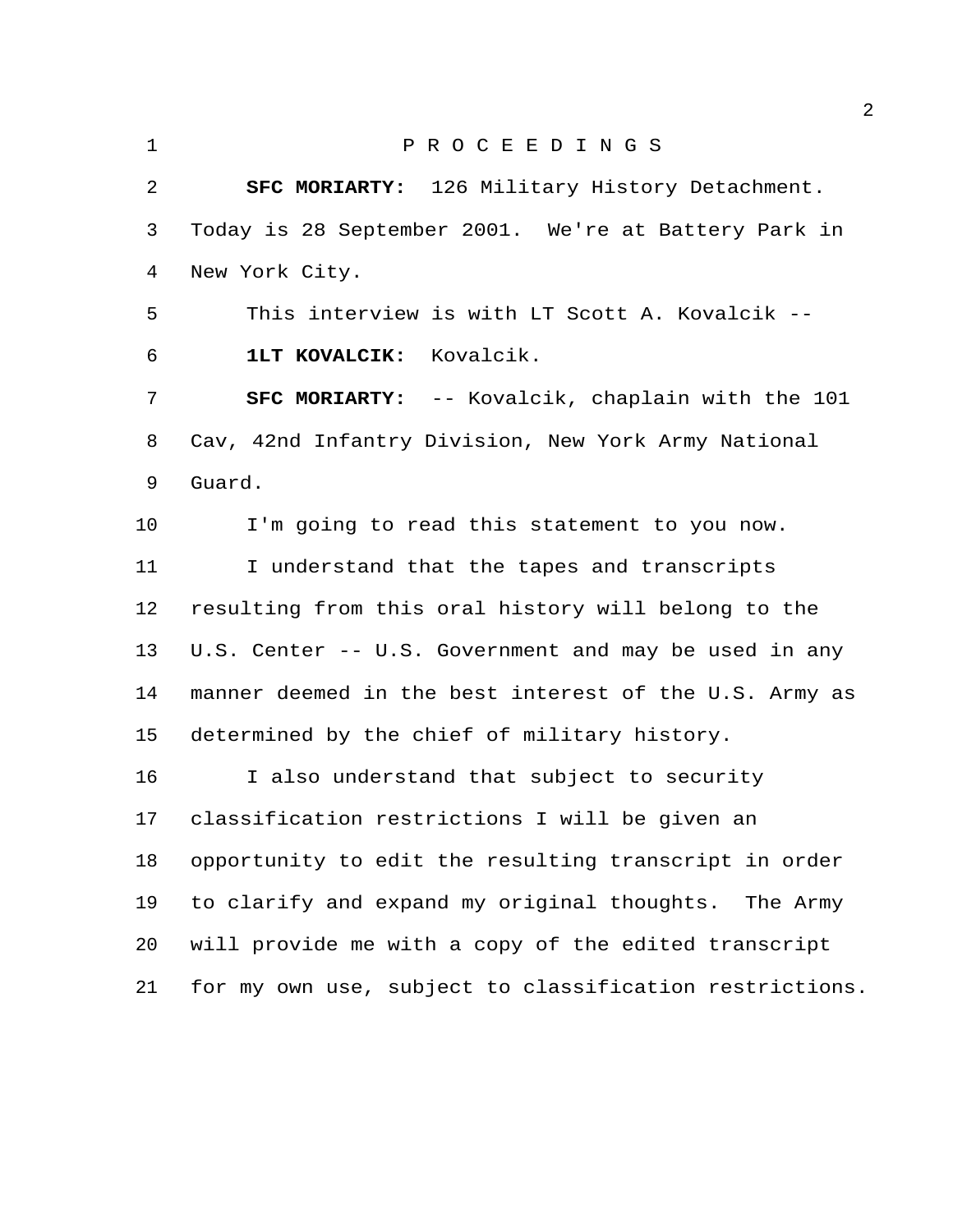P R O C E E D I N G S

**SFC MORIARTY:** 126 Military History Detachment. Today is 28 September 2001. We're at Battery Park in New York City.

This interview is with LT Scott A. Kovalcik --

**1LT KOVALCIK:** Kovalcik.

**SFC MORIARTY:** -- Kovalcik, chaplain with the 101 Cav, 42nd Infantry Division, New York Army National Guard.

I'm going to read this statement to you now.

I understand that the tapes and transcripts resulting from this oral history will belong to the U.S. Center -- U.S. Government and may be used in any manner deemed in the best interest of the U.S. Army as determined by the chief of military history.

I also understand that subject to security classification restrictions I will be given an opportunity to edit the resulting transcript in order to clarify and expand my original thoughts. The Army will provide me with a copy of the edited transcript for my own use, subject to classification restrictions.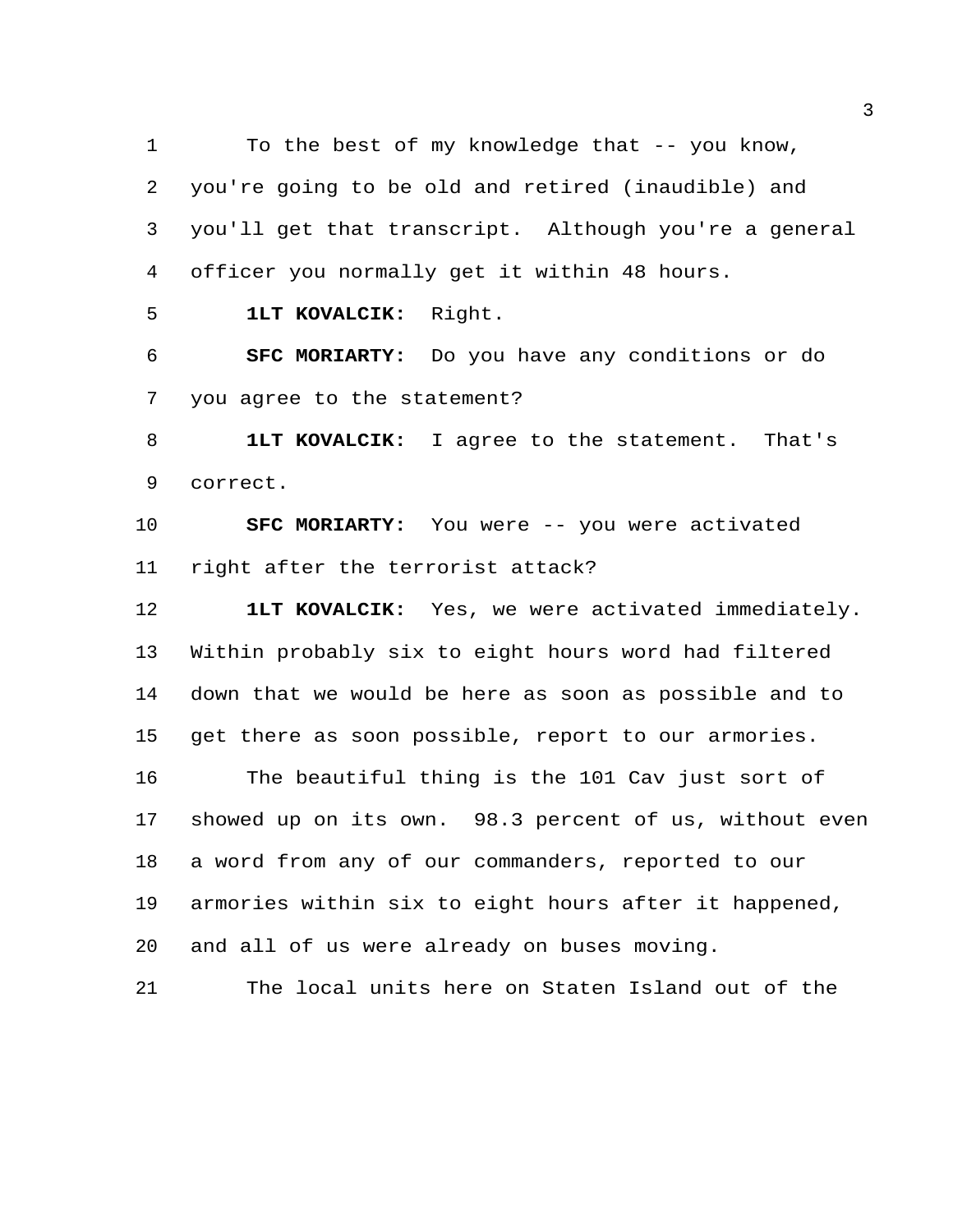To the best of my knowledge that -- you know, you're going to be old and retired (inaudible) and you'll get that transcript. Although you're a general officer you normally get it within 48 hours.

**1LT KOVALCIK:** Right.

**SFC MORIARTY:** Do you have any conditions or do you agree to the statement?

**1LT KOVALCIK:** I agree to the statement. That's correct.

**SFC MORIARTY:** You were -- you were activated right after the terrorist attack?

**1LT KOVALCIK:** Yes, we were activated immediately. Within probably six to eight hours word had filtered down that we would be here as soon as possible and to get there as soon possible, report to our armories.

The beautiful thing is the 101 Cav just sort of showed up on its own. 98.3 percent of us, without even a word from any of our commanders, reported to our armories within six to eight hours after it happened, and all of us were already on buses moving.

The local units here on Staten Island out of the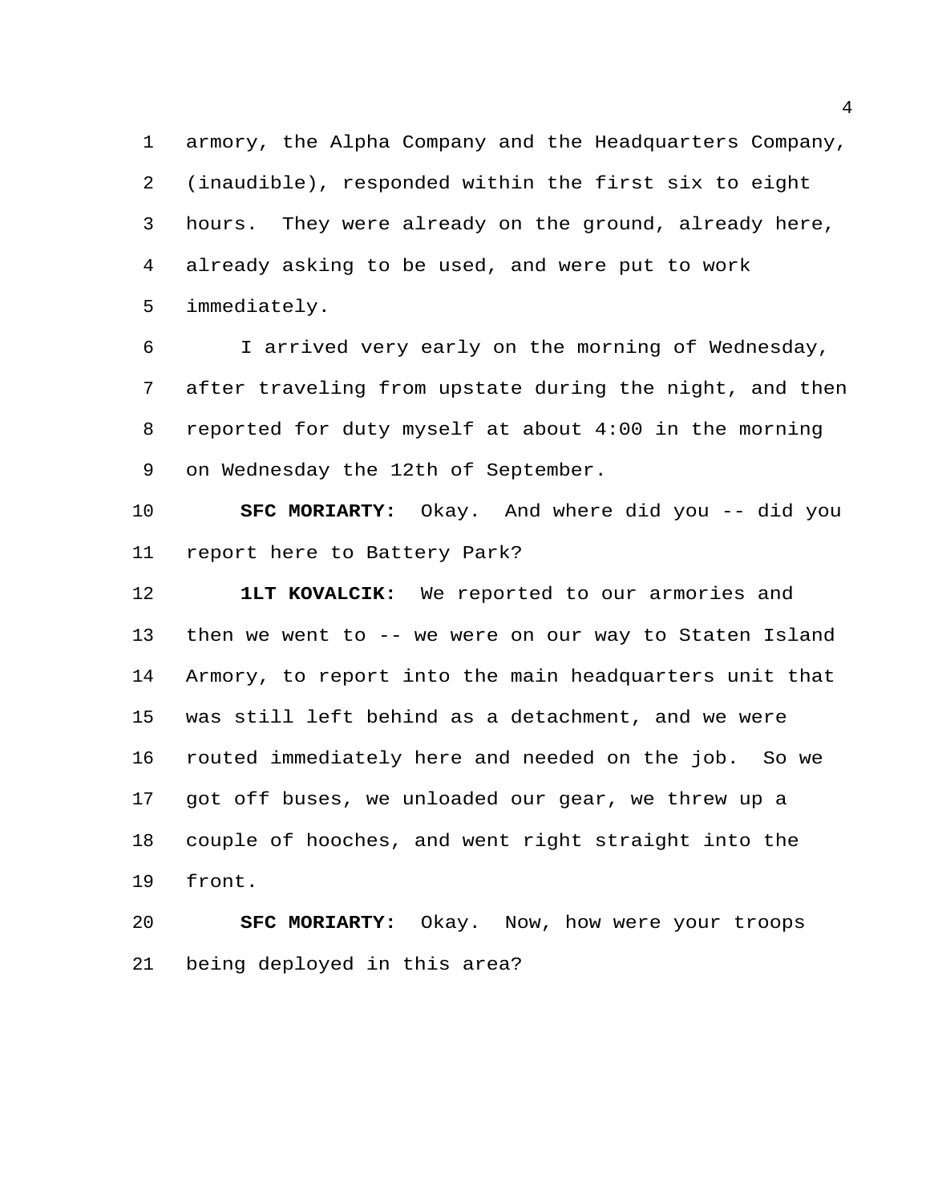armory, the Alpha Company and the Headquarters Company, (inaudible), responded within the first six to eight hours. They were already on the ground, already here, already asking to be used, and were put to work immediately.

I arrived very early on the morning of Wednesday, after traveling from upstate during the night, and then reported for duty myself at about 4:00 in the morning on Wednesday the 12th of September.

**SFC MORIARTY:** Okay. And where did you -- did you report here to Battery Park?

**1LT KOVALCIK:** We reported to our armories and then we went to -- we were on our way to Staten Island Armory, to report into the main headquarters unit that was still left behind as a detachment, and we were routed immediately here and needed on the job. So we got off buses, we unloaded our gear, we threw up a couple of hooches, and went right straight into the front.

**SFC MORIARTY:** Okay. Now, how were your troops being deployed in this area?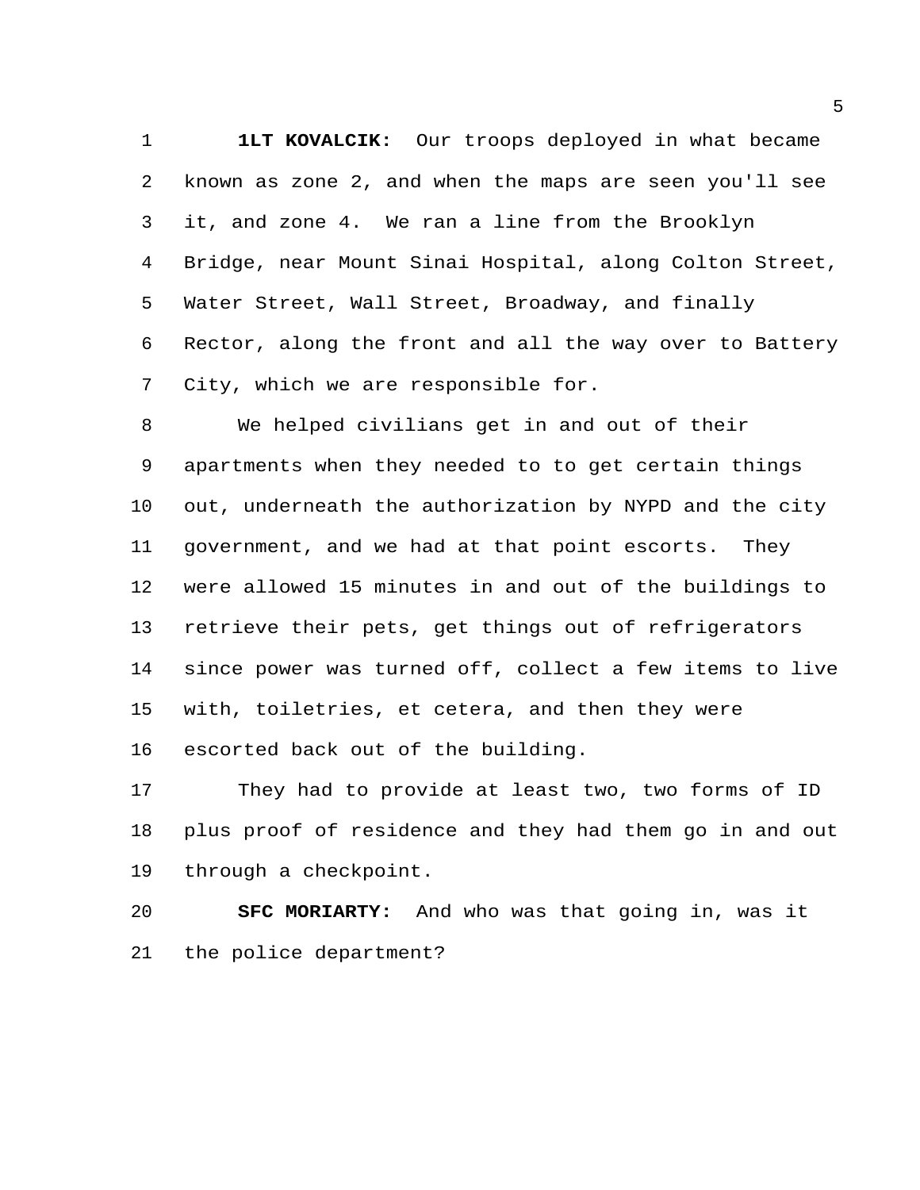**1LT KOVALCIK:** Our troops deployed in what became known as zone 2, and when the maps are seen you'll see it, and zone 4. We ran a line from the Brooklyn Bridge, near Mount Sinai Hospital, along Colton Street, Water Street, Wall Street, Broadway, and finally Rector, along the front and all the way over to Battery City, which we are responsible for.

We helped civilians get in and out of their apartments when they needed to to get certain things out, underneath the authorization by NYPD and the city government, and we had at that point escorts. They were allowed 15 minutes in and out of the buildings to retrieve their pets, get things out of refrigerators since power was turned off, collect a few items to live with, toiletries, et cetera, and then they were escorted back out of the building.

They had to provide at least two, two forms of ID plus proof of residence and they had them go in and out through a checkpoint.

**SFC MORIARTY:** And who was that going in, was it the police department?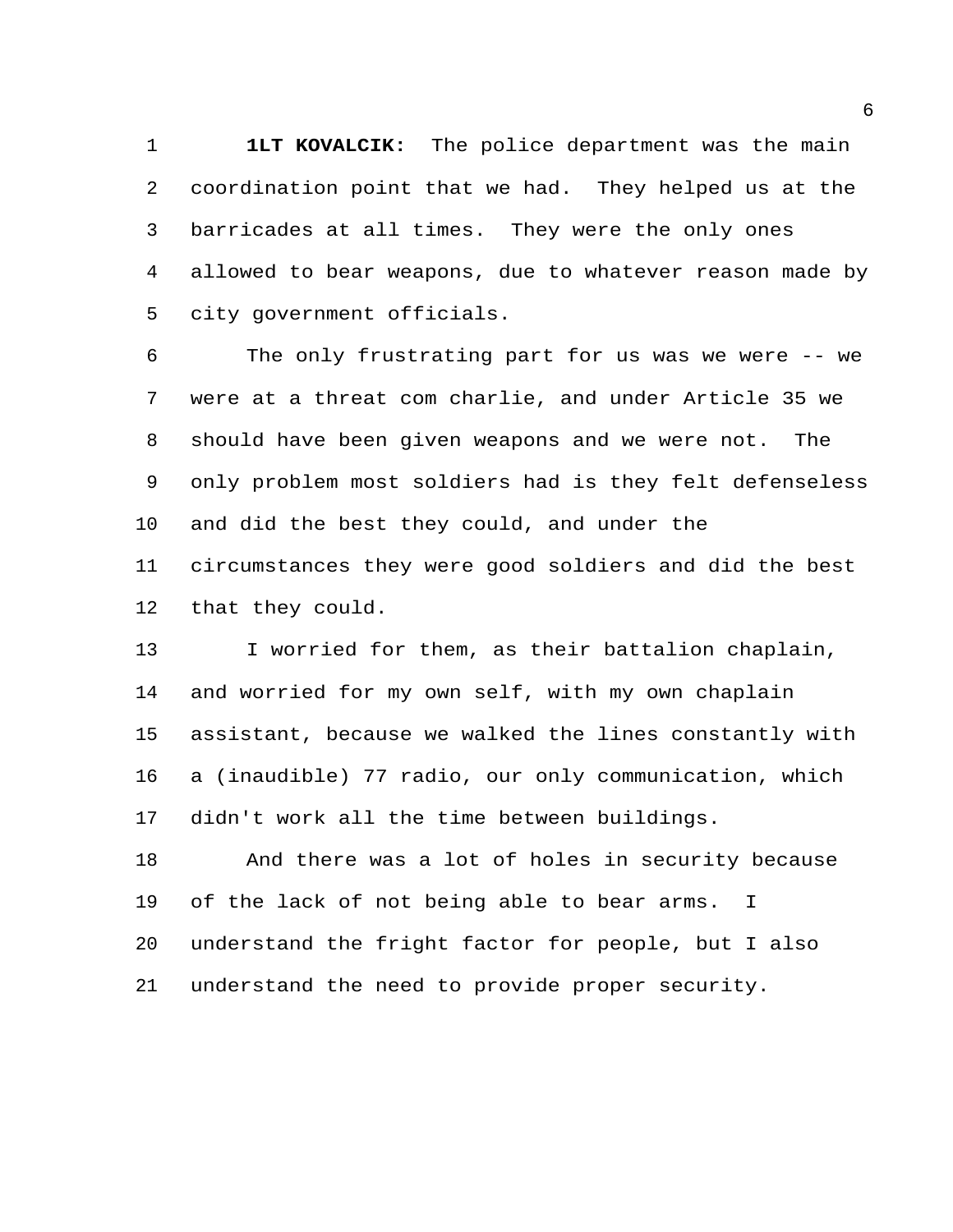**1LT KOVALCIK:** The police department was the main coordination point that we had. They helped us at the barricades at all times. They were the only ones allowed to bear weapons, due to whatever reason made by city government officials.

The only frustrating part for us was we were -- we were at a threat com charlie, and under Article 35 we should have been given weapons and we were not. The only problem most soldiers had is they felt defenseless and did the best they could, and under the circumstances they were good soldiers and did the best that they could.

I worried for them, as their battalion chaplain, and worried for my own self, with my own chaplain assistant, because we walked the lines constantly with a (inaudible) 77 radio, our only communication, which didn't work all the time between buildings.

And there was a lot of holes in security because of the lack of not being able to bear arms. I understand the fright factor for people, but I also understand the need to provide proper security.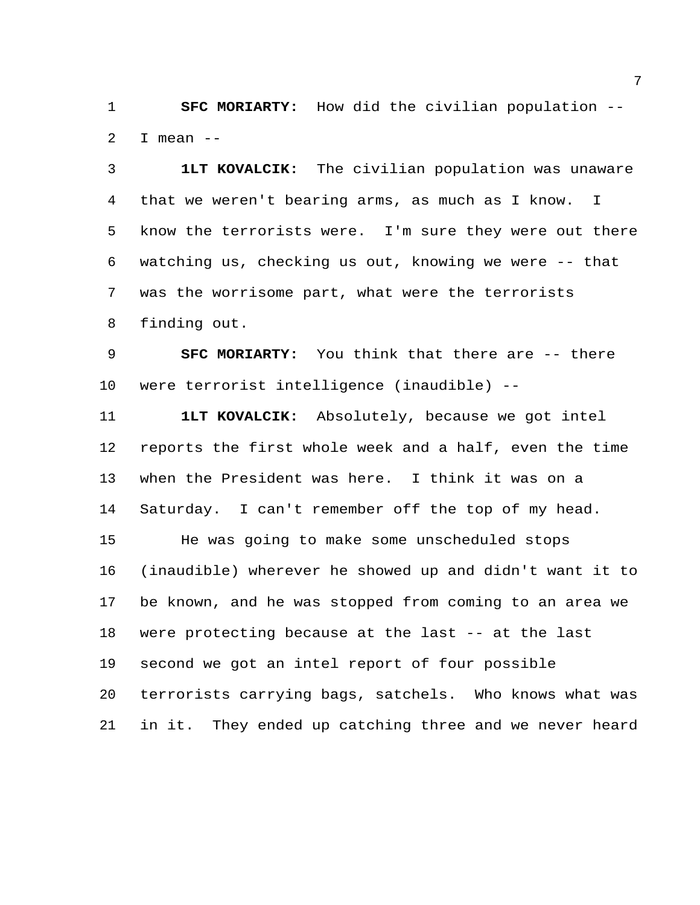**SFC MORIARTY:** How did the civilian population -- I mean --

**1LT KOVALCIK:** The civilian population was unaware that we weren't bearing arms, as much as I know. I know the terrorists were. I'm sure they were out there watching us, checking us out, knowing we were -- that was the worrisome part, what were the terrorists finding out.

**SFC MORIARTY:** You think that there are -- there were terrorist intelligence (inaudible) --

**1LT KOVALCIK:** Absolutely, because we got intel reports the first whole week and a half, even the time when the President was here. I think it was on a Saturday. I can't remember off the top of my head.

He was going to make some unscheduled stops (inaudible) wherever he showed up and didn't want it to be known, and he was stopped from coming to an area we were protecting because at the last -- at the last second we got an intel report of four possible terrorists carrying bags, satchels. Who knows what was in it. They ended up catching three and we never heard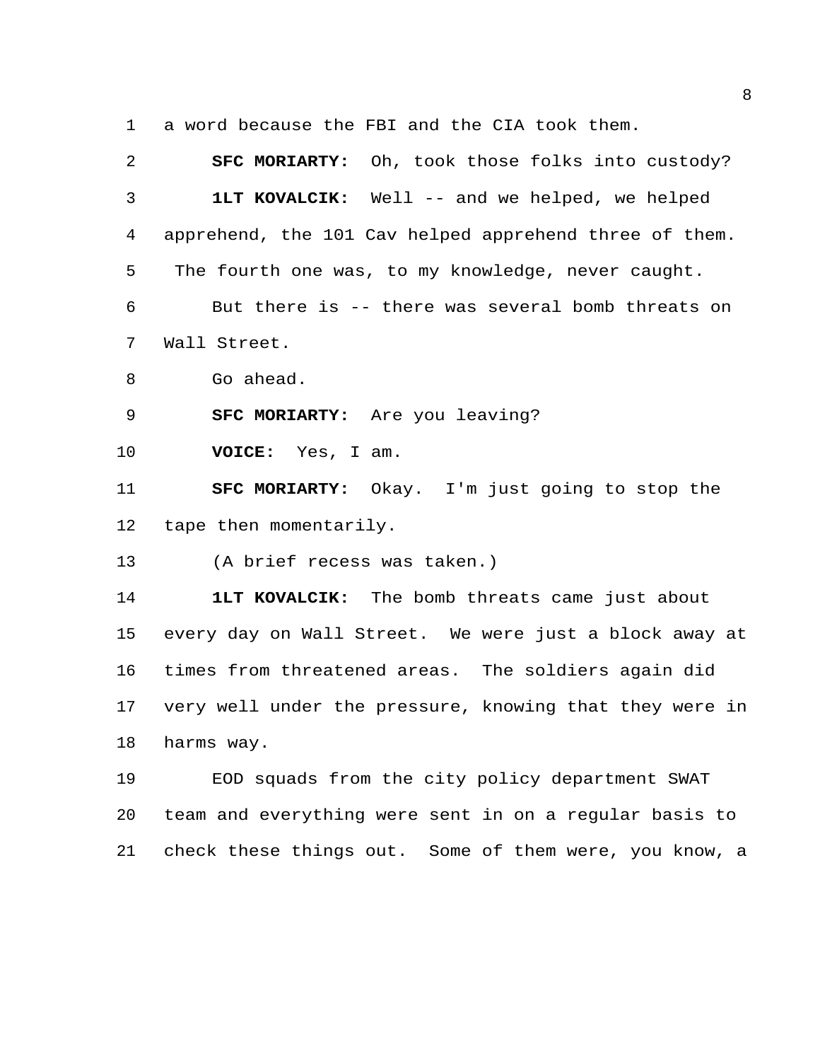a word because the FBI and the CIA took them.

**SFC MORIARTY:** Oh, took those folks into custody?

**1LT KOVALCIK:** Well -- and we helped, we helped apprehend, the 101 Cav helped apprehend three of them. The fourth one was, to my knowledge, never caught.

But there is -- there was several bomb threats on Wall Street.

Go ahead.

**SFC MORIARTY:** Are you leaving?

**VOICE:** Yes, I am.

**SFC MORIARTY:** Okay. I'm just going to stop the tape then momentarily.

(A brief recess was taken.)

**1LT KOVALCIK:** The bomb threats came just about every day on Wall Street. We were just a block away at times from threatened areas. The soldiers again did very well under the pressure, knowing that they were in harms way.

EOD squads from the city policy department SWAT team and everything were sent in on a regular basis to check these things out. Some of them were, you know, a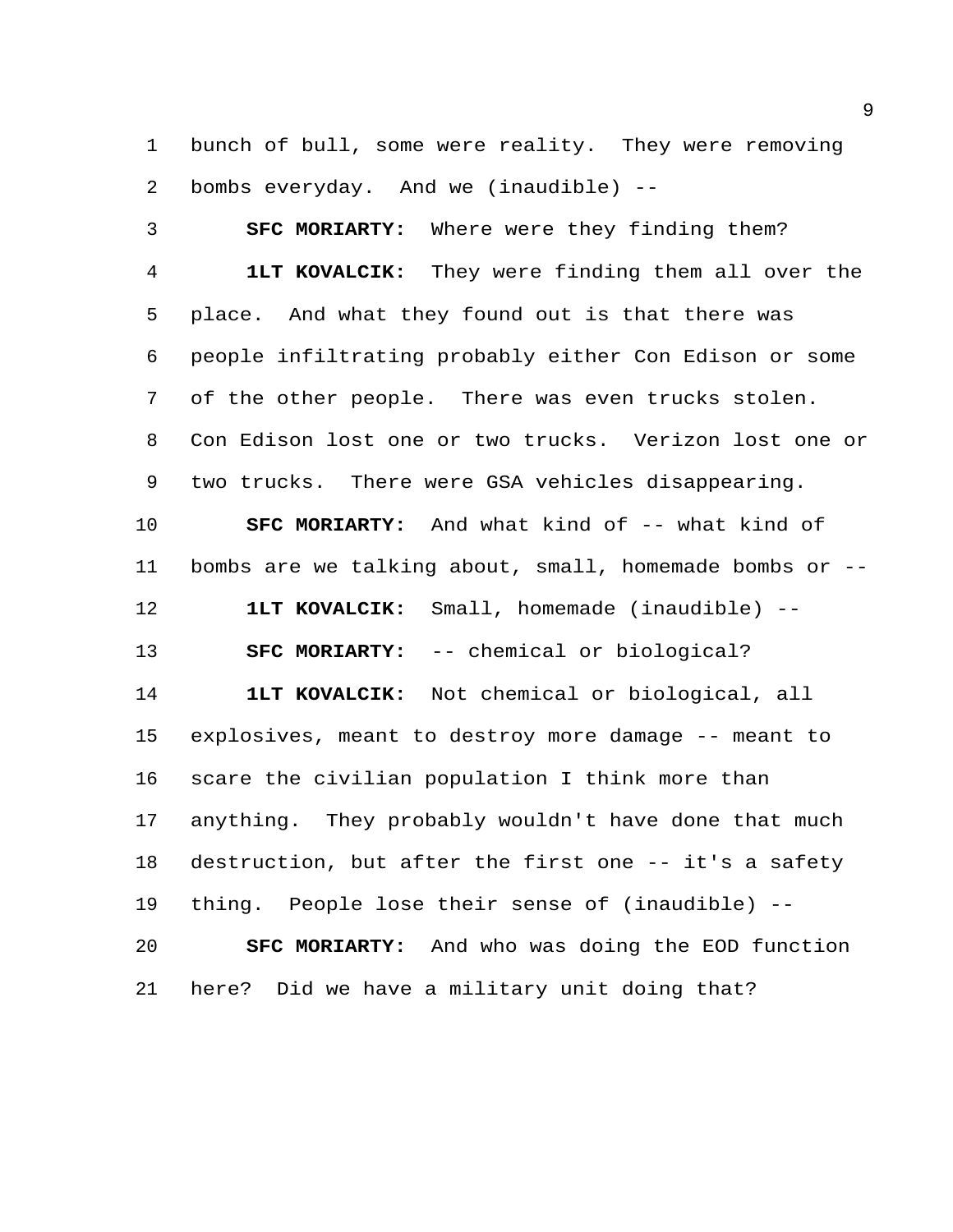bunch of bull, some were reality. They were removing bombs everyday. And we (inaudible) --

**SFC MORIARTY:** Where were they finding them?

**1LT KOVALCIK:** They were finding them all over the place. And what they found out is that there was people infiltrating probably either Con Edison or some of the other people. There was even trucks stolen. Con Edison lost one or two trucks. Verizon lost one or two trucks. There were GSA vehicles disappearing.

**SFC MORIARTY:** And what kind of -- what kind of bombs are we talking about, small, homemade bombs or --

**1LT KOVALCIK:** Small, homemade (inaudible) --

**SFC MORIARTY:** -- chemical or biological?

**1LT KOVALCIK:** Not chemical or biological, all explosives, meant to destroy more damage -- meant to scare the civilian population I think more than anything. They probably wouldn't have done that much destruction, but after the first one -- it's a safety thing. People lose their sense of (inaudible) --

**SFC MORIARTY:** And who was doing the EOD function here? Did we have a military unit doing that?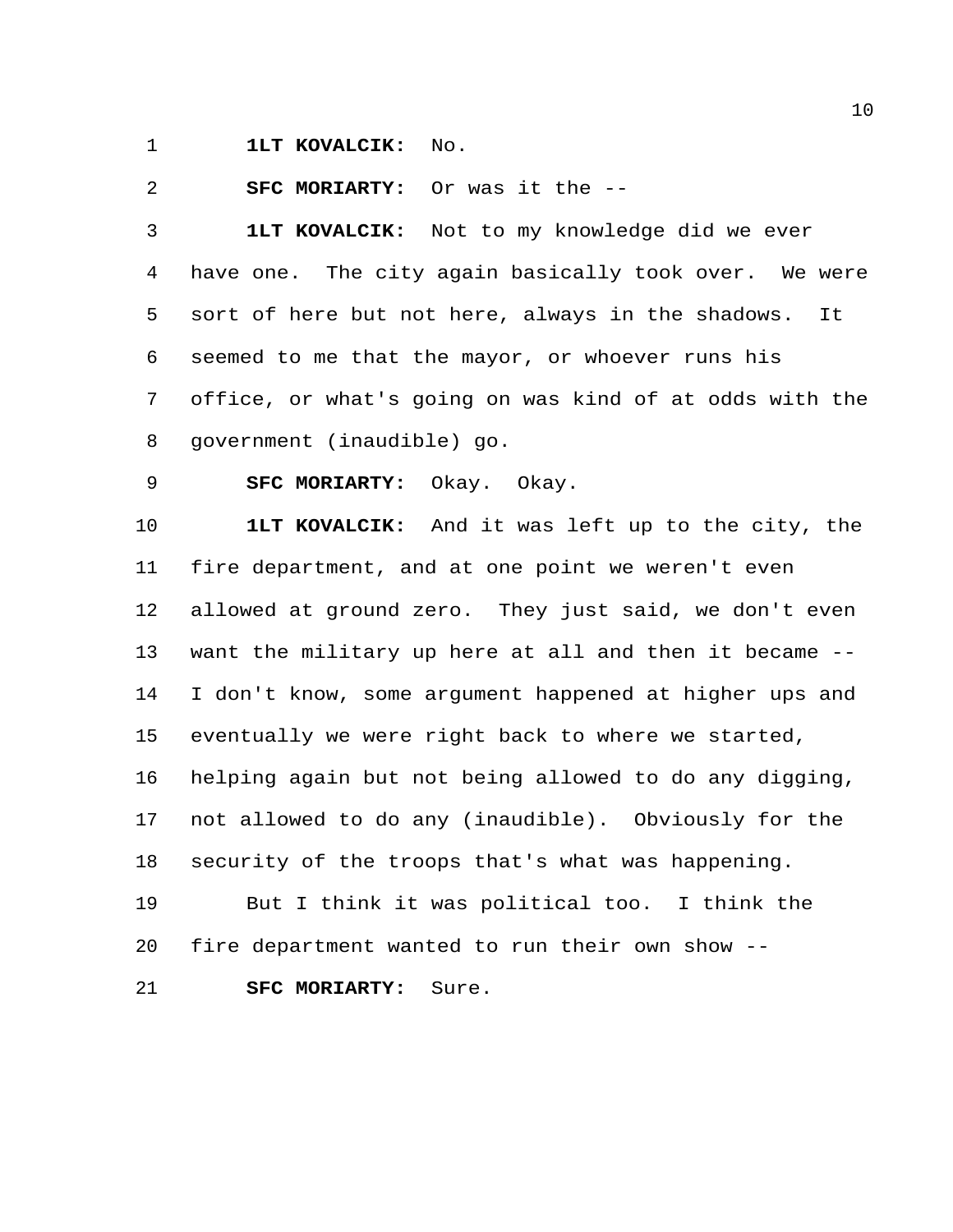**1LT KOVALCIK:** No.

**SFC MORIARTY:** Or was it the --

**1LT KOVALCIK:** Not to my knowledge did we ever have one. The city again basically took over. We were sort of here but not here, always in the shadows. It seemed to me that the mayor, or whoever runs his office, or what's going on was kind of at odds with the government (inaudible) go.

**SFC MORIARTY:** Okay. Okay.

**1LT KOVALCIK:** And it was left up to the city, the fire department, and at one point we weren't even allowed at ground zero. They just said, we don't even want the military up here at all and then it became -- I don't know, some argument happened at higher ups and eventually we were right back to where we started, helping again but not being allowed to do any digging, not allowed to do any (inaudible). Obviously for the security of the troops that's what was happening.

But I think it was political too. I think the fire department wanted to run their own show --

**SFC MORIARTY:** Sure.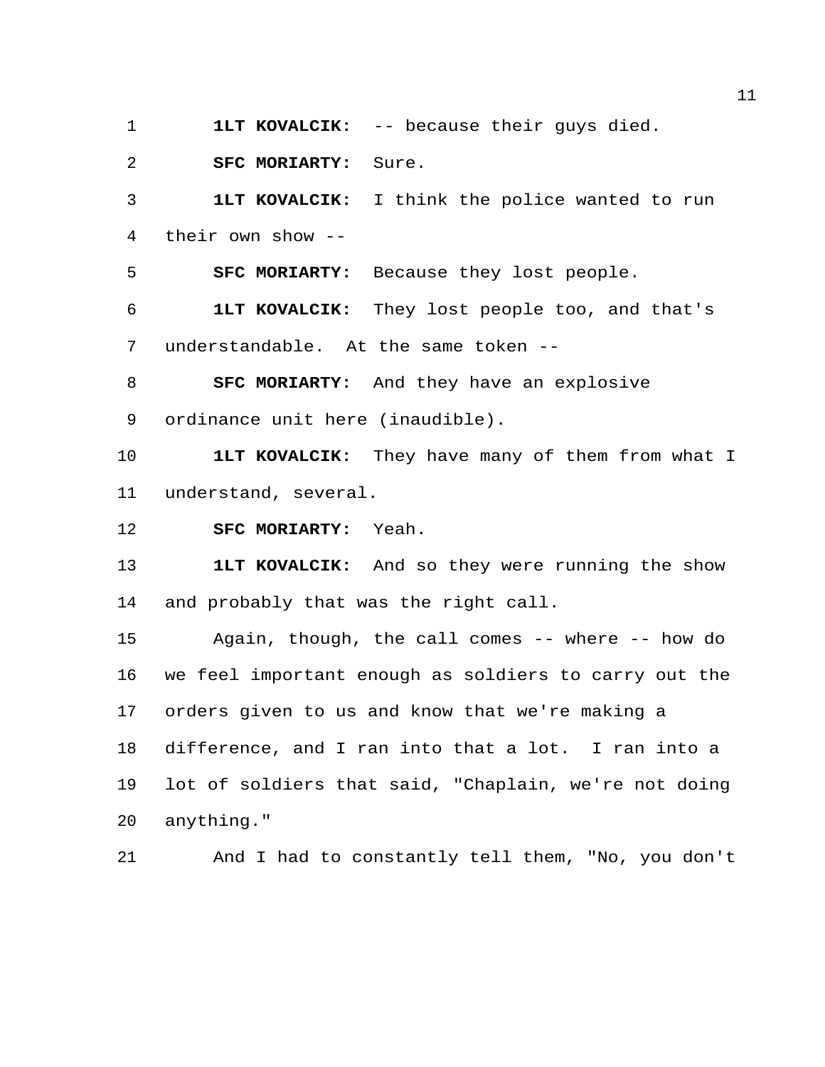**1LT KOVALCIK:** -- because their guys died.

**SFC MORIARTY:** Sure.

**1LT KOVALCIK:** I think the police wanted to run their own show --

**SFC MORIARTY:** Because they lost people.

**1LT KOVALCIK:** They lost people too, and that's understandable. At the same token --

**SFC MORIARTY:** And they have an explosive ordinance unit here (inaudible).

**1LT KOVALCIK:** They have many of them from what I understand, several.

**SFC MORIARTY:** Yeah.

**1LT KOVALCIK:** And so they were running the show and probably that was the right call.

Again, though, the call comes -- where -- how do we feel important enough as soldiers to carry out the orders given to us and know that we're making a difference, and I ran into that a lot. I ran into a lot of soldiers that said, "Chaplain, we're not doing anything."

And I had to constantly tell them, "No, you don't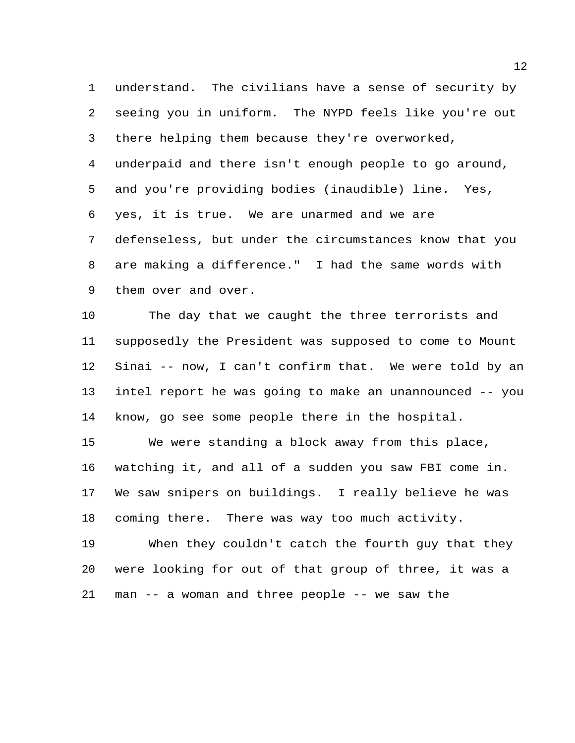understand. The civilians have a sense of security by seeing you in uniform. The NYPD feels like you're out there helping them because they're overworked, underpaid and there isn't enough people to go around, and you're providing bodies (inaudible) line. Yes, yes, it is true. We are unarmed and we are defenseless, but under the circumstances know that you are making a difference." I had the same words with them over and over.

The day that we caught the three terrorists and supposedly the President was supposed to come to Mount Sinai -- now, I can't confirm that. We were told by an intel report he was going to make an unannounced -- you know, go see some people there in the hospital.

We were standing a block away from this place, watching it, and all of a sudden you saw FBI come in. We saw snipers on buildings. I really believe he was coming there. There was way too much activity.

When they couldn't catch the fourth guy that they were looking for out of that group of three, it was a man -- a woman and three people -- we saw the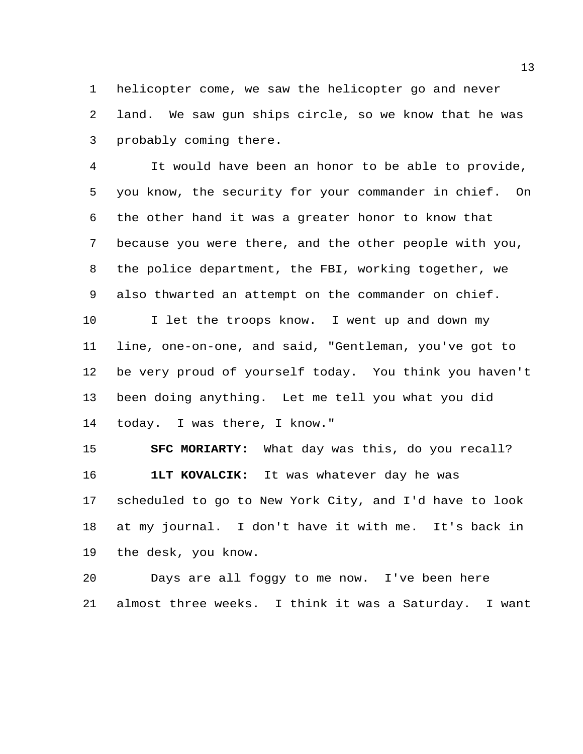helicopter come, we saw the helicopter go and never land. We saw gun ships circle, so we know that he was probably coming there.

It would have been an honor to be able to provide, you know, the security for your commander in chief. On the other hand it was a greater honor to know that because you were there, and the other people with you, the police department, the FBI, working together, we also thwarted an attempt on the commander on chief.

I let the troops know. I went up and down my line, one-on-one, and said, "Gentleman, you've got to be very proud of yourself today. You think you haven't been doing anything. Let me tell you what you did today. I was there, I know."

**SFC MORIARTY:** What day was this, do you recall?

**1LT KOVALCIK:** It was whatever day he was scheduled to go to New York City, and I'd have to look at my journal. I don't have it with me. It's back in the desk, you know.

Days are all foggy to me now. I've been here almost three weeks. I think it was a Saturday. I want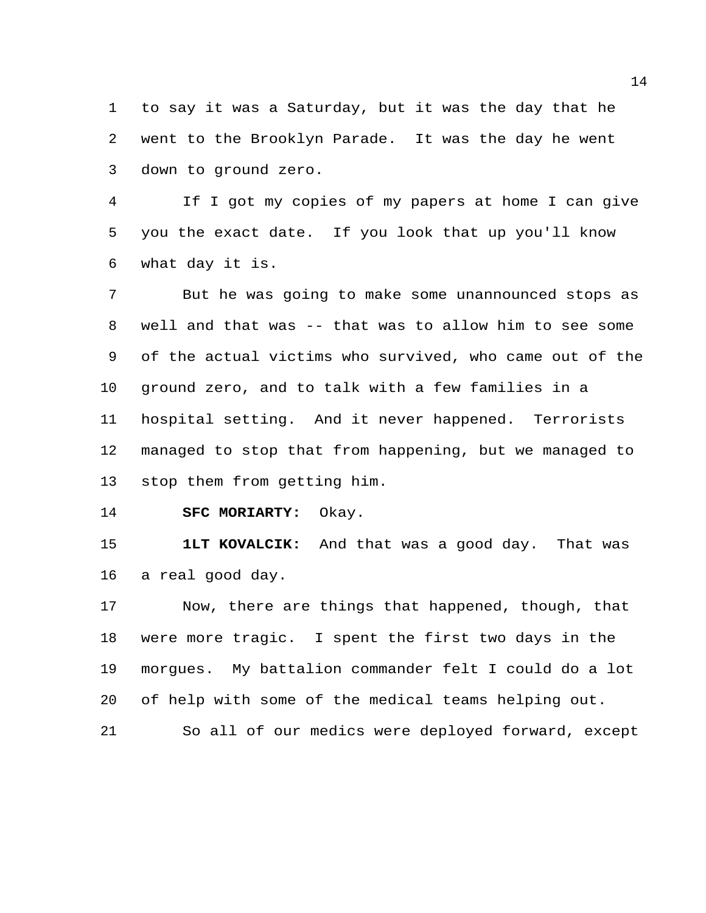to say it was a Saturday, but it was the day that he went to the Brooklyn Parade. It was the day he went down to ground zero.

If I got my copies of my papers at home I can give you the exact date. If you look that up you'll know what day it is.

But he was going to make some unannounced stops as well and that was -- that was to allow him to see some of the actual victims who survived, who came out of the ground zero, and to talk with a few families in a hospital setting. And it never happened. Terrorists managed to stop that from happening, but we managed to stop them from getting him.

**SFC MORIARTY:** Okay.

**1LT KOVALCIK:** And that was a good day. That was a real good day.

Now, there are things that happened, though, that were more tragic. I spent the first two days in the morgues. My battalion commander felt I could do a lot of help with some of the medical teams helping out.

So all of our medics were deployed forward, except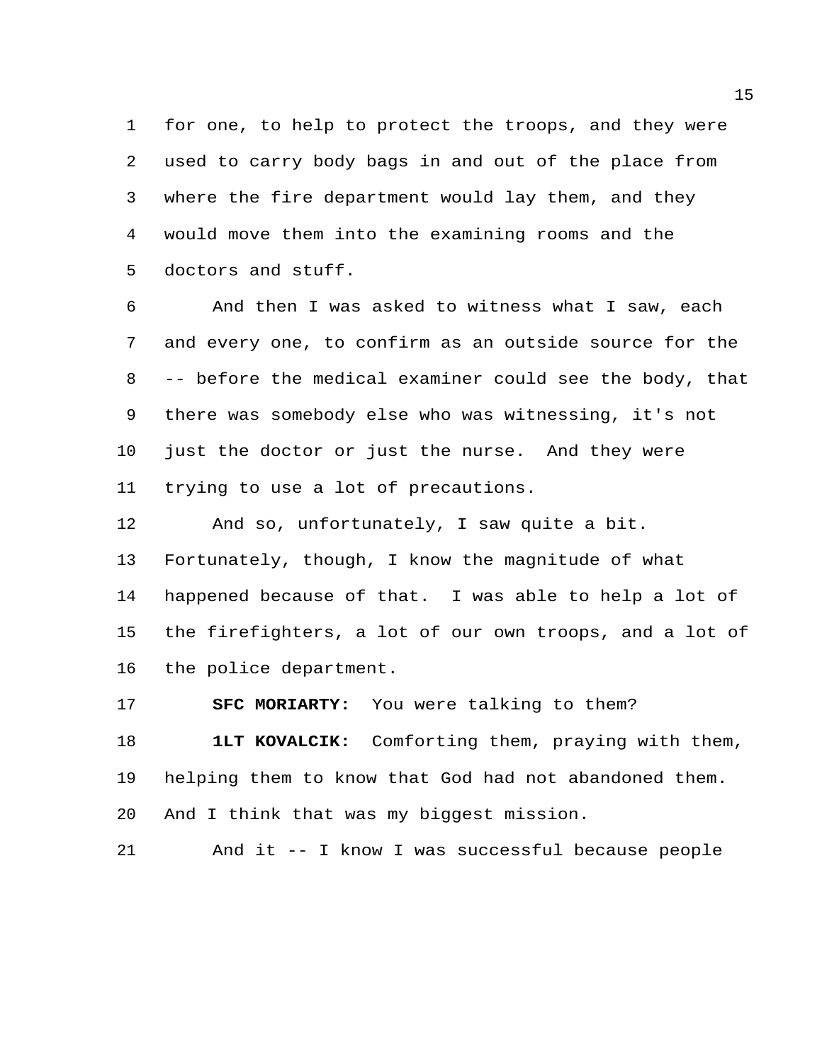for one, to help to protect the troops, and they were used to carry body bags in and out of the place from where the fire department would lay them, and they would move them into the examining rooms and the doctors and stuff.

And then I was asked to witness what I saw, each and every one, to confirm as an outside source for the -- before the medical examiner could see the body, that there was somebody else who was witnessing, it's not just the doctor or just the nurse. And they were trying to use a lot of precautions.

And so, unfortunately, I saw quite a bit. Fortunately, though, I know the magnitude of what happened because of that. I was able to help a lot of the firefighters, a lot of our own troops, and a lot of the police department.

**SFC MORIARTY:** You were talking to them?

**1LT KOVALCIK:** Comforting them, praying with them, helping them to know that God had not abandoned them. And I think that was my biggest mission.

And it -- I know I was successful because people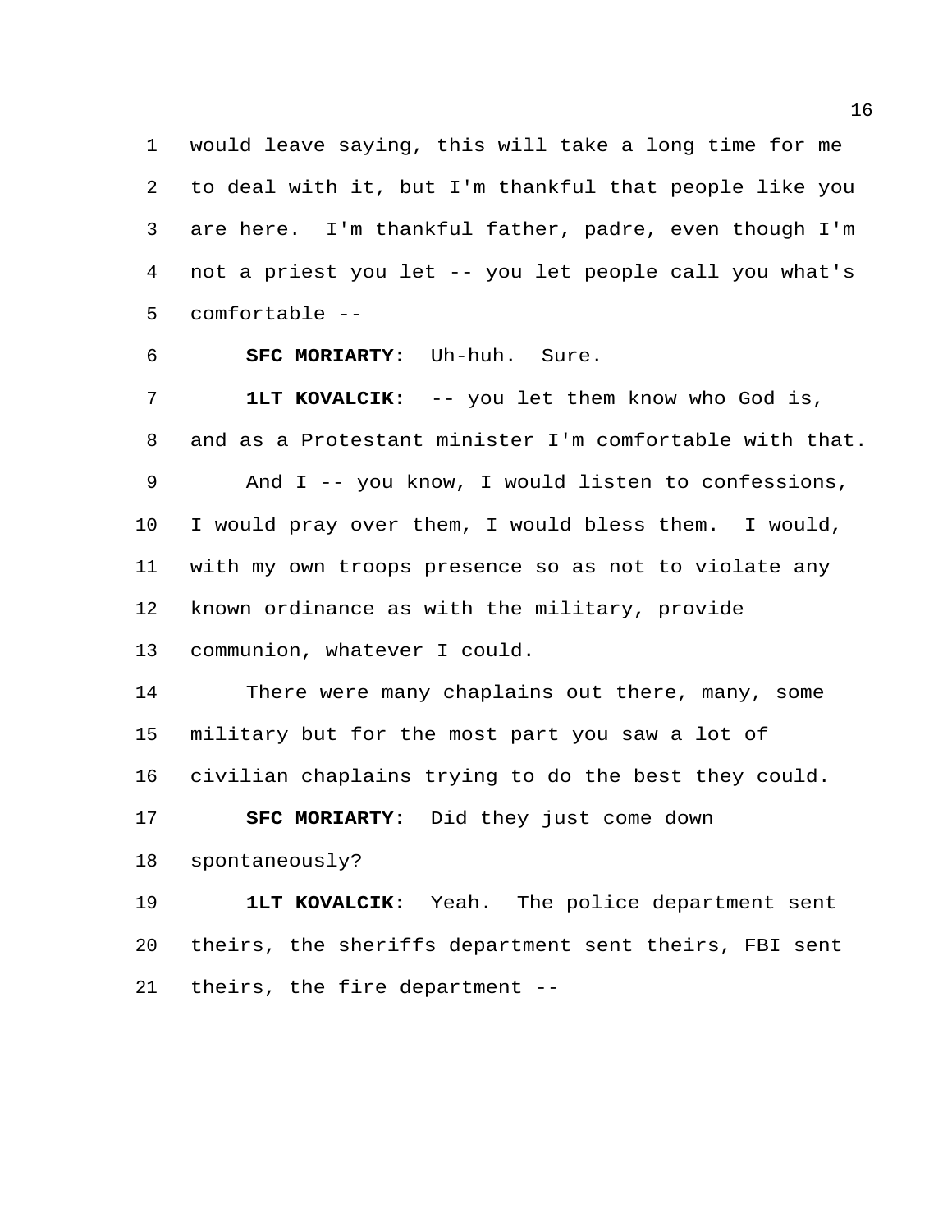would leave saying, this will take a long time for me to deal with it, but I'm thankful that people like you are here. I'm thankful father, padre, even though I'm not a priest you let -- you let people call you what's comfortable --

**SFC MORIARTY:** Uh-huh. Sure.

**1LT KOVALCIK:** -- you let them know who God is, and as a Protestant minister I'm comfortable with that.

And I -- you know, I would listen to confessions, I would pray over them, I would bless them. I would, with my own troops presence so as not to violate any known ordinance as with the military, provide communion, whatever I could.

There were many chaplains out there, many, some military but for the most part you saw a lot of civilian chaplains trying to do the best they could.

**SFC MORIARTY:** Did they just come down spontaneously?

**1LT KOVALCIK:** Yeah. The police department sent theirs, the sheriffs department sent theirs, FBI sent theirs, the fire department --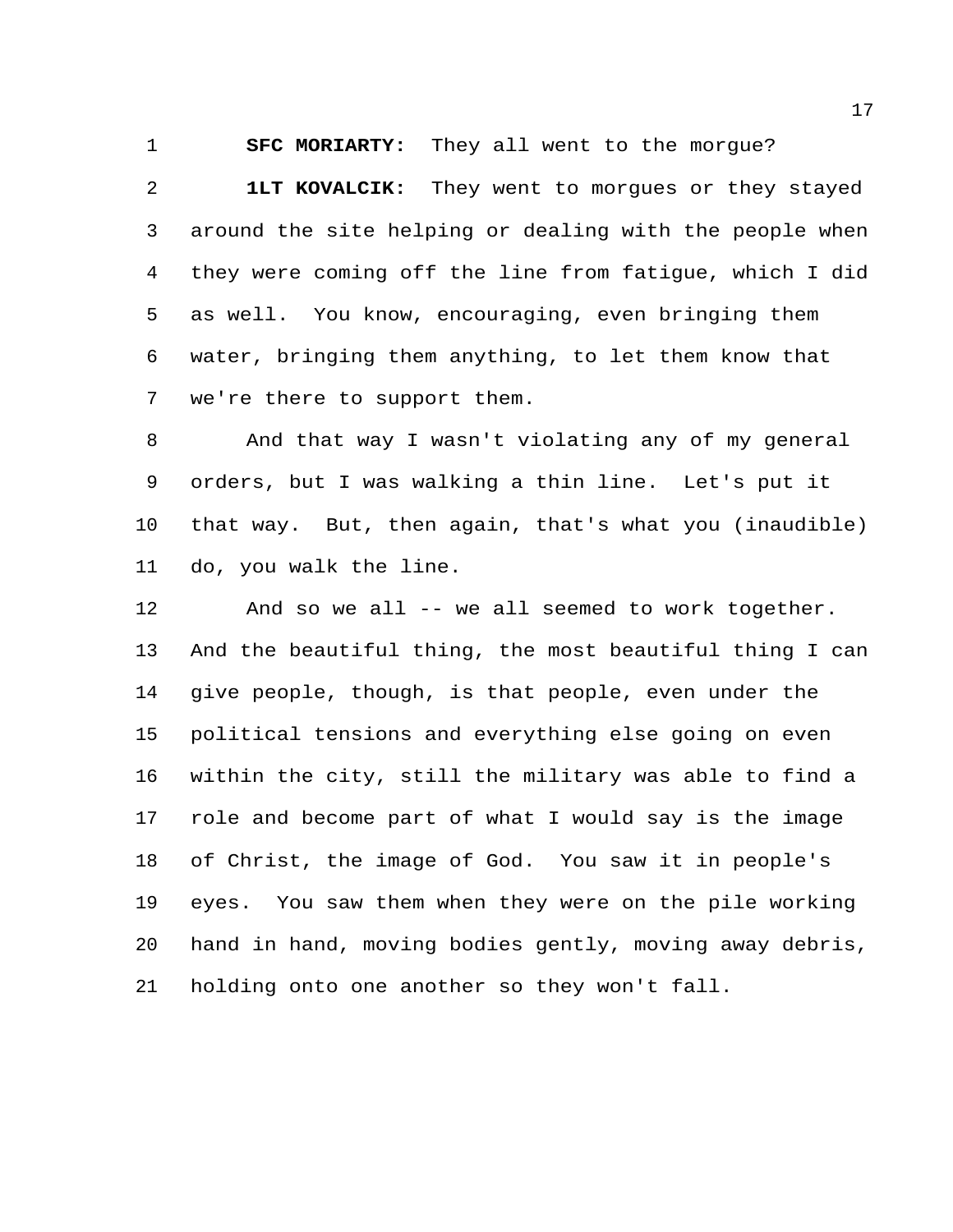**SFC MORIARTY:** They all went to the morgue?

**1LT KOVALCIK:** They went to morgues or they stayed around the site helping or dealing with the people when they were coming off the line from fatigue, which I did as well. You know, encouraging, even bringing them water, bringing them anything, to let them know that we're there to support them.

And that way I wasn't violating any of my general orders, but I was walking a thin line. Let's put it that way. But, then again, that's what you (inaudible) do, you walk the line.

And so we all -- we all seemed to work together. And the beautiful thing, the most beautiful thing I can give people, though, is that people, even under the political tensions and everything else going on even within the city, still the military was able to find a role and become part of what I would say is the image of Christ, the image of God. You saw it in people's eyes. You saw them when they were on the pile working hand in hand, moving bodies gently, moving away debris, holding onto one another so they won't fall.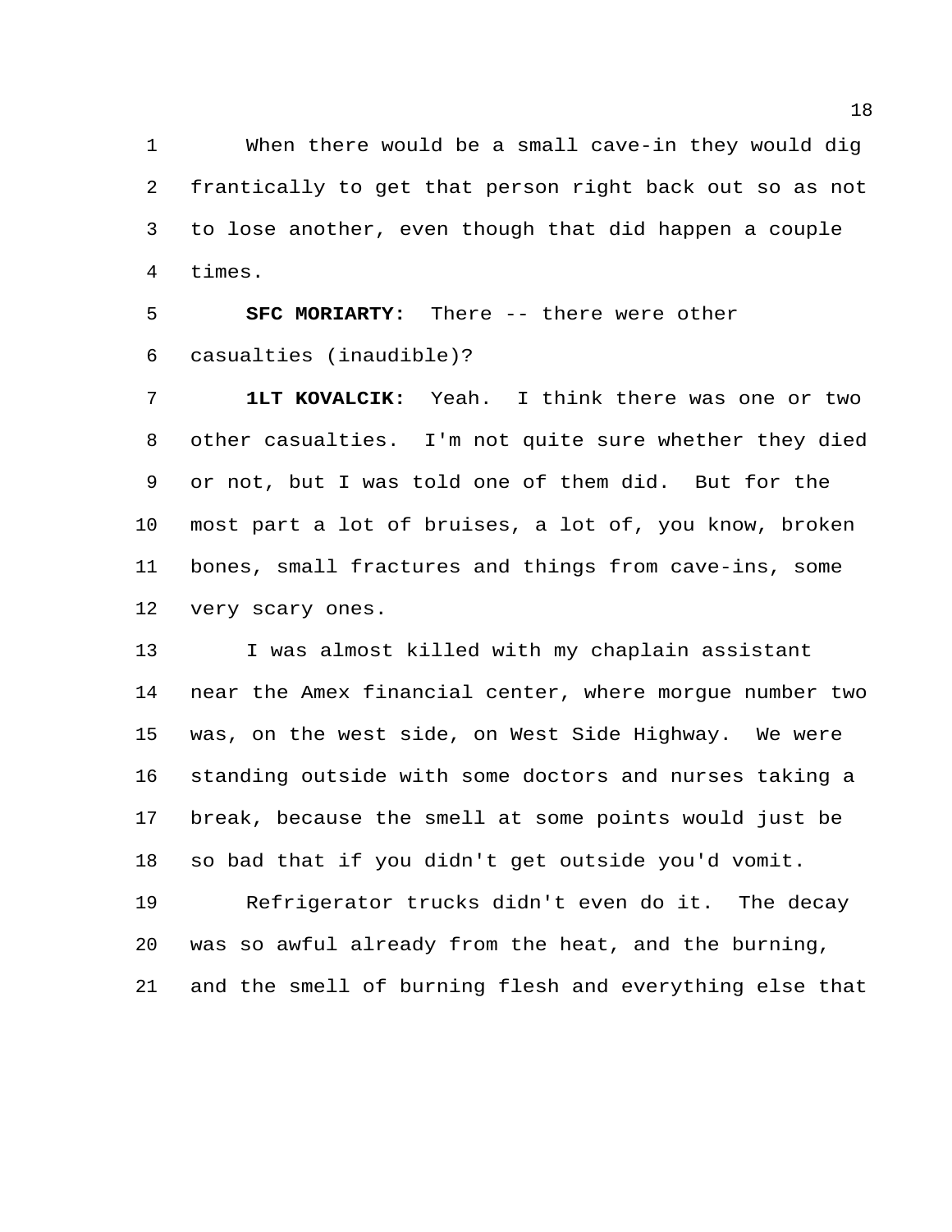When there would be a small cave-in they would dig frantically to get that person right back out so as not to lose another, even though that did happen a couple times.

**SFC MORIARTY:** There -- there were other casualties (inaudible)?

**1LT KOVALCIK:** Yeah. I think there was one or two other casualties. I'm not quite sure whether they died or not, but I was told one of them did. But for the most part a lot of bruises, a lot of, you know, broken bones, small fractures and things from cave-ins, some very scary ones.

I was almost killed with my chaplain assistant near the Amex financial center, where morgue number two was, on the west side, on West Side Highway. We were standing outside with some doctors and nurses taking a break, because the smell at some points would just be so bad that if you didn't get outside you'd vomit.

Refrigerator trucks didn't even do it. The decay was so awful already from the heat, and the burning, and the smell of burning flesh and everything else that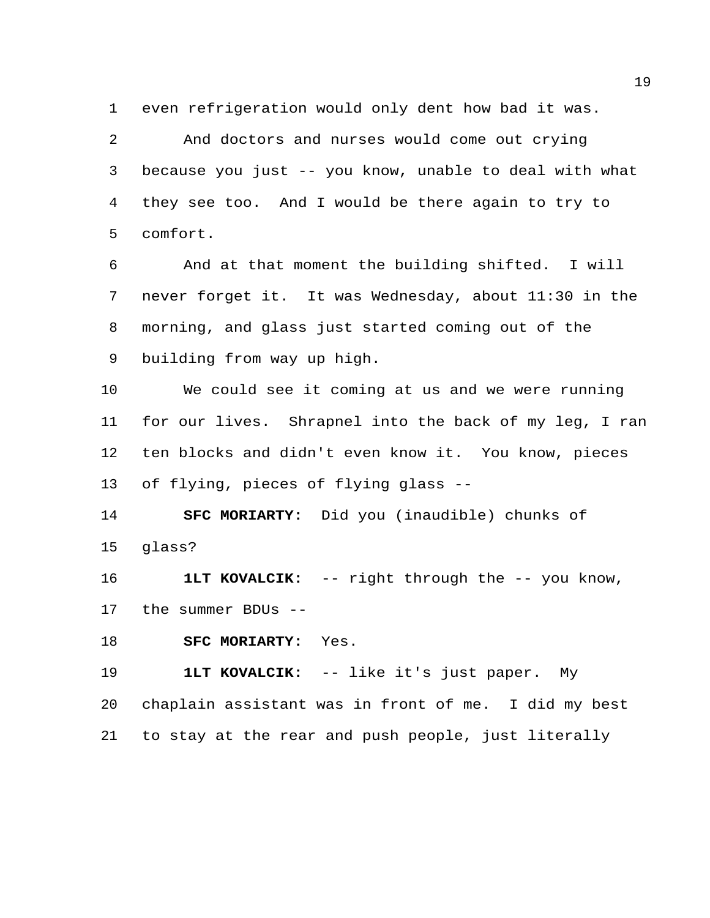even refrigeration would only dent how bad it was.

And doctors and nurses would come out crying because you just -- you know, unable to deal with what they see too. And I would be there again to try to comfort.

And at that moment the building shifted. I will never forget it. It was Wednesday, about 11:30 in the morning, and glass just started coming out of the building from way up high.

We could see it coming at us and we were running for our lives. Shrapnel into the back of my leg, I ran ten blocks and didn't even know it. You know, pieces of flying, pieces of flying glass --

**SFC MORIARTY:** Did you (inaudible) chunks of glass?

**1LT KOVALCIK:** -- right through the -- you know, the summer BDUs --

**SFC MORIARTY:** Yes.

**1LT KOVALCIK:** -- like it's just paper. My chaplain assistant was in front of me. I did my best to stay at the rear and push people, just literally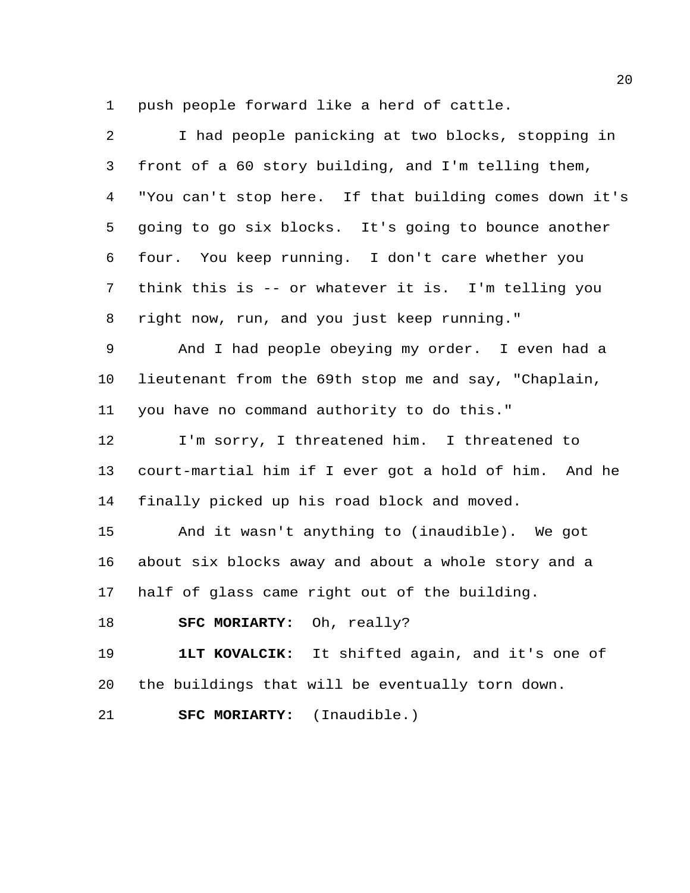push people forward like a herd of cattle.

I had people panicking at two blocks, stopping in front of a 60 story building, and I'm telling them, "You can't stop here. If that building comes down it's going to go six blocks. It's going to bounce another four. You keep running. I don't care whether you think this is -- or whatever it is. I'm telling you right now, run, and you just keep running."

And I had people obeying my order. I even had a lieutenant from the 69th stop me and say, "Chaplain, you have no command authority to do this."

I'm sorry, I threatened him. I threatened to court-martial him if I ever got a hold of him. And he finally picked up his road block and moved.

And it wasn't anything to (inaudible). We got about six blocks away and about a whole story and a half of glass came right out of the building.

**SFC MORIARTY:** Oh, really?

**1LT KOVALCIK:** It shifted again, and it's one of the buildings that will be eventually torn down.

**SFC MORIARTY:** (Inaudible.)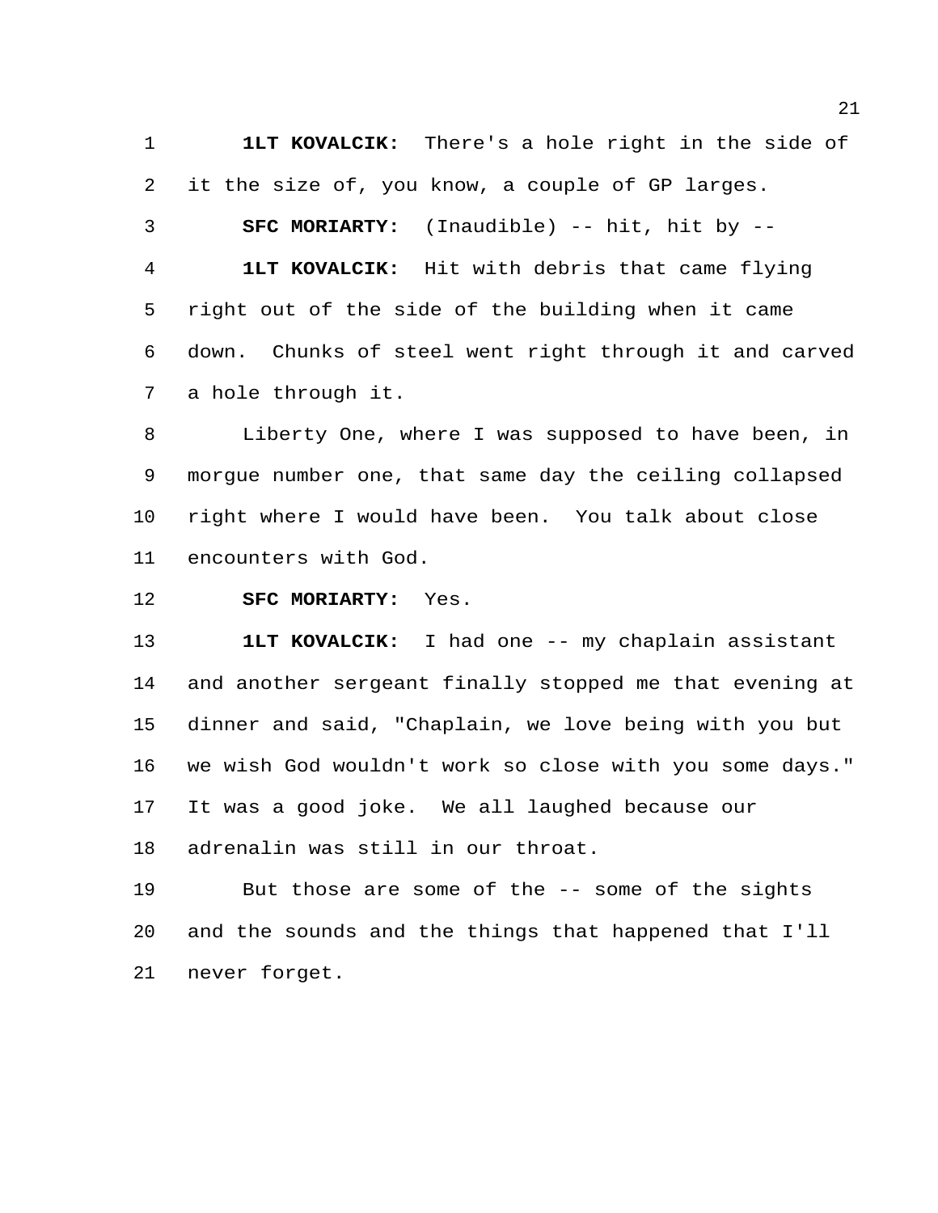**1LT KOVALCIK:** There's a hole right in the side of it the size of, you know, a couple of GP larges.

**SFC MORIARTY:** (Inaudible) -- hit, hit by --

**1LT KOVALCIK:** Hit with debris that came flying right out of the side of the building when it came down. Chunks of steel went right through it and carved a hole through it.

Liberty One, where I was supposed to have been, in morgue number one, that same day the ceiling collapsed right where I would have been. You talk about close encounters with God.

**SFC MORIARTY:** Yes.

**1LT KOVALCIK:** I had one -- my chaplain assistant and another sergeant finally stopped me that evening at dinner and said, "Chaplain, we love being with you but we wish God wouldn't work so close with you some days." It was a good joke. We all laughed because our adrenalin was still in our throat.

But those are some of the -- some of the sights and the sounds and the things that happened that I'll never forget.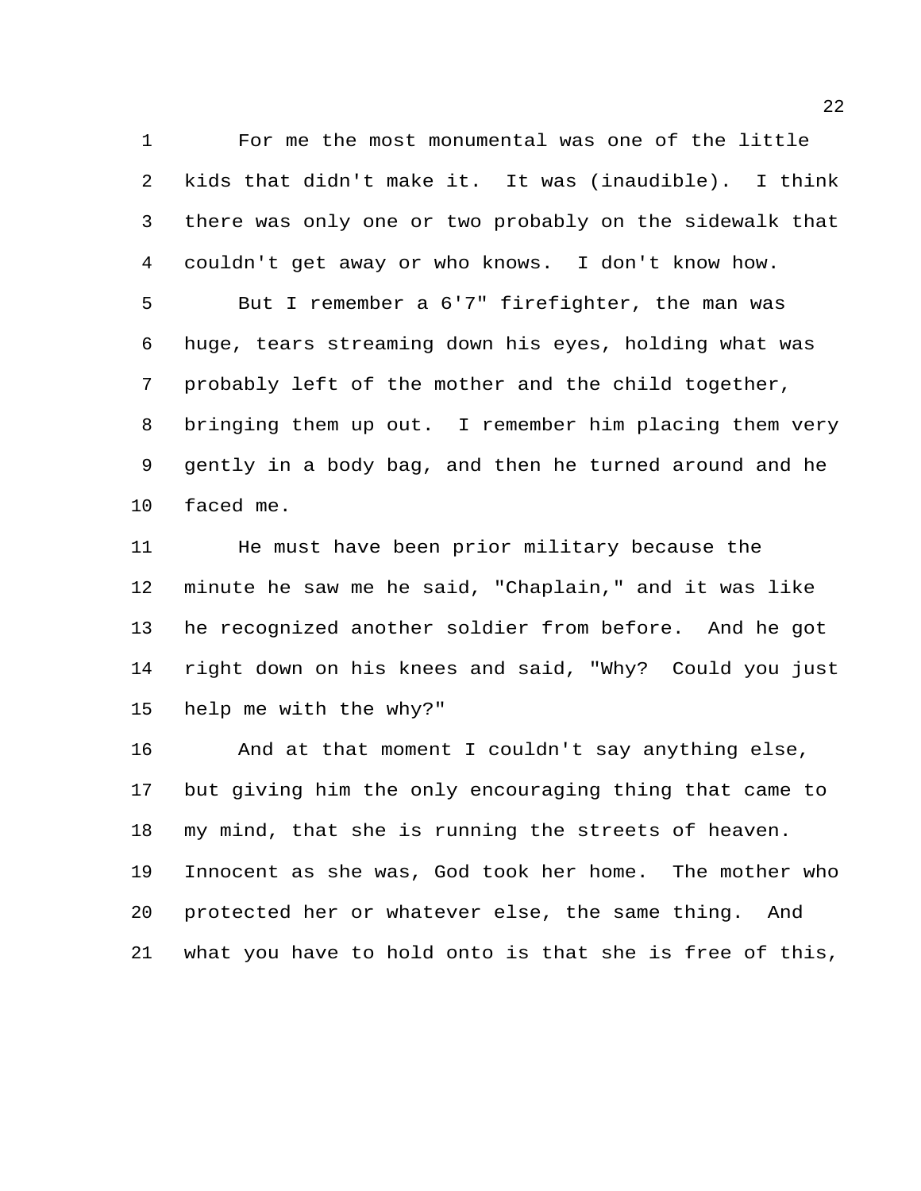For me the most monumental was one of the little kids that didn't make it. It was (inaudible). I think there was only one or two probably on the sidewalk that couldn't get away or who knows. I don't know how.

But I remember a 6'7" firefighter, the man was huge, tears streaming down his eyes, holding what was probably left of the mother and the child together, bringing them up out. I remember him placing them very gently in a body bag, and then he turned around and he faced me.

He must have been prior military because the minute he saw me he said, "Chaplain," and it was like he recognized another soldier from before. And he got right down on his knees and said, "Why? Could you just help me with the why?"

And at that moment I couldn't say anything else, but giving him the only encouraging thing that came to my mind, that she is running the streets of heaven. Innocent as she was, God took her home. The mother who protected her or whatever else, the same thing. And what you have to hold onto is that she is free of this,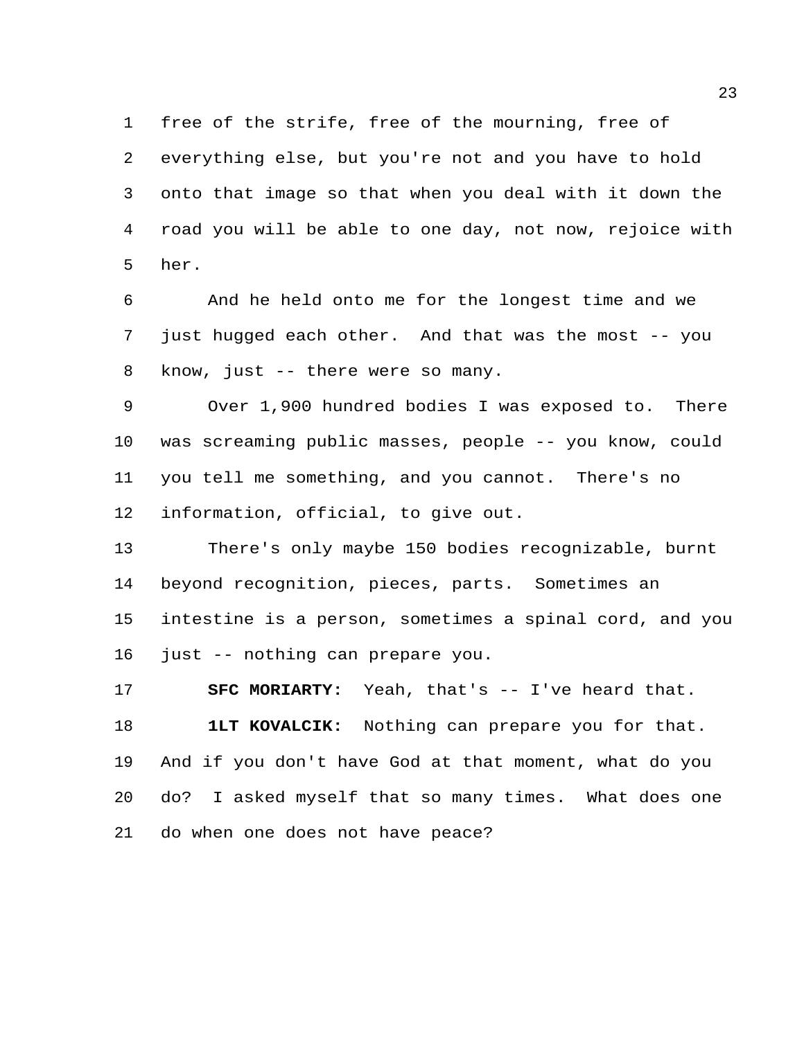free of the strife, free of the mourning, free of everything else, but you're not and you have to hold onto that image so that when you deal with it down the road you will be able to one day, not now, rejoice with her.

And he held onto me for the longest time and we just hugged each other. And that was the most -- you know, just -- there were so many.

Over 1,900 hundred bodies I was exposed to. There was screaming public masses, people -- you know, could you tell me something, and you cannot. There's no information, official, to give out.

There's only maybe 150 bodies recognizable, burnt beyond recognition, pieces, parts. Sometimes an intestine is a person, sometimes a spinal cord, and you just -- nothing can prepare you.

**SFC MORIARTY:** Yeah, that's -- I've heard that.

**1LT KOVALCIK:** Nothing can prepare you for that. And if you don't have God at that moment, what do you do? I asked myself that so many times. What does one do when one does not have peace?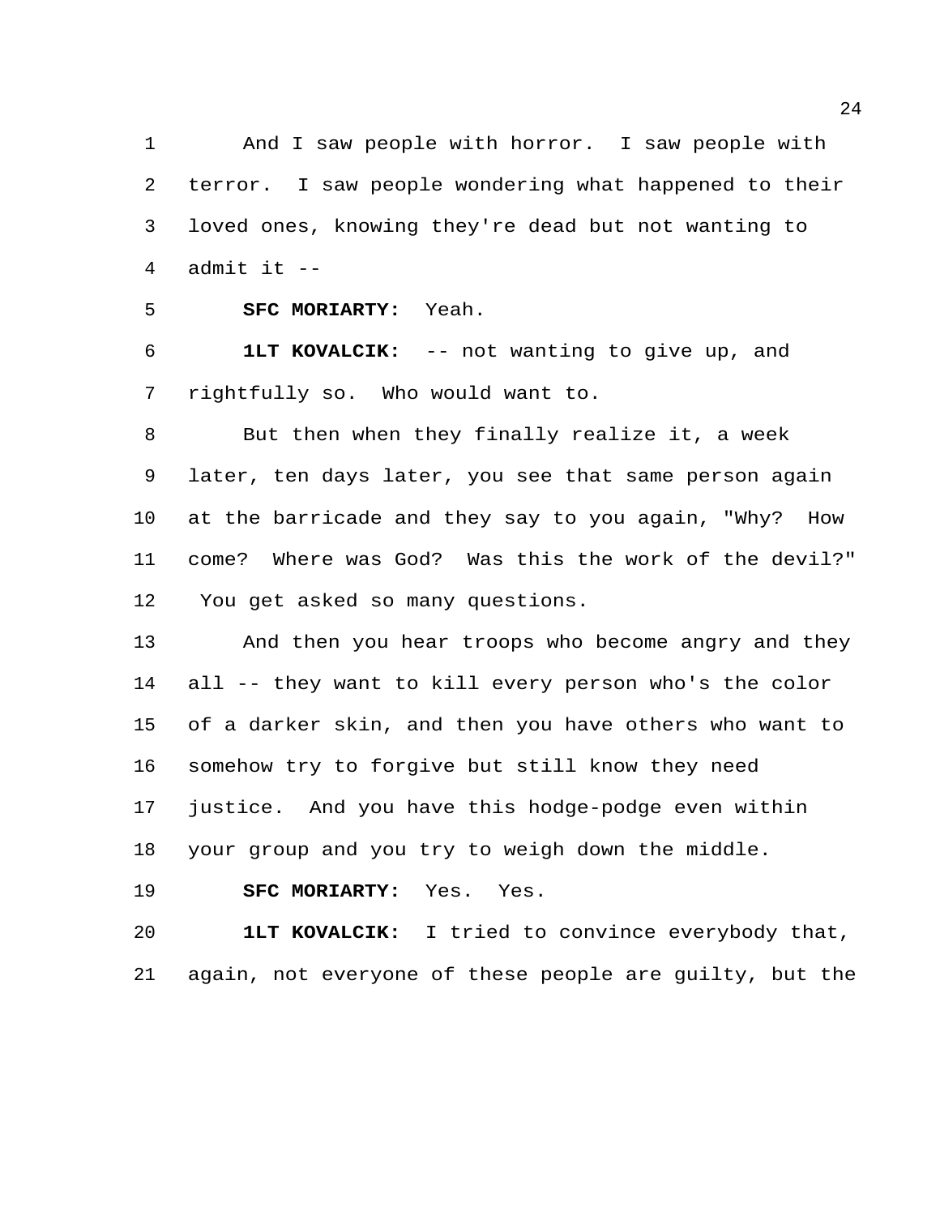And I saw people with horror. I saw people with terror. I saw people wondering what happened to their loved ones, knowing they're dead but not wanting to admit it --

**SFC MORIARTY:** Yeah.

**1LT KOVALCIK:** -- not wanting to give up, and rightfully so. Who would want to.

But then when they finally realize it, a week later, ten days later, you see that same person again at the barricade and they say to you again, "Why? How come? Where was God? Was this the work of the devil?" You get asked so many questions.

And then you hear troops who become angry and they all -- they want to kill every person who's the color of a darker skin, and then you have others who want to somehow try to forgive but still know they need justice. And you have this hodge-podge even within your group and you try to weigh down the middle.

**SFC MORIARTY:** Yes. Yes.

**1LT KOVALCIK:** I tried to convince everybody that, again, not everyone of these people are guilty, but the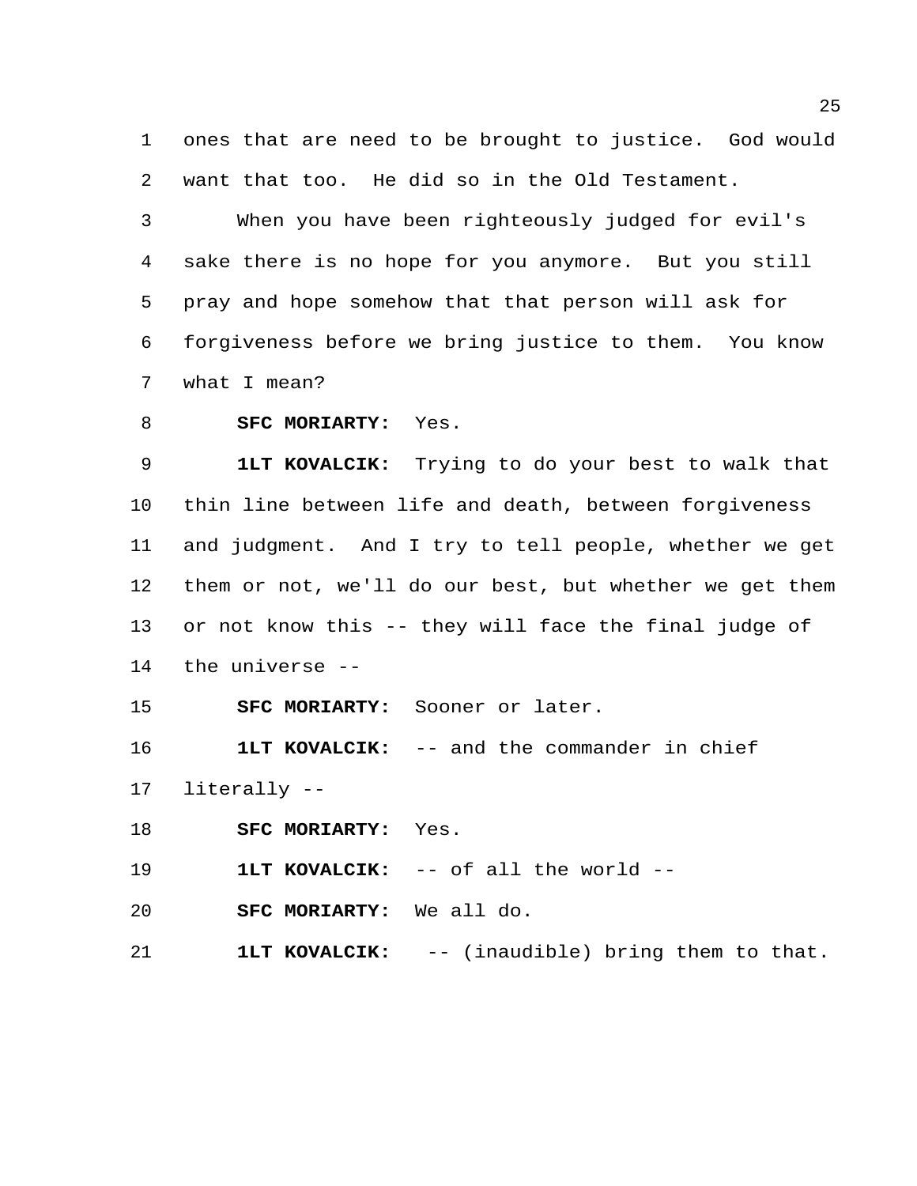ones that are need to be brought to justice. God would want that too. He did so in the Old Testament.

When you have been righteously judged for evil's sake there is no hope for you anymore. But you still pray and hope somehow that that person will ask for forgiveness before we bring justice to them. You know what I mean?

**SFC MORIARTY:** Yes.

**1LT KOVALCIK:** Trying to do your best to walk that thin line between life and death, between forgiveness and judgment. And I try to tell people, whether we get them or not, we'll do our best, but whether we get them or not know this -- they will face the final judge of the universe --

**SFC MORIARTY:** Sooner or later.

**1LT KOVALCIK:** -- and the commander in chief literally --

**SFC MORIARTY:** Yes.

**1LT KOVALCIK:** -- of all the world --

**SFC MORIARTY:** We all do.

**1LT KOVALCIK:** -- (inaudible) bring them to that.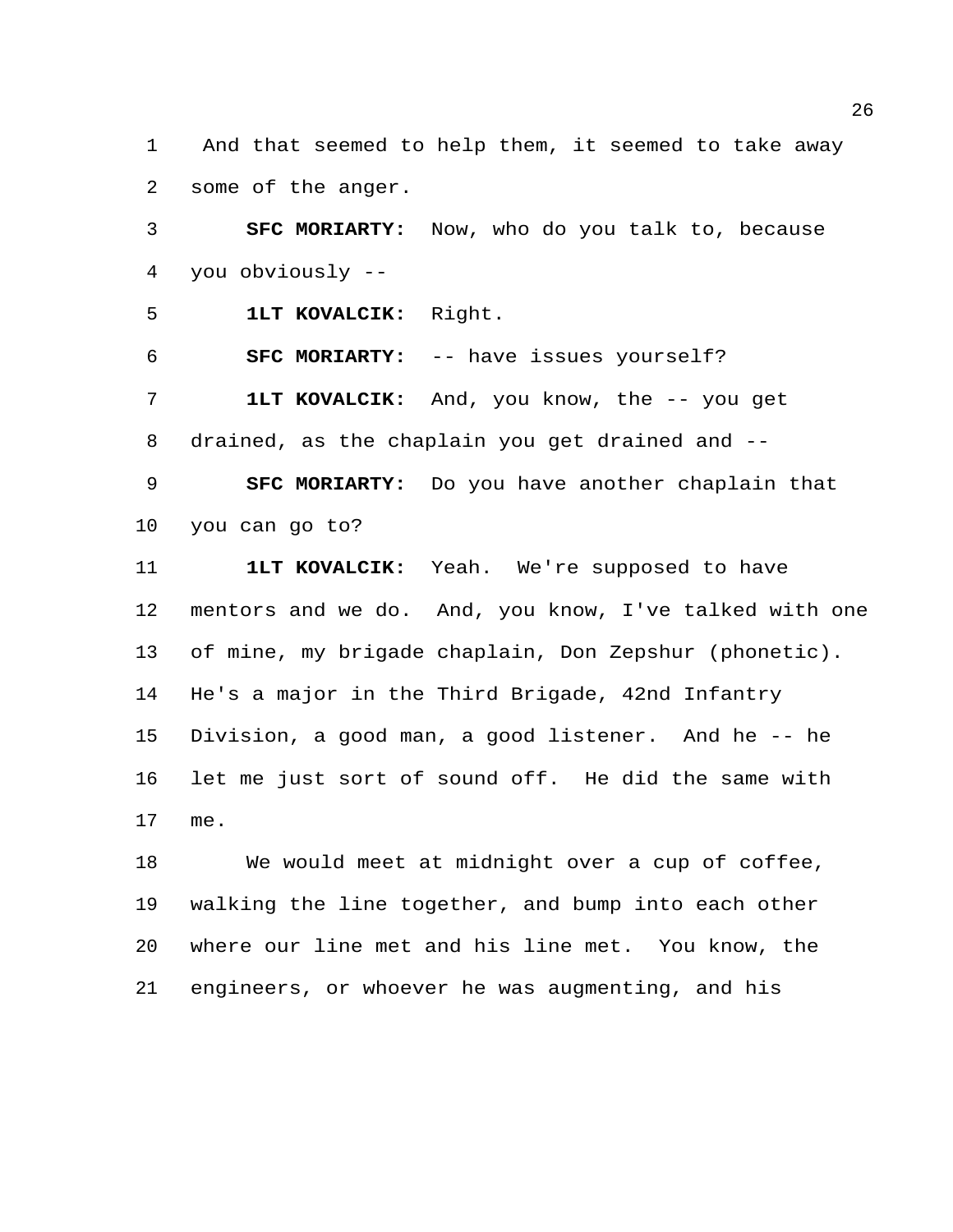And that seemed to help them, it seemed to take away some of the anger.

**SFC MORIARTY:** Now, who do you talk to, because you obviously --

**1LT KOVALCIK:** Right.

**SFC MORIARTY:** -- have issues yourself?

**1LT KOVALCIK:** And, you know, the -- you get drained, as the chaplain you get drained and --

**SFC MORIARTY:** Do you have another chaplain that you can go to?

**1LT KOVALCIK:** Yeah. We're supposed to have mentors and we do. And, you know, I've talked with one of mine, my brigade chaplain, Don Zepshur (phonetic). He's a major in the Third Brigade, 42nd Infantry Division, a good man, a good listener. And he -- he let me just sort of sound off. He did the same with me.

We would meet at midnight over a cup of coffee, walking the line together, and bump into each other where our line met and his line met. You know, the engineers, or whoever he was augmenting, and his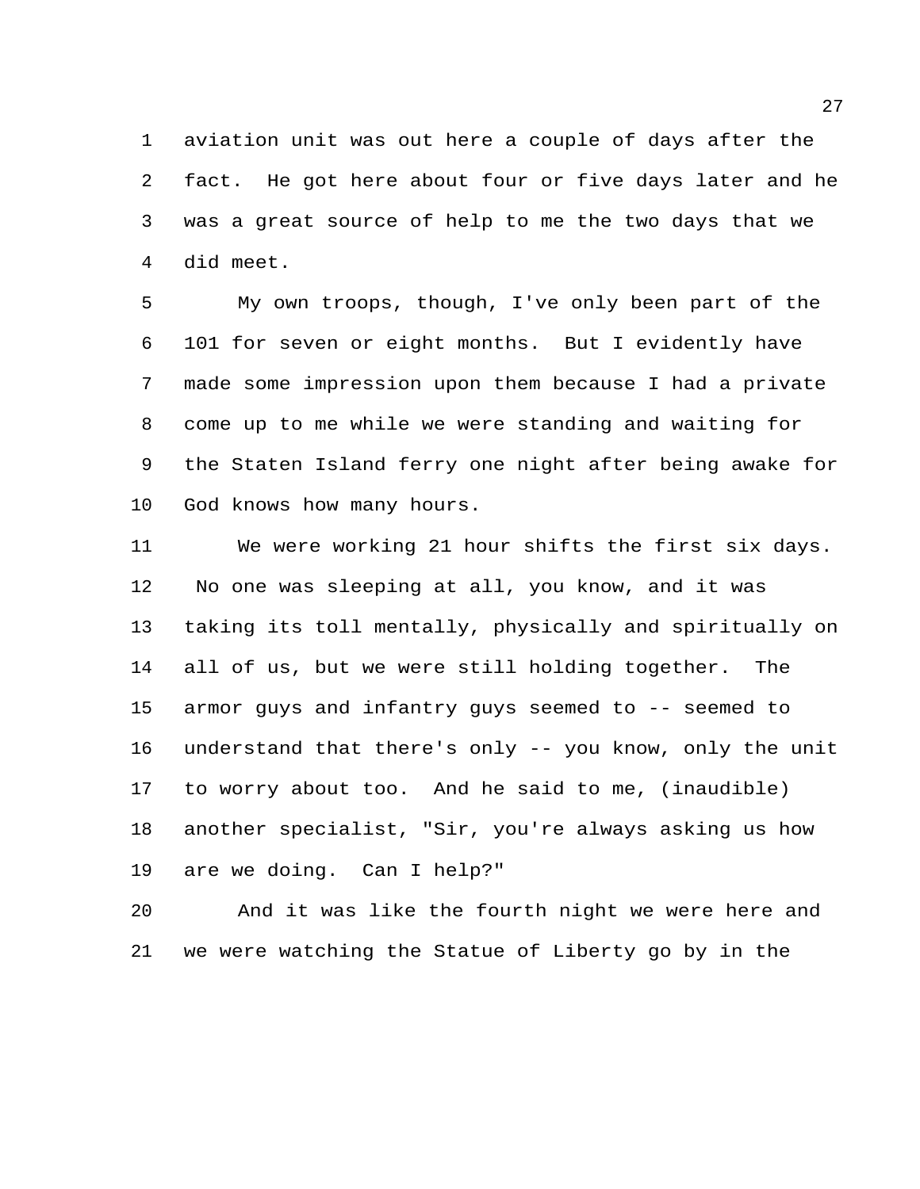aviation unit was out here a couple of days after the fact. He got here about four or five days later and he was a great source of help to me the two days that we did meet.

My own troops, though, I've only been part of the 101 for seven or eight months. But I evidently have made some impression upon them because I had a private come up to me while we were standing and waiting for the Staten Island ferry one night after being awake for God knows how many hours.

We were working 21 hour shifts the first six days. No one was sleeping at all, you know, and it was taking its toll mentally, physically and spiritually on all of us, but we were still holding together. The armor guys and infantry guys seemed to -- seemed to understand that there's only -- you know, only the unit to worry about too. And he said to me, (inaudible) another specialist, "Sir, you're always asking us how are we doing. Can I help?"

And it was like the fourth night we were here and we were watching the Statue of Liberty go by in the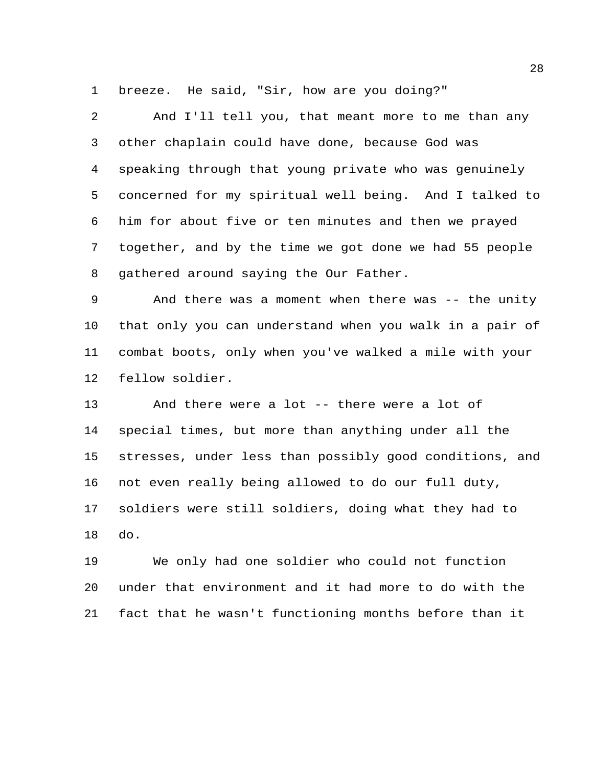breeze. He said, "Sir, how are you doing?"

And I'll tell you, that meant more to me than any other chaplain could have done, because God was speaking through that young private who was genuinely concerned for my spiritual well being. And I talked to him for about five or ten minutes and then we prayed together, and by the time we got done we had 55 people gathered around saying the Our Father.

And there was a moment when there was -- the unity that only you can understand when you walk in a pair of combat boots, only when you've walked a mile with your fellow soldier.

And there were a lot -- there were a lot of special times, but more than anything under all the stresses, under less than possibly good conditions, and not even really being allowed to do our full duty, soldiers were still soldiers, doing what they had to do.

We only had one soldier who could not function under that environment and it had more to do with the fact that he wasn't functioning months before than it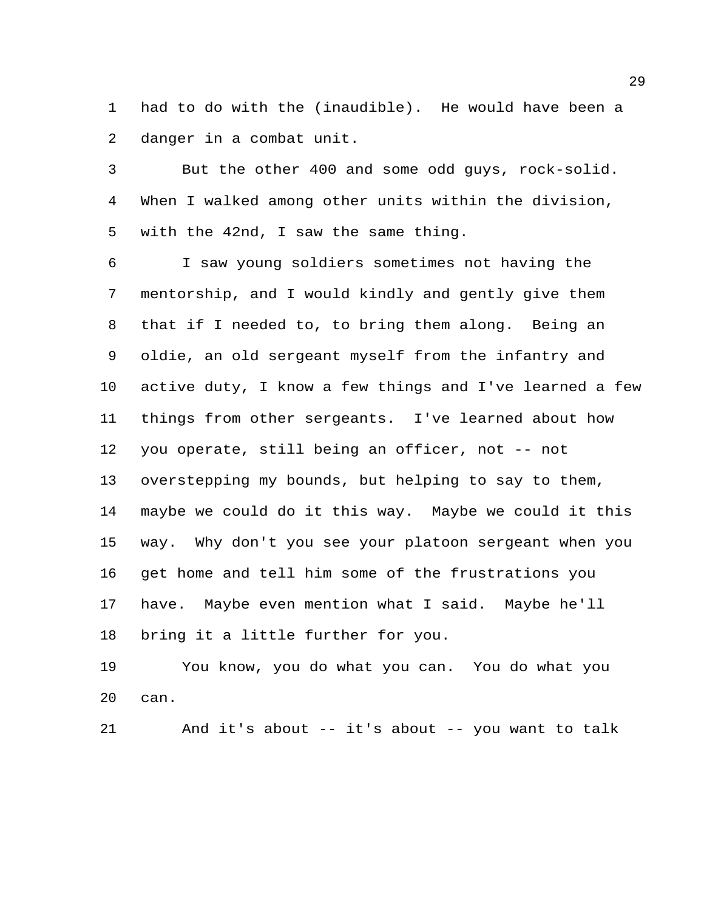had to do with the (inaudible). He would have been a danger in a combat unit.

But the other 400 and some odd guys, rock-solid. When I walked among other units within the division, with the 42nd, I saw the same thing.

I saw young soldiers sometimes not having the mentorship, and I would kindly and gently give them that if I needed to, to bring them along. Being an oldie, an old sergeant myself from the infantry and active duty, I know a few things and I've learned a few things from other sergeants. I've learned about how you operate, still being an officer, not -- not overstepping my bounds, but helping to say to them, maybe we could do it this way. Maybe we could it this way. Why don't you see your platoon sergeant when you get home and tell him some of the frustrations you have. Maybe even mention what I said. Maybe he'll bring it a little further for you.

You know, you do what you can. You do what you can.

And it's about -- it's about -- you want to talk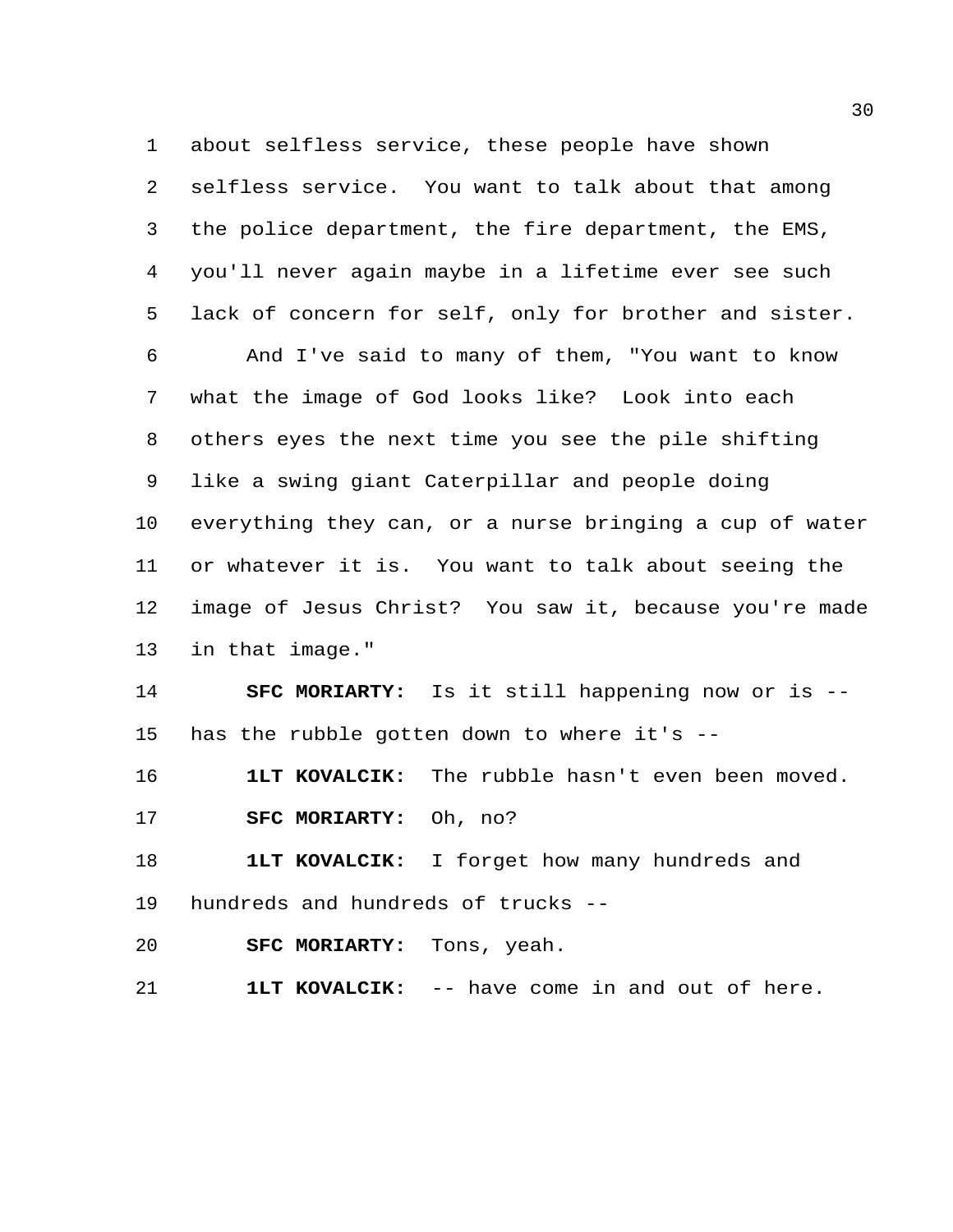about selfless service, these people have shown selfless service. You want to talk about that among the police department, the fire department, the EMS, you'll never again maybe in a lifetime ever see such lack of concern for self, only for brother and sister.

And I've said to many of them, "You want to know what the image of God looks like? Look into each others eyes the next time you see the pile shifting like a swing giant Caterpillar and people doing everything they can, or a nurse bringing a cup of water or whatever it is. You want to talk about seeing the image of Jesus Christ? You saw it, because you're made in that image."

**SFC MORIARTY:** Is it still happening now or is -- has the rubble gotten down to where it's --

**1LT KOVALCIK:** The rubble hasn't even been moved.

**SFC MORIARTY:** Oh, no?

**1LT KOVALCIK:** I forget how many hundreds and hundreds and hundreds of trucks --

**SFC MORIARTY:** Tons, yeah.

**1LT KOVALCIK:** -- have come in and out of here.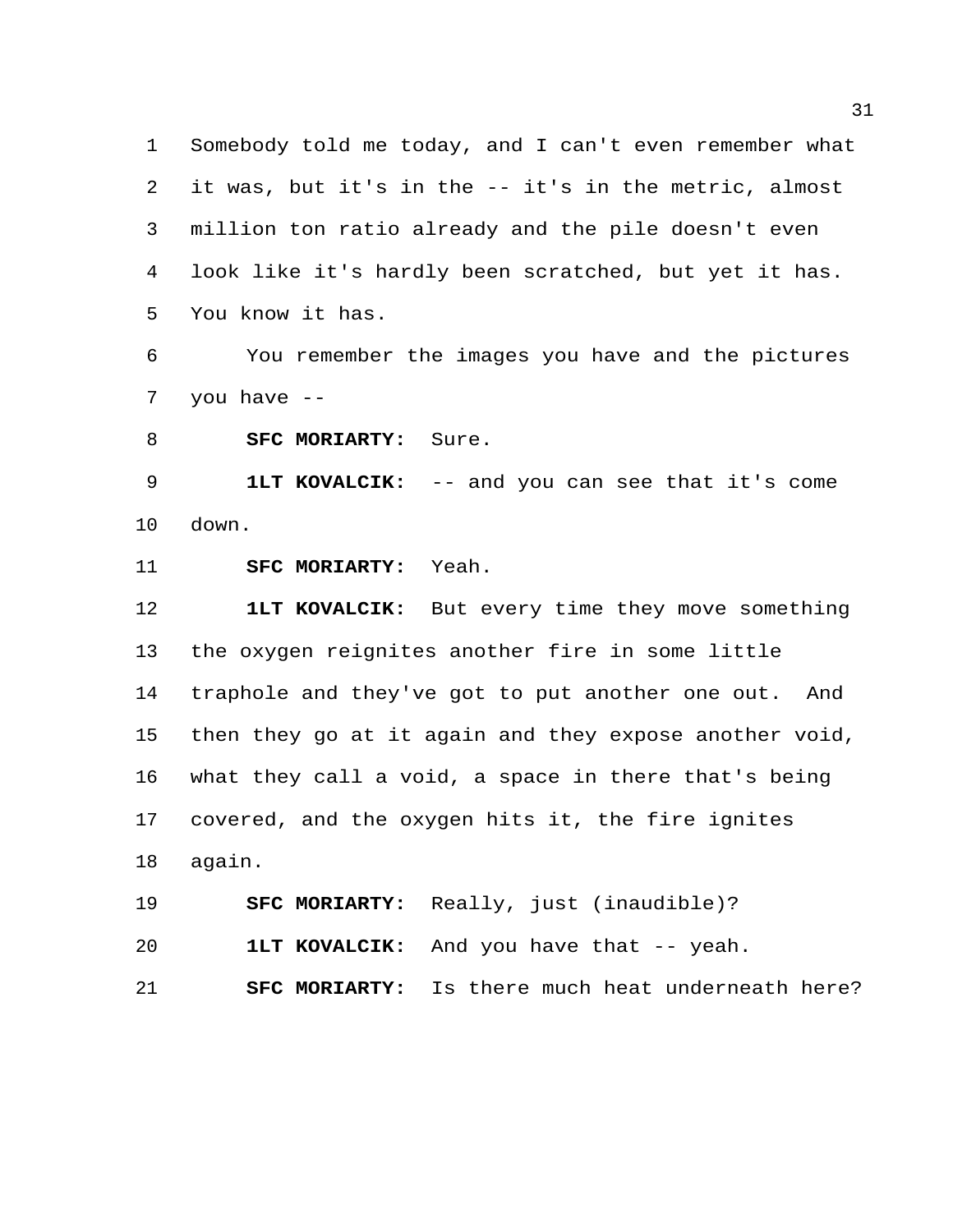Somebody told me today, and I can't even remember what it was, but it's in the -- it's in the metric, almost million ton ratio already and the pile doesn't even look like it's hardly been scratched, but yet it has. You know it has.

You remember the images you have and the pictures you have --

**SFC MORIARTY:** Sure.

**1LT KOVALCIK:** -- and you can see that it's come down.

**SFC MORIARTY:** Yeah.

**1LT KOVALCIK:** But every time they move something the oxygen reignites another fire in some little traphole and they've got to put another one out. And then they go at it again and they expose another void, what they call a void, a space in there that's being covered, and the oxygen hits it, the fire ignites again.

**SFC MORIARTY:** Really, just (inaudible)?

**1LT KOVALCIK:** And you have that -- yeah.

**SFC MORIARTY:** Is there much heat underneath here?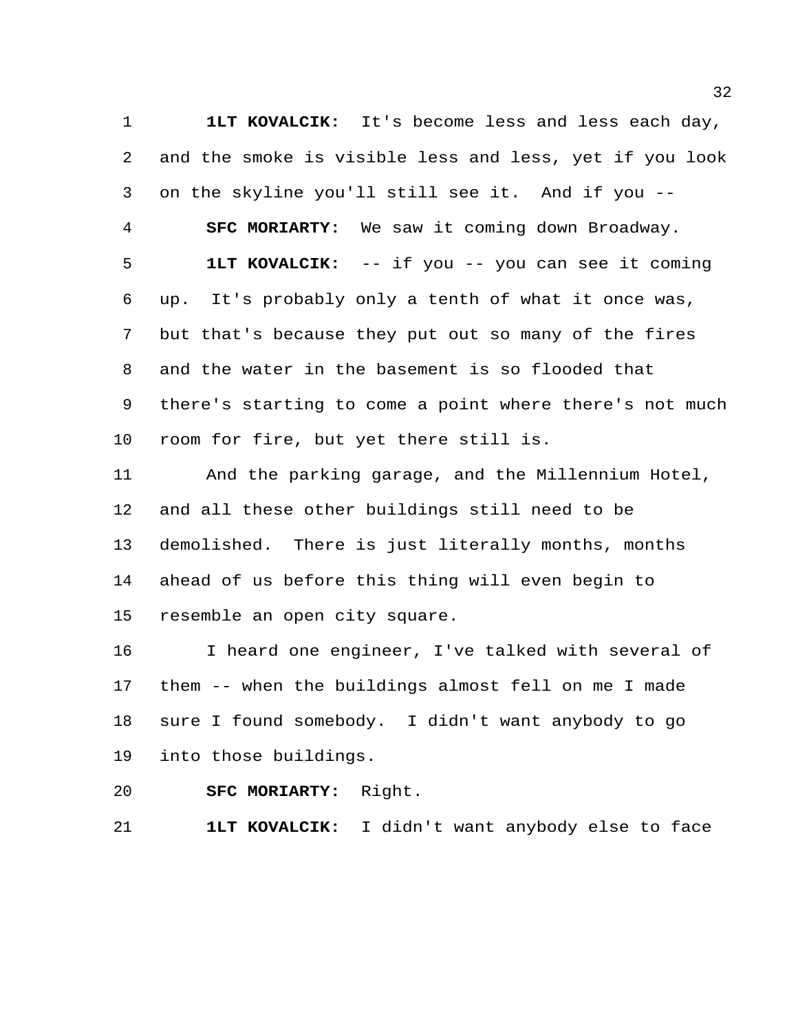**1LT KOVALCIK:** It's become less and less each day, and the smoke is visible less and less, yet if you look on the skyline you'll still see it. And if you --

**SFC MORIARTY:** We saw it coming down Broadway.

**1LT KOVALCIK:** -- if you -- you can see it coming up. It's probably only a tenth of what it once was, but that's because they put out so many of the fires and the water in the basement is so flooded that there's starting to come a point where there's not much room for fire, but yet there still is.

And the parking garage, and the Millennium Hotel, and all these other buildings still need to be demolished. There is just literally months, months ahead of us before this thing will even begin to resemble an open city square.

I heard one engineer, I've talked with several of them -- when the buildings almost fell on me I made sure I found somebody. I didn't want anybody to go into those buildings.

**SFC MORIARTY:** Right.

**1LT KOVALCIK:** I didn't want anybody else to face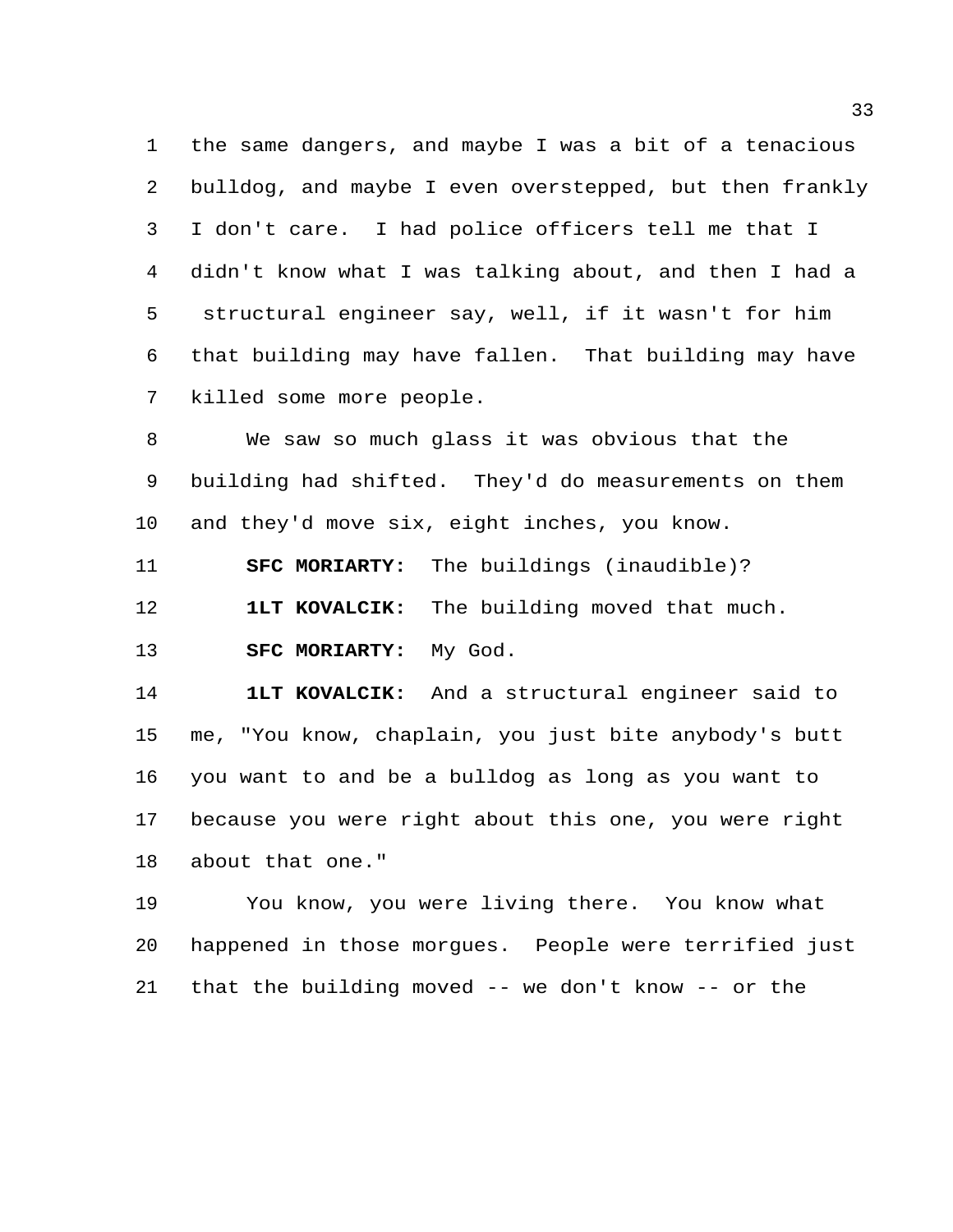the same dangers, and maybe I was a bit of a tenacious bulldog, and maybe I even overstepped, but then frankly I don't care. I had police officers tell me that I didn't know what I was talking about, and then I had a structural engineer say, well, if it wasn't for him that building may have fallen. That building may have killed some more people.

We saw so much glass it was obvious that the building had shifted. They'd do measurements on them and they'd move six, eight inches, you know.

**SFC MORIARTY:** The buildings (inaudible)?

**1LT KOVALCIK:** The building moved that much.

**SFC MORIARTY:** My God.

**1LT KOVALCIK:** And a structural engineer said to me, "You know, chaplain, you just bite anybody's butt you want to and be a bulldog as long as you want to because you were right about this one, you were right about that one."

You know, you were living there. You know what happened in those morgues. People were terrified just that the building moved -- we don't know -- or the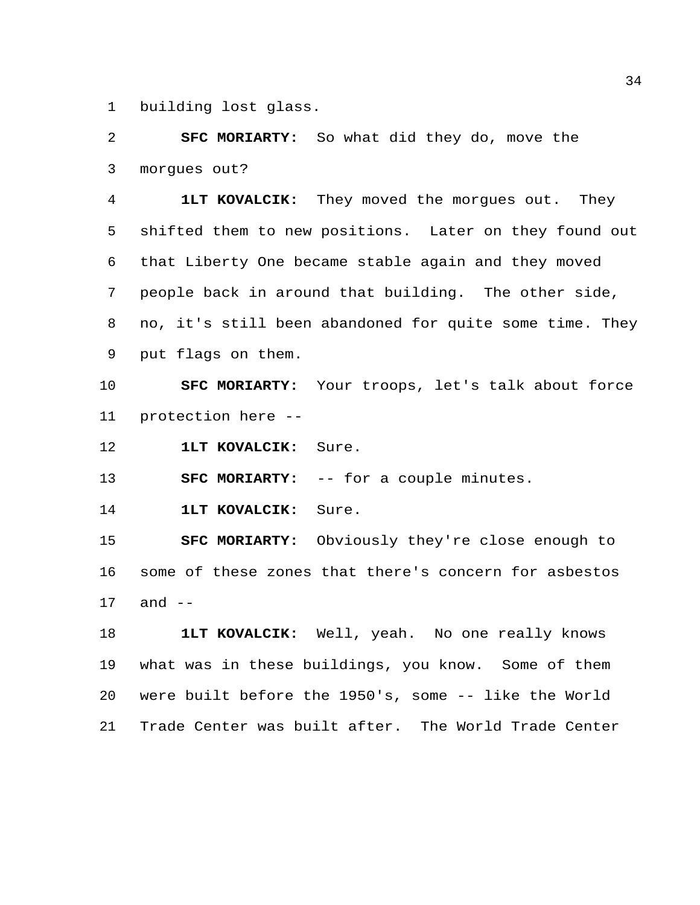building lost glass.

**SFC MORIARTY:** So what did they do, move the morgues out?

**1LT KOVALCIK:** They moved the morgues out. They shifted them to new positions. Later on they found out that Liberty One became stable again and they moved people back in around that building. The other side, no, it's still been abandoned for quite some time. They put flags on them.

**SFC MORIARTY:** Your troops, let's talk about force protection here --

**1LT KOVALCIK:** Sure.

**SFC MORIARTY:** -- for a couple minutes.

**1LT KOVALCIK:** Sure.

**SFC MORIARTY:** Obviously they're close enough to some of these zones that there's concern for asbestos and --

**1LT KOVALCIK:** Well, yeah. No one really knows what was in these buildings, you know. Some of them were built before the 1950's, some -- like the World Trade Center was built after. The World Trade Center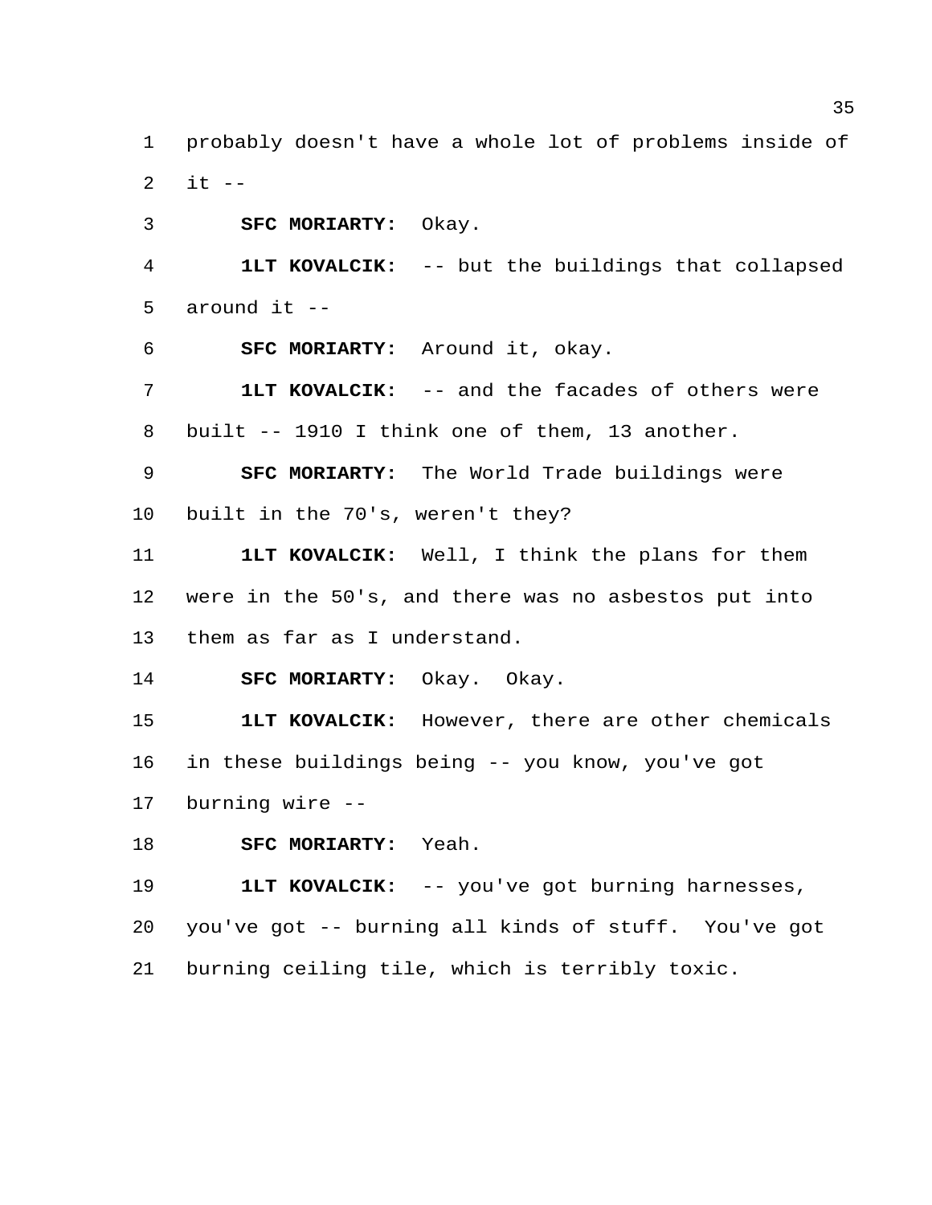probably doesn't have a whole lot of problems inside of it --

**SFC MORIARTY:** Okay.

**1LT KOVALCIK:** -- but the buildings that collapsed around it --

**SFC MORIARTY:** Around it, okay.

**1LT KOVALCIK:** -- and the facades of others were built -- 1910 I think one of them, 13 another.

**SFC MORIARTY:** The World Trade buildings were built in the 70's, weren't they?

**1LT KOVALCIK:** Well, I think the plans for them were in the 50's, and there was no asbestos put into them as far as I understand.

**SFC MORIARTY:** Okay. Okay.

**1LT KOVALCIK:** However, there are other chemicals in these buildings being -- you know, you've got burning wire --

**SFC MORIARTY:** Yeah.

**1LT KOVALCIK:** -- you've got burning harnesses, you've got -- burning all kinds of stuff. You've got burning ceiling tile, which is terribly toxic.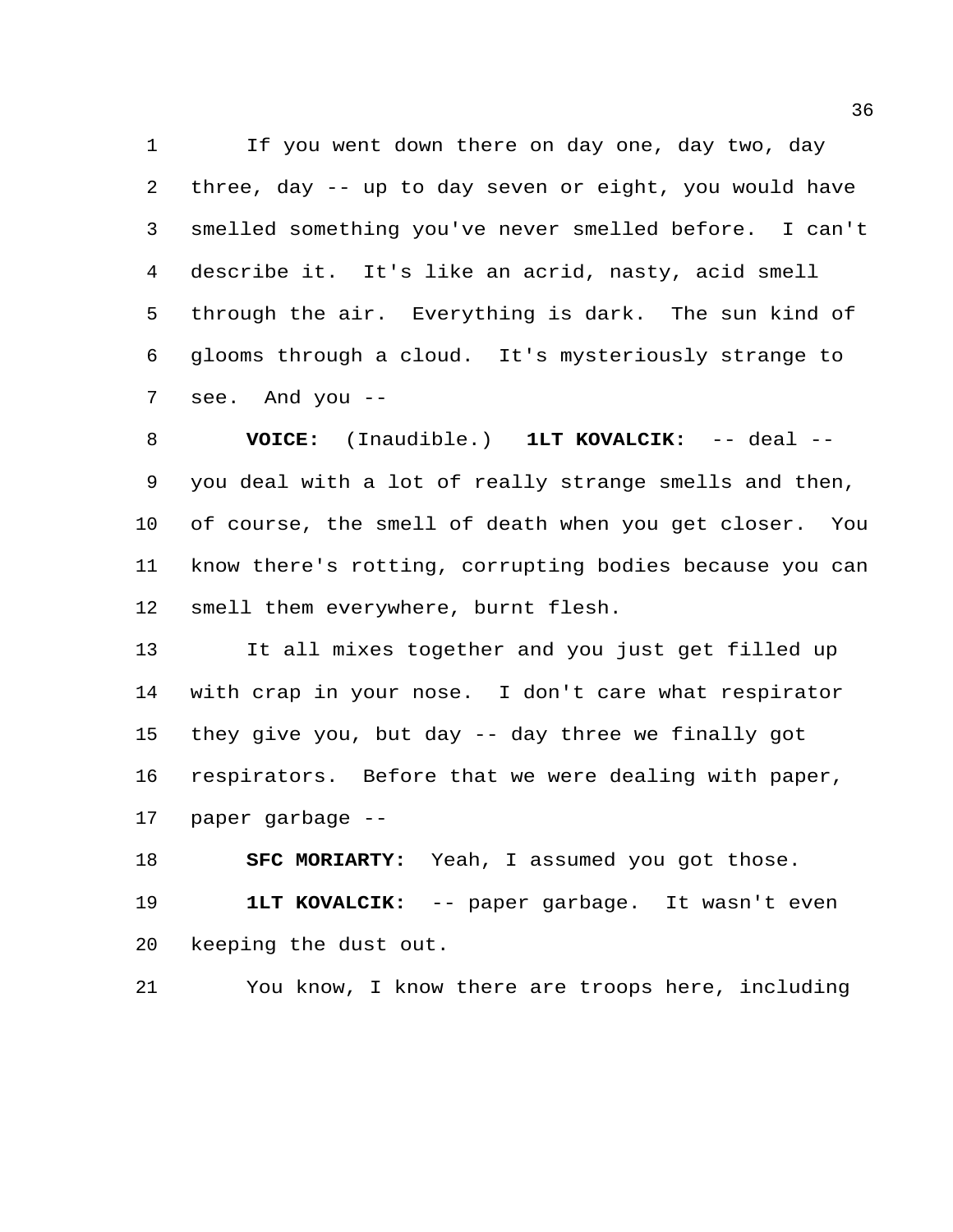If you went down there on day one, day two, day three, day -- up to day seven or eight, you would have smelled something you've never smelled before. I can't describe it. It's like an acrid, nasty, acid smell through the air. Everything is dark. The sun kind of glooms through a cloud. It's mysteriously strange to see. And you --

**VOICE:** (Inaudible.) **1LT KOVALCIK:** -- deal -- you deal with a lot of really strange smells and then, of course, the smell of death when you get closer. You know there's rotting, corrupting bodies because you can smell them everywhere, burnt flesh.

It all mixes together and you just get filled up with crap in your nose. I don't care what respirator they give you, but day -- day three we finally got respirators. Before that we were dealing with paper, paper garbage --

**SFC MORIARTY:** Yeah, I assumed you got those.

**1LT KOVALCIK:** -- paper garbage. It wasn't even keeping the dust out.

You know, I know there are troops here, including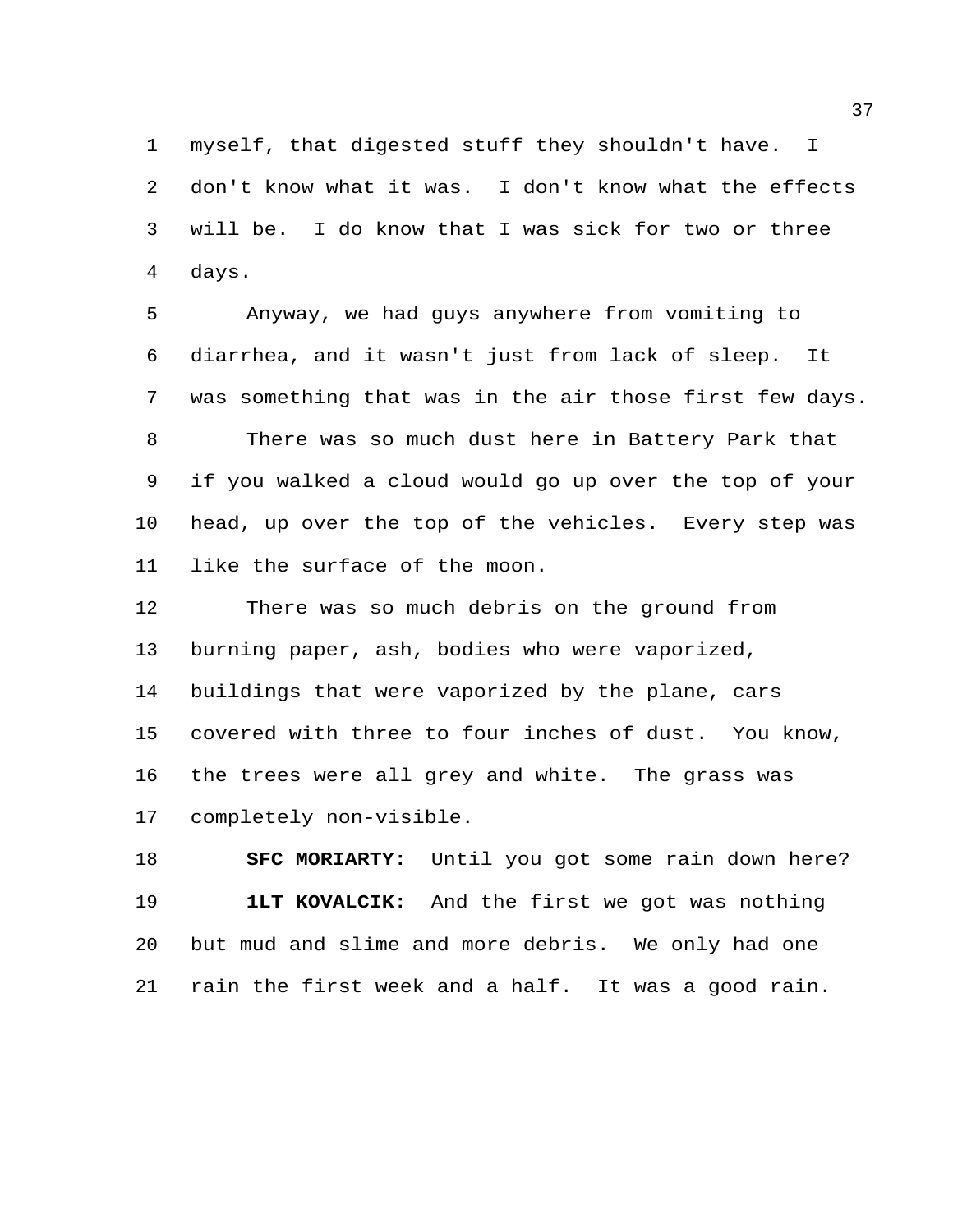myself, that digested stuff they shouldn't have. I don't know what it was. I don't know what the effects will be. I do know that I was sick for two or three days.

Anyway, we had guys anywhere from vomiting to diarrhea, and it wasn't just from lack of sleep. It was something that was in the air those first few days.

There was so much dust here in Battery Park that if you walked a cloud would go up over the top of your head, up over the top of the vehicles. Every step was like the surface of the moon.

There was so much debris on the ground from burning paper, ash, bodies who were vaporized, buildings that were vaporized by the plane, cars covered with three to four inches of dust. You know, the trees were all grey and white. The grass was completely non-visible.

**SFC MORIARTY:** Until you got some rain down here?

**1LT KOVALCIK:** And the first we got was nothing but mud and slime and more debris. We only had one rain the first week and a half. It was a good rain.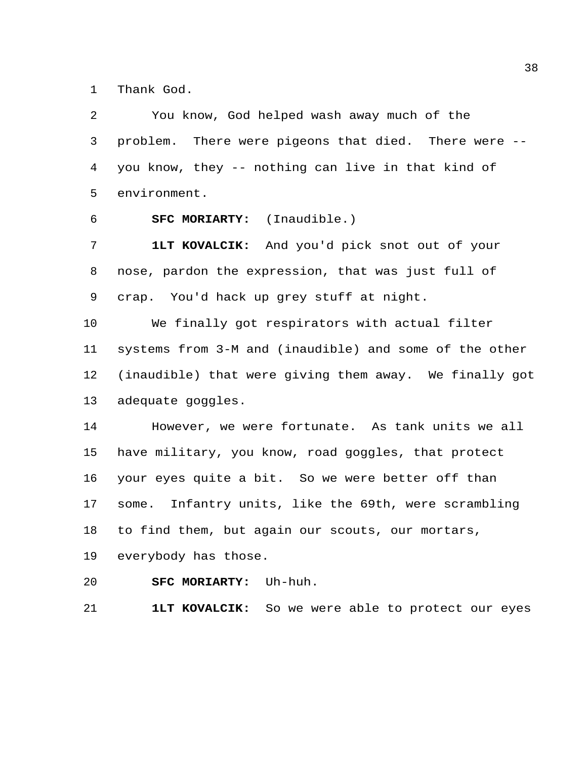Thank God.

You know, God helped wash away much of the problem. There were pigeons that died. There were -- you know, they -- nothing can live in that kind of environment.

**SFC MORIARTY:** (Inaudible.)

**1LT KOVALCIK:** And you'd pick snot out of your nose, pardon the expression, that was just full of crap. You'd hack up grey stuff at night.

We finally got respirators with actual filter systems from 3-M and (inaudible) and some of the other (inaudible) that were giving them away. We finally got adequate goggles.

However, we were fortunate. As tank units we all have military, you know, road goggles, that protect your eyes quite a bit. So we were better off than some. Infantry units, like the 69th, were scrambling to find them, but again our scouts, our mortars, everybody has those.

**SFC MORIARTY:** Uh-huh.

**1LT KOVALCIK:** So we were able to protect our eyes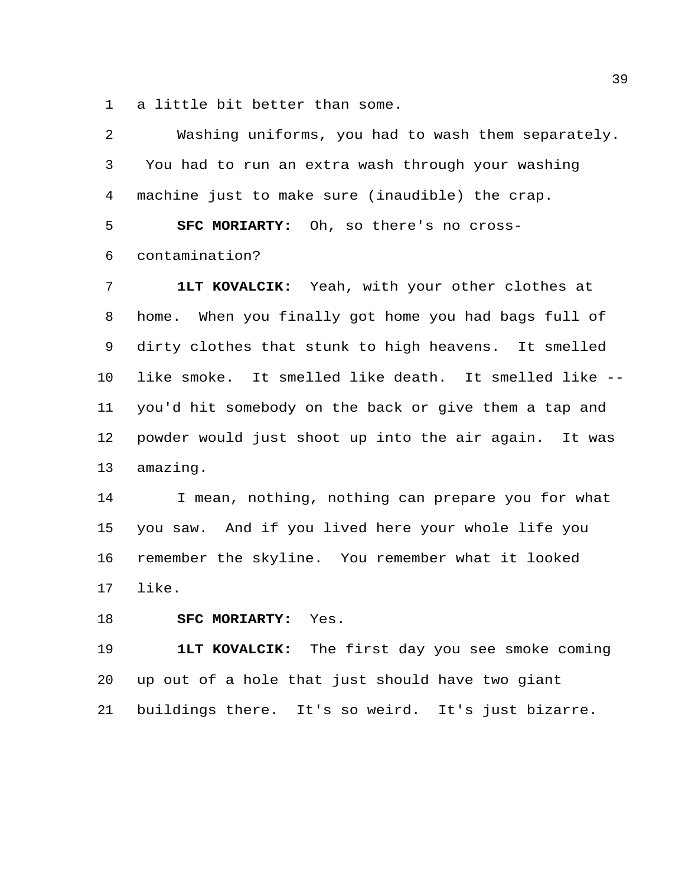a little bit better than some.

Washing uniforms, you had to wash them separately. You had to run an extra wash through your washing machine just to make sure (inaudible) the crap.

**SFC MORIARTY:** Oh, so there's no cross-contamination?

**1LT KOVALCIK:** Yeah, with your other clothes at home. When you finally got home you had bags full of dirty clothes that stunk to high heavens. It smelled like smoke. It smelled like death. It smelled like -- you'd hit somebody on the back or give them a tap and powder would just shoot up into the air again. It was amazing.

I mean, nothing, nothing can prepare you for what you saw. And if you lived here your whole life you remember the skyline. You remember what it looked like.

**SFC MORIARTY:** Yes.

**1LT KOVALCIK:** The first day you see smoke coming up out of a hole that just should have two giant buildings there. It's so weird. It's just bizarre.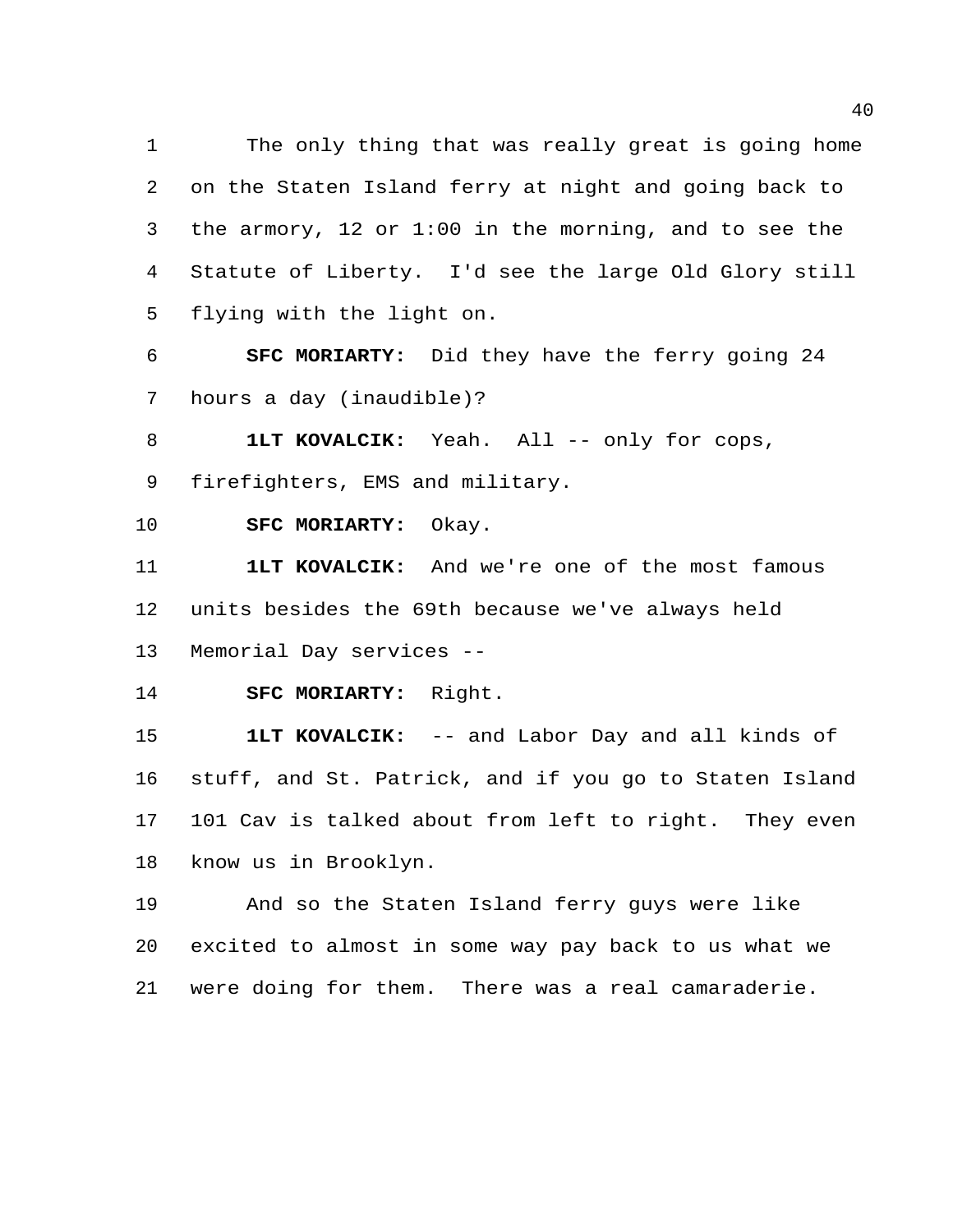The only thing that was really great is going home on the Staten Island ferry at night and going back to the armory, 12 or 1:00 in the morning, and to see the Statute of Liberty. I'd see the large Old Glory still flying with the light on.

**SFC MORIARTY:** Did they have the ferry going 24 hours a day (inaudible)?

**1LT KOVALCIK:** Yeah. All -- only for cops, firefighters, EMS and military.

**SFC MORIARTY:** Okay.

**1LT KOVALCIK:** And we're one of the most famous units besides the 69th because we've always held Memorial Day services --

**SFC MORIARTY:** Right.

**1LT KOVALCIK:** -- and Labor Day and all kinds of stuff, and St. Patrick, and if you go to Staten Island 101 Cav is talked about from left to right. They even know us in Brooklyn.

And so the Staten Island ferry guys were like excited to almost in some way pay back to us what we were doing for them. There was a real camaraderie.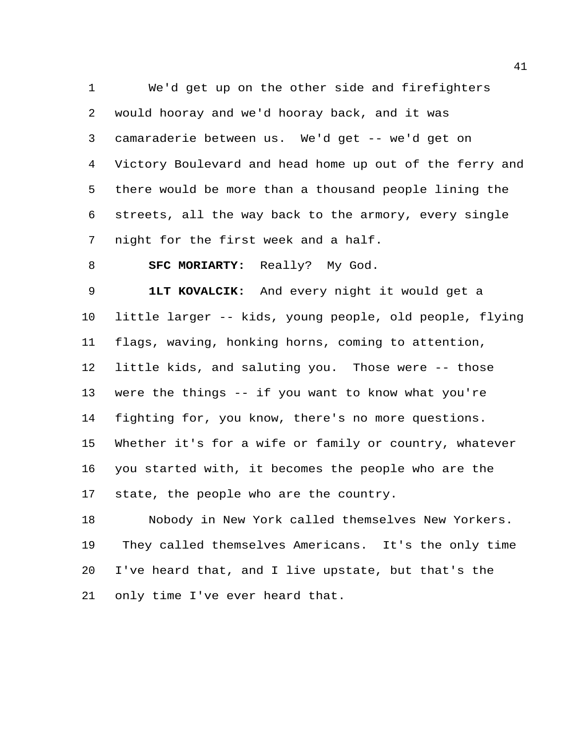We'd get up on the other side and firefighters would hooray and we'd hooray back, and it was camaraderie between us. We'd get -- we'd get on Victory Boulevard and head home up out of the ferry and there would be more than a thousand people lining the streets, all the way back to the armory, every single night for the first week and a half.

**SFC MORIARTY:** Really? My God.

**1LT KOVALCIK:** And every night it would get a little larger -- kids, young people, old people, flying flags, waving, honking horns, coming to attention, little kids, and saluting you. Those were -- those were the things -- if you want to know what you're fighting for, you know, there's no more questions. Whether it's for a wife or family or country, whatever you started with, it becomes the people who are the state, the people who are the country.

Nobody in New York called themselves New Yorkers. They called themselves Americans. It's the only time I've heard that, and I live upstate, but that's the only time I've ever heard that.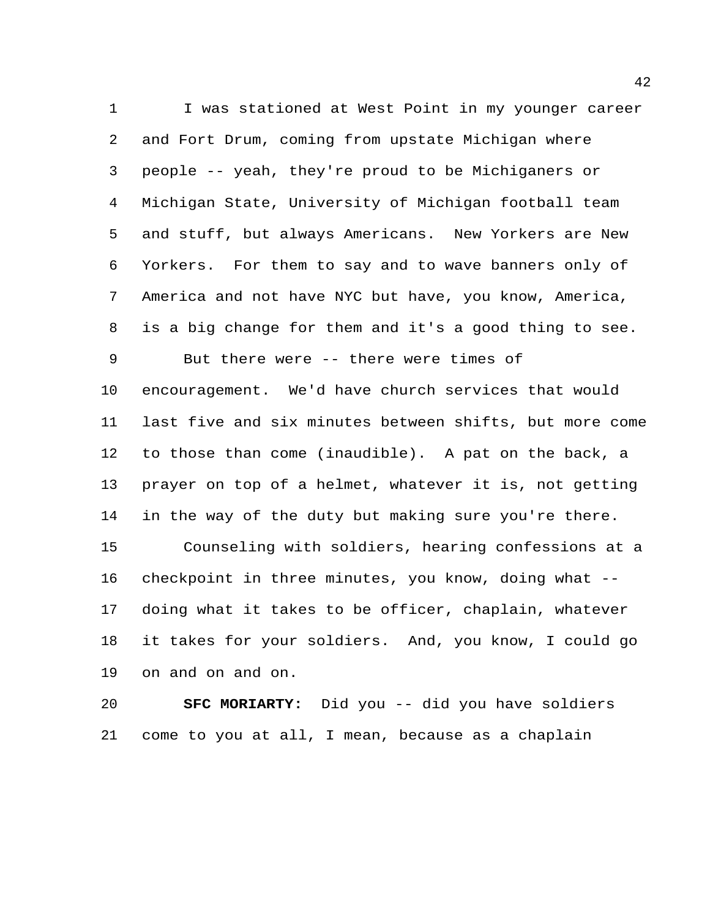I was stationed at West Point in my younger career and Fort Drum, coming from upstate Michigan where people -- yeah, they're proud to be Michiganers or Michigan State, University of Michigan football team and stuff, but always Americans. New Yorkers are New Yorkers. For them to say and to wave banners only of America and not have NYC but have, you know, America, is a big change for them and it's a good thing to see.

But there were -- there were times of encouragement. We'd have church services that would last five and six minutes between shifts, but more come to those than come (inaudible). A pat on the back, a prayer on top of a helmet, whatever it is, not getting in the way of the duty but making sure you're there.

Counseling with soldiers, hearing confessions at a checkpoint in three minutes, you know, doing what -- doing what it takes to be officer, chaplain, whatever it takes for your soldiers. And, you know, I could go on and on and on.

**SFC MORIARTY:** Did you -- did you have soldiers come to you at all, I mean, because as a chaplain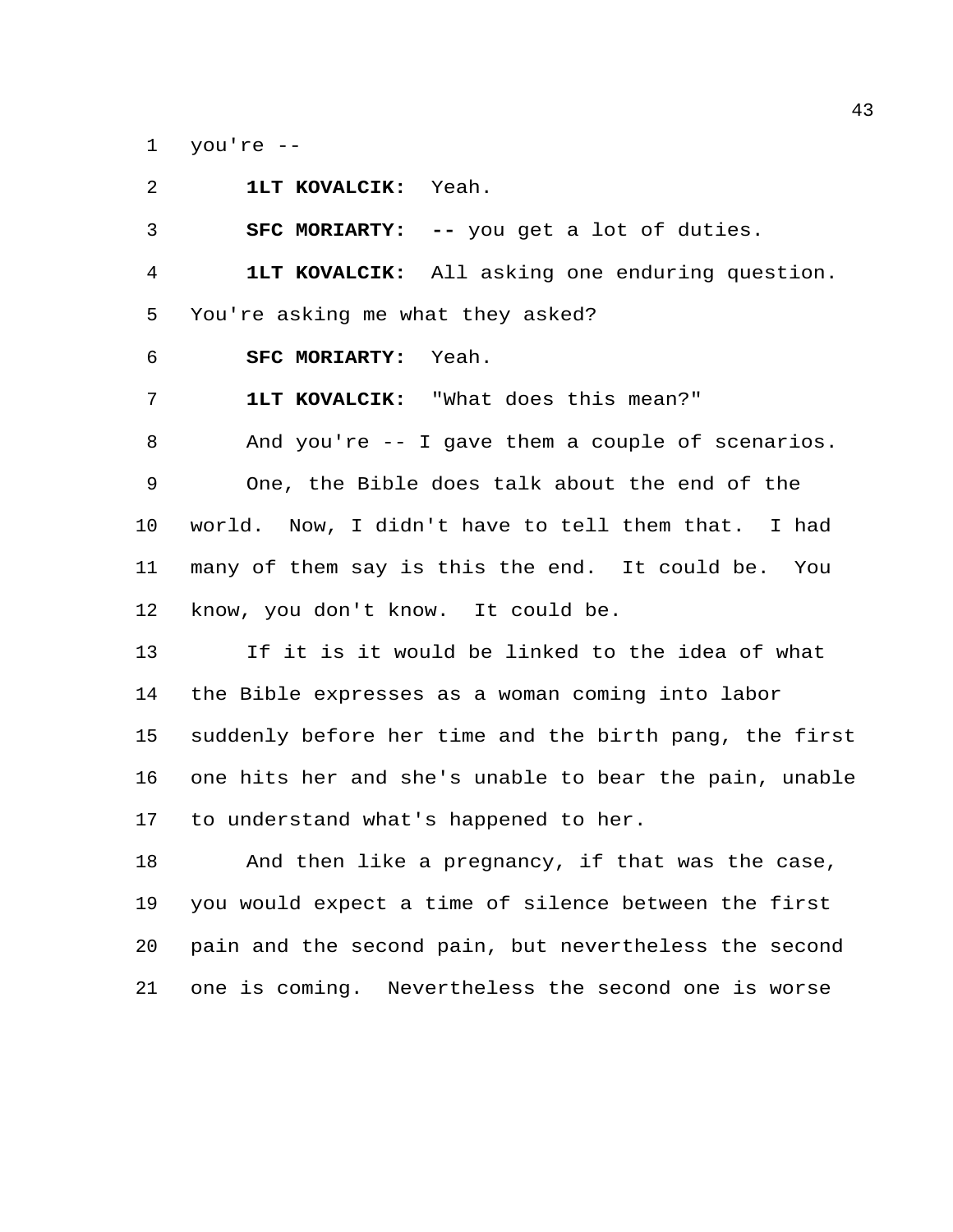you're --

**1LT KOVALCIK:** Yeah.

**SFC MORIARTY:** **--** you get a lot of duties.

**1LT KOVALCIK:** All asking one enduring question. You're asking me what they asked?

**SFC MORIARTY:** Yeah.

**1LT KOVALCIK:** "What does this mean?"

And you're -- I gave them a couple of scenarios.

One, the Bible does talk about the end of the world. Now, I didn't have to tell them that. I had many of them say is this the end. It could be. You know, you don't know. It could be.

If it is it would be linked to the idea of what the Bible expresses as a woman coming into labor suddenly before her time and the birth pang, the first one hits her and she's unable to bear the pain, unable to understand what's happened to her.

And then like a pregnancy, if that was the case, you would expect a time of silence between the first pain and the second pain, but nevertheless the second one is coming. Nevertheless the second one is worse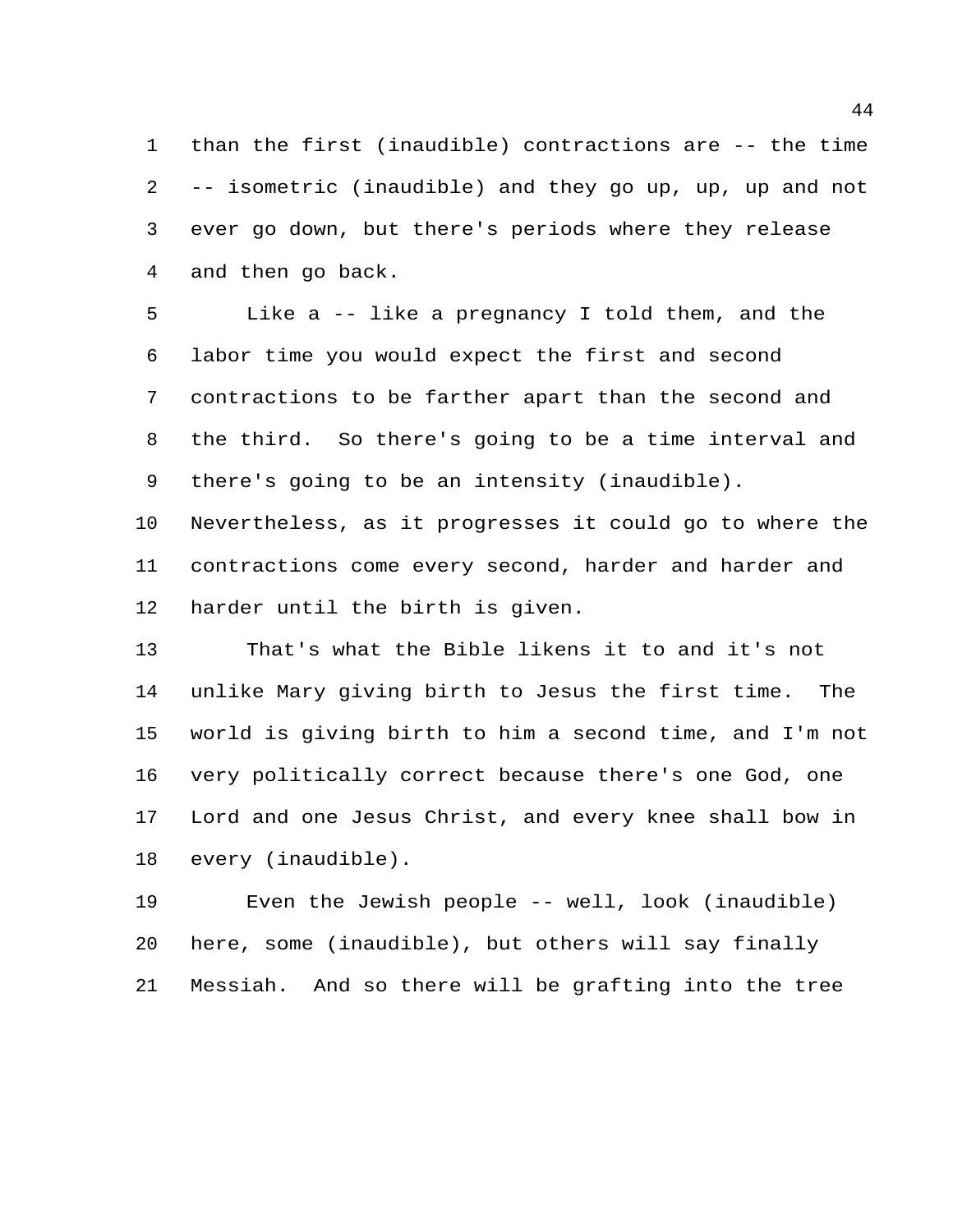than the first (inaudible) contractions are -- the time -- isometric (inaudible) and they go up, up, up and not ever go down, but there's periods where they release and then go back.

Like a -- like a pregnancy I told them, and the labor time you would expect the first and second contractions to be farther apart than the second and the third. So there's going to be a time interval and there's going to be an intensity (inaudible). Nevertheless, as it progresses it could go to where the contractions come every second, harder and harder and harder until the birth is given.

That's what the Bible likens it to and it's not unlike Mary giving birth to Jesus the first time. The world is giving birth to him a second time, and I'm not very politically correct because there's one God, one Lord and one Jesus Christ, and every knee shall bow in every (inaudible).

Even the Jewish people -- well, look (inaudible) here, some (inaudible), but others will say finally Messiah. And so there will be grafting into the tree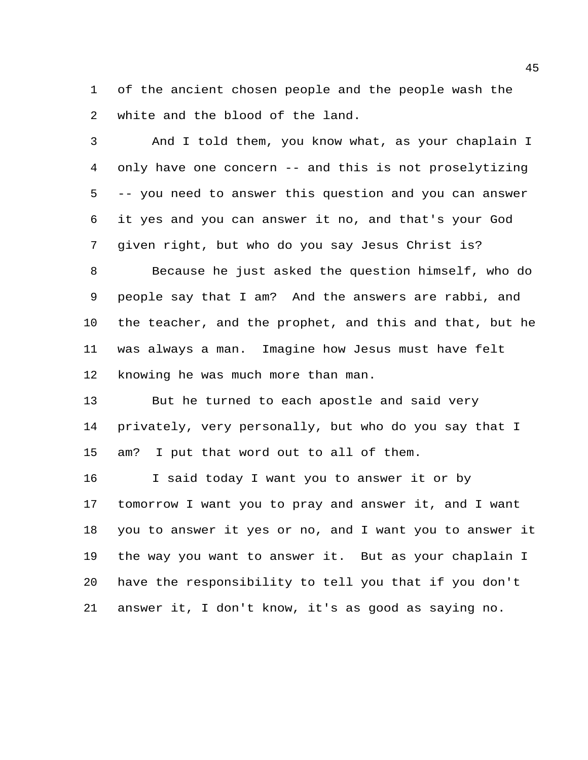of the ancient chosen people and the people wash the white and the blood of the land.

And I told them, you know what, as your chaplain I only have one concern -- and this is not proselytizing -- you need to answer this question and you can answer it yes and you can answer it no, and that's your God given right, but who do you say Jesus Christ is?

Because he just asked the question himself, who do people say that I am? And the answers are rabbi, and the teacher, and the prophet, and this and that, but he was always a man. Imagine how Jesus must have felt knowing he was much more than man.

But he turned to each apostle and said very privately, very personally, but who do you say that I am? I put that word out to all of them.

I said today I want you to answer it or by tomorrow I want you to pray and answer it, and I want you to answer it yes or no, and I want you to answer it the way you want to answer it. But as your chaplain I have the responsibility to tell you that if you don't answer it, I don't know, it's as good as saying no.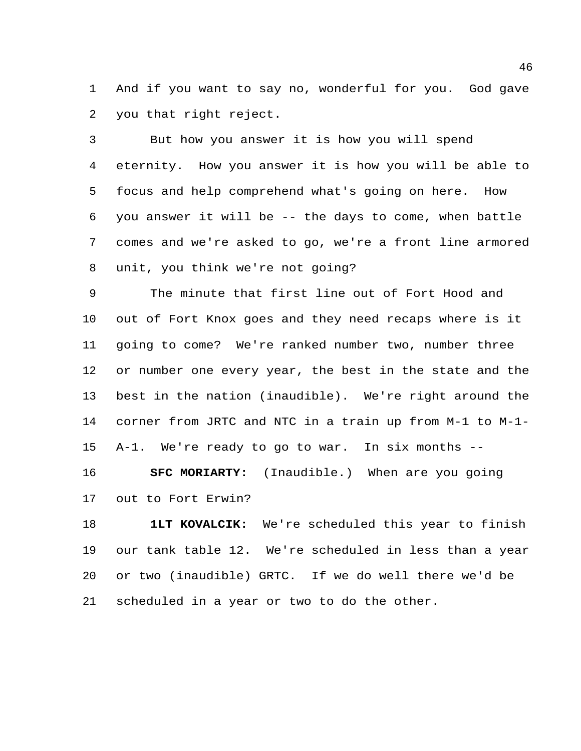And if you want to say no, wonderful for you. God gave you that right reject.

But how you answer it is how you will spend eternity. How you answer it is how you will be able to focus and help comprehend what's going on here. How you answer it will be -- the days to come, when battle comes and we're asked to go, we're a front line armored unit, you think we're not going?

The minute that first line out of Fort Hood and out of Fort Knox goes and they need recaps where is it going to come? We're ranked number two, number three or number one every year, the best in the state and the best in the nation (inaudible). We're right around the corner from JRTC and NTC in a train up from M-1 to M-1-A-1. We're ready to go to war. In six months --

**SFC MORIARTY:** (Inaudible.) When are you going out to Fort Erwin?

**1LT KOVALCIK:** We're scheduled this year to finish our tank table 12. We're scheduled in less than a year or two (inaudible) GRTC. If we do well there we'd be scheduled in a year or two to do the other.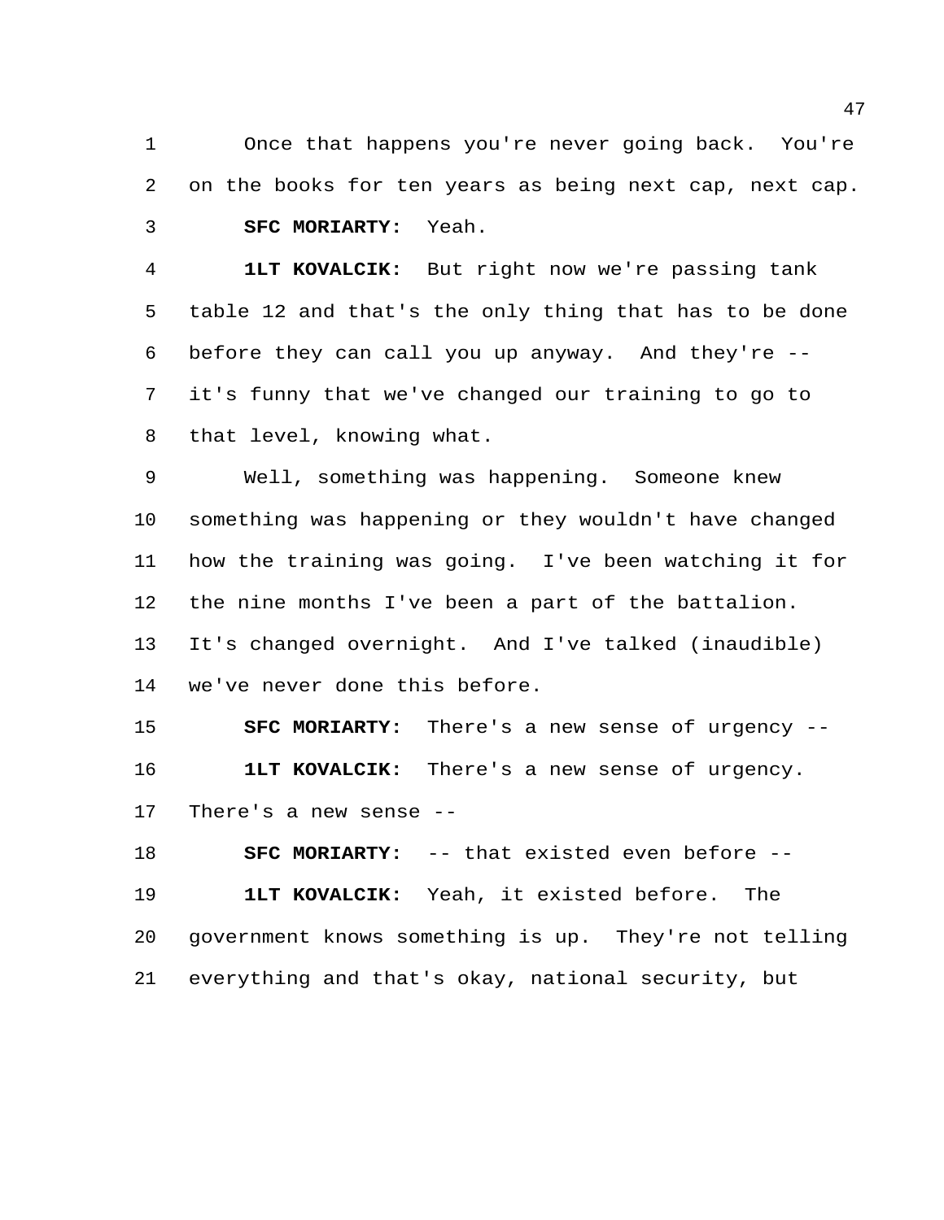Once that happens you're never going back. You're on the books for ten years as being next cap, next cap.

**SFC MORIARTY:** Yeah.

**1LT KOVALCIK:** But right now we're passing tank table 12 and that's the only thing that has to be done before they can call you up anyway. And they're -- it's funny that we've changed our training to go to that level, knowing what.

Well, something was happening. Someone knew something was happening or they wouldn't have changed how the training was going. I've been watching it for the nine months I've been a part of the battalion. It's changed overnight. And I've talked (inaudible) we've never done this before.

**SFC MORIARTY:** There's a new sense of urgency --

**1LT KOVALCIK:** There's a new sense of urgency. There's a new sense --

**SFC MORIARTY:** -- that existed even before --

**1LT KOVALCIK:** Yeah, it existed before. The government knows something is up. They're not telling everything and that's okay, national security, but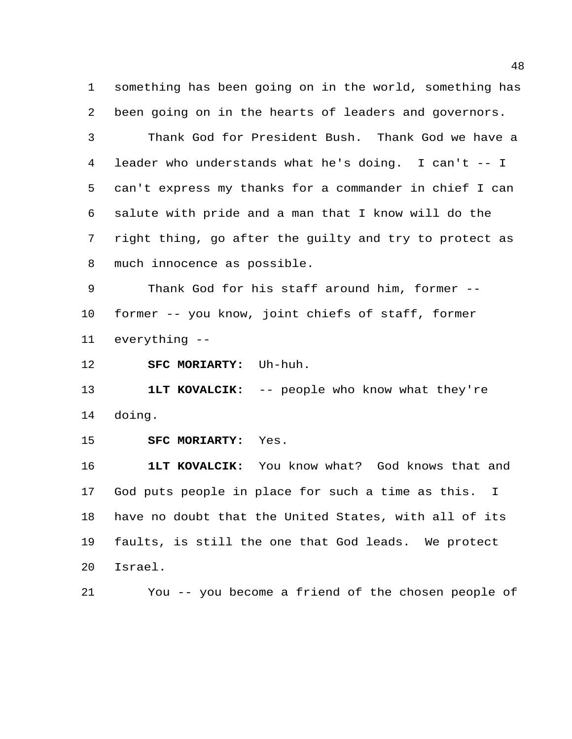something has been going on in the world, something has been going on in the hearts of leaders and governors.

Thank God for President Bush. Thank God we have a leader who understands what he's doing. I can't -- I can't express my thanks for a commander in chief I can salute with pride and a man that I know will do the right thing, go after the guilty and try to protect as much innocence as possible.

Thank God for his staff around him, former -- former -- you know, joint chiefs of staff, former everything --

**SFC MORIARTY:** Uh-huh.

**1LT KOVALCIK:** -- people who know what they're doing.

**SFC MORIARTY:** Yes.

**1LT KOVALCIK:** You know what? God knows that and God puts people in place for such a time as this. I have no doubt that the United States, with all of its faults, is still the one that God leads. We protect Israel.

You -- you become a friend of the chosen people of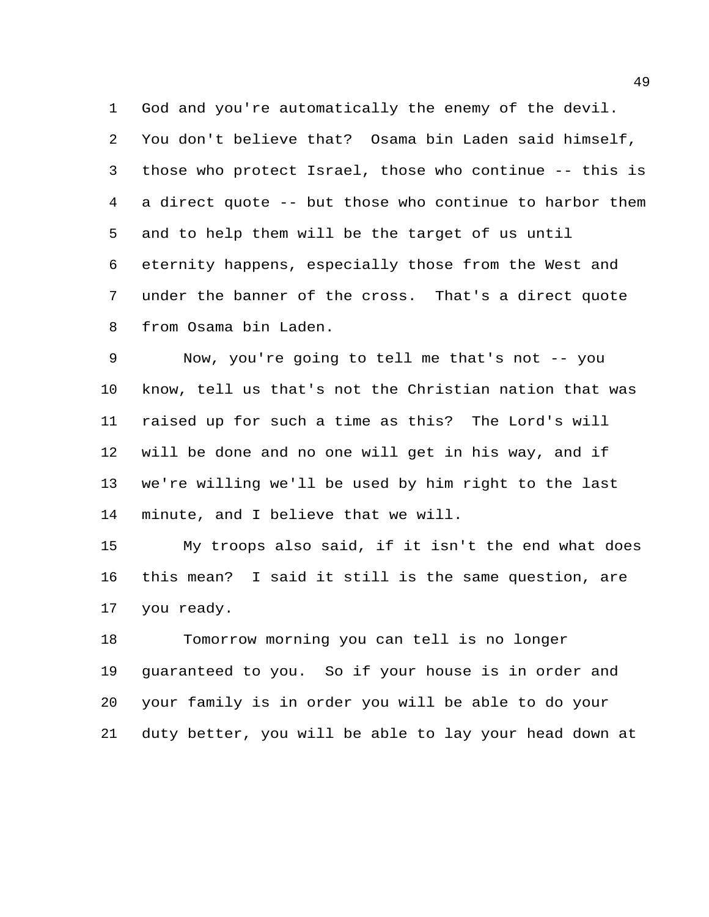God and you're automatically the enemy of the devil. You don't believe that? Osama bin Laden said himself, those who protect Israel, those who continue -- this is a direct quote -- but those who continue to harbor them and to help them will be the target of us until eternity happens, especially those from the West and under the banner of the cross. That's a direct quote from Osama bin Laden.

Now, you're going to tell me that's not -- you know, tell us that's not the Christian nation that was raised up for such a time as this? The Lord's will will be done and no one will get in his way, and if we're willing we'll be used by him right to the last minute, and I believe that we will.

My troops also said, if it isn't the end what does this mean? I said it still is the same question, are you ready.

Tomorrow morning you can tell is no longer guaranteed to you. So if your house is in order and your family is in order you will be able to do your duty better, you will be able to lay your head down at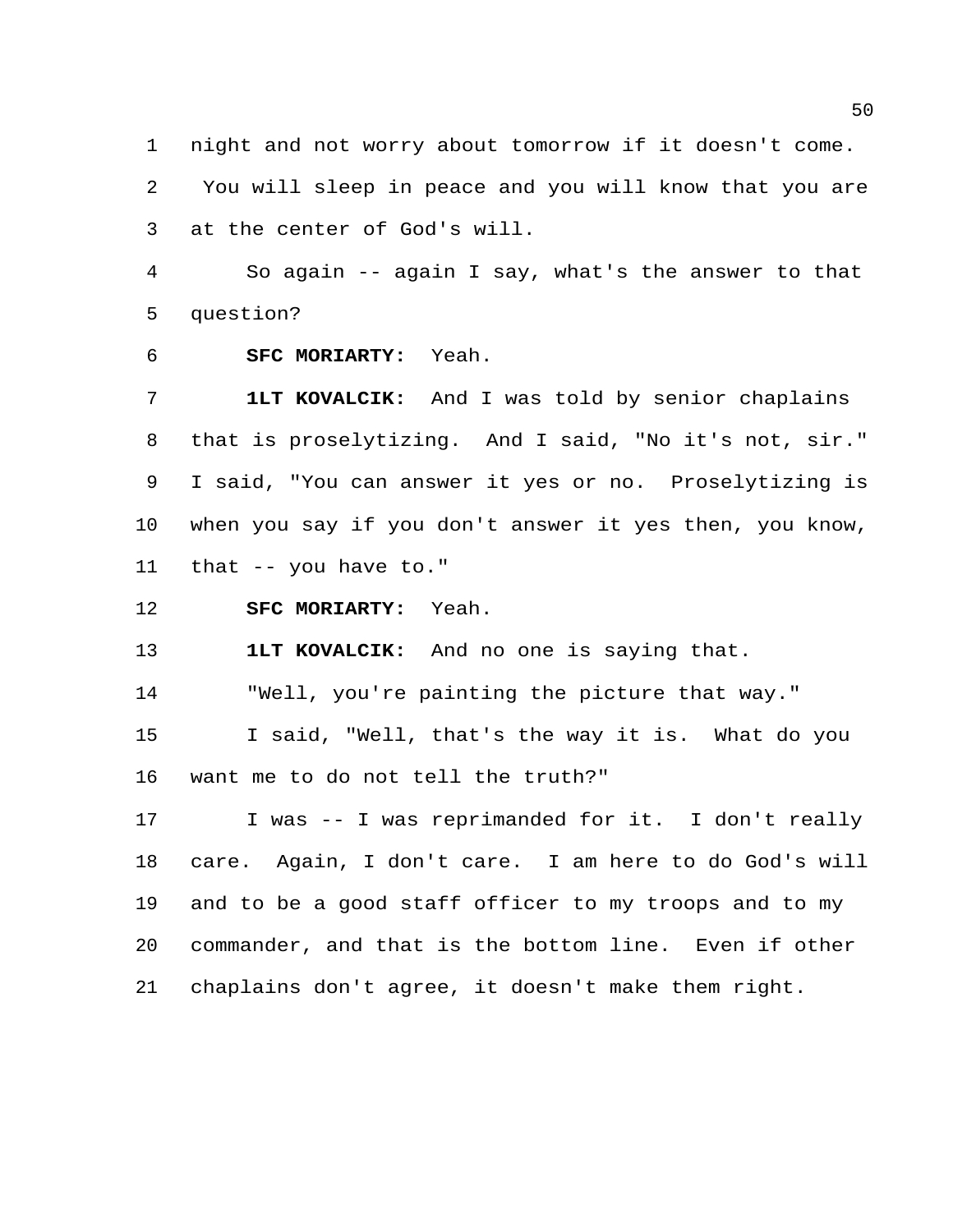night and not worry about tomorrow if it doesn't come. You will sleep in peace and you will know that you are at the center of God's will.

So again -- again I say, what's the answer to that question?

**SFC MORIARTY:** Yeah.

**1LT KOVALCIK:** And I was told by senior chaplains that is proselytizing. And I said, "No it's not, sir." I said, "You can answer it yes or no. Proselytizing is when you say if you don't answer it yes then, you know, that -- you have to."

**SFC MORIARTY:** Yeah.

**1LT KOVALCIK:** And no one is saying that.

"Well, you're painting the picture that way."

I said, "Well, that's the way it is. What do you want me to do not tell the truth?"

I was -- I was reprimanded for it. I don't really care. Again, I don't care. I am here to do God's will and to be a good staff officer to my troops and to my commander, and that is the bottom line. Even if other chaplains don't agree, it doesn't make them right.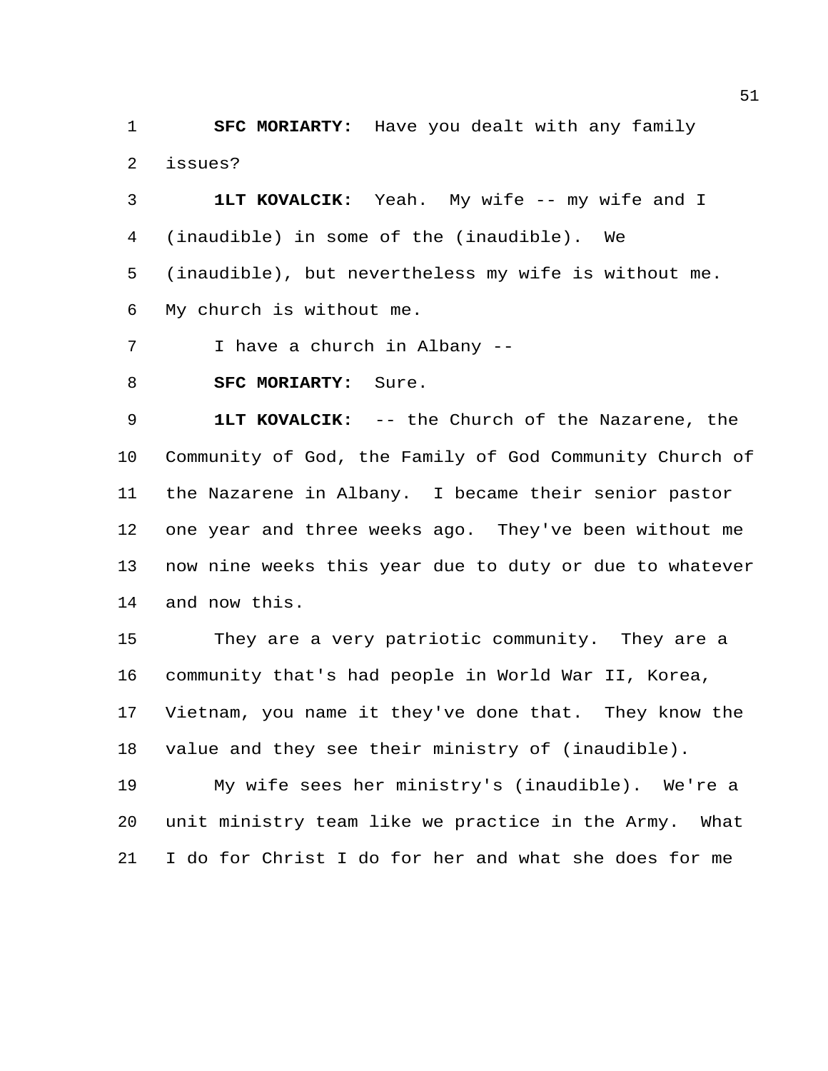**SFC MORIARTY:** Have you dealt with any family issues?

**1LT KOVALCIK:** Yeah. My wife -- my wife and I (inaudible) in some of the (inaudible). We (inaudible), but nevertheless my wife is without me. My church is without me.

I have a church in Albany --

**SFC MORIARTY:** Sure.

**1LT KOVALCIK:** -- the Church of the Nazarene, the Community of God, the Family of God Community Church of the Nazarene in Albany. I became their senior pastor one year and three weeks ago. They've been without me now nine weeks this year due to duty or due to whatever and now this.

They are a very patriotic community. They are a community that's had people in World War II, Korea, Vietnam, you name it they've done that. They know the value and they see their ministry of (inaudible).

My wife sees her ministry's (inaudible). We're a unit ministry team like we practice in the Army. What I do for Christ I do for her and what she does for me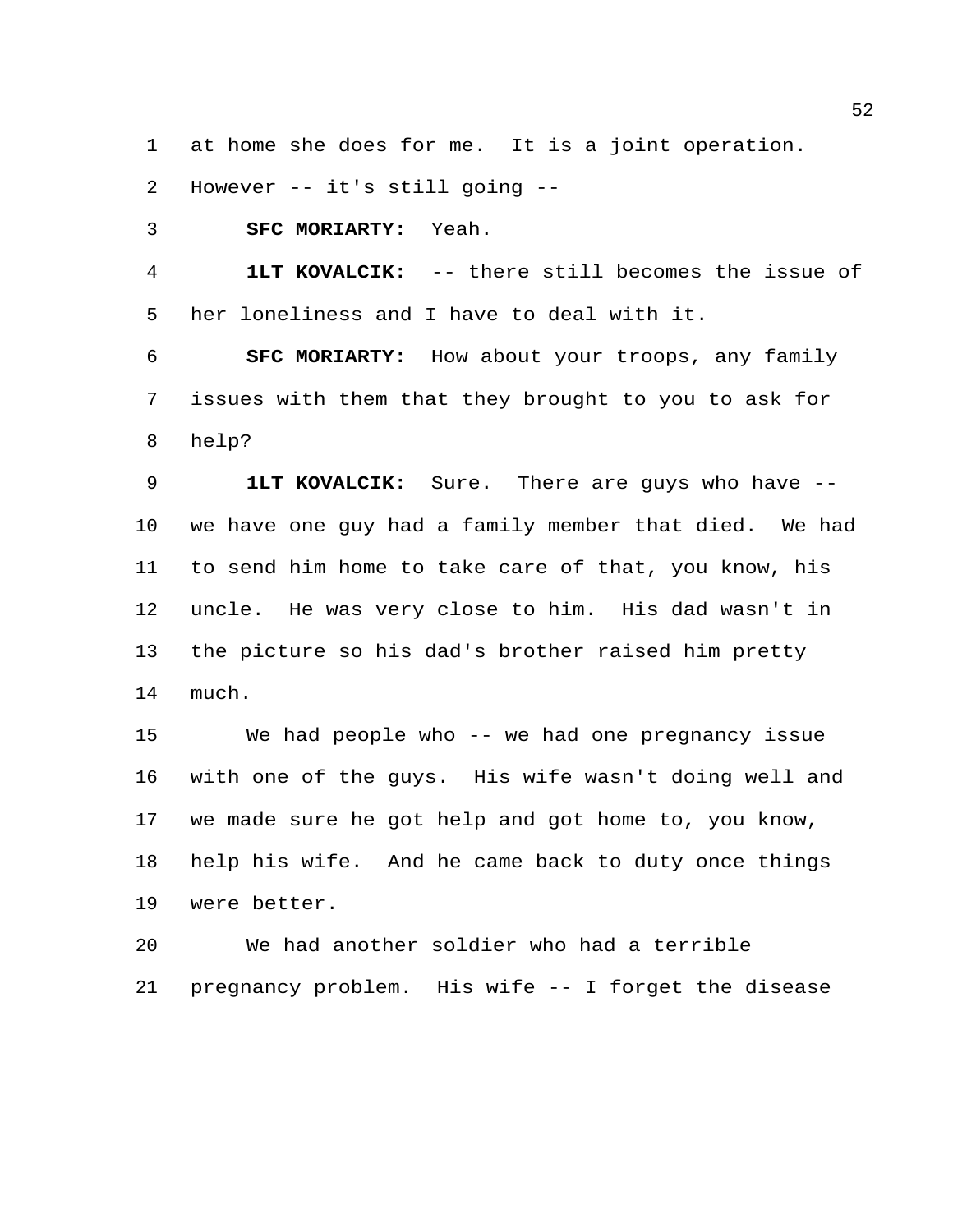at home she does for me. It is a joint operation. However -- it's still going --

**SFC MORIARTY:** Yeah.

**1LT KOVALCIK:** -- there still becomes the issue of her loneliness and I have to deal with it.

**SFC MORIARTY:** How about your troops, any family issues with them that they brought to you to ask for help?

**1LT KOVALCIK:** Sure. There are guys who have -- we have one guy had a family member that died. We had to send him home to take care of that, you know, his uncle. He was very close to him. His dad wasn't in the picture so his dad's brother raised him pretty much.

We had people who -- we had one pregnancy issue with one of the guys. His wife wasn't doing well and we made sure he got help and got home to, you know, help his wife. And he came back to duty once things were better.

We had another soldier who had a terrible pregnancy problem. His wife -- I forget the disease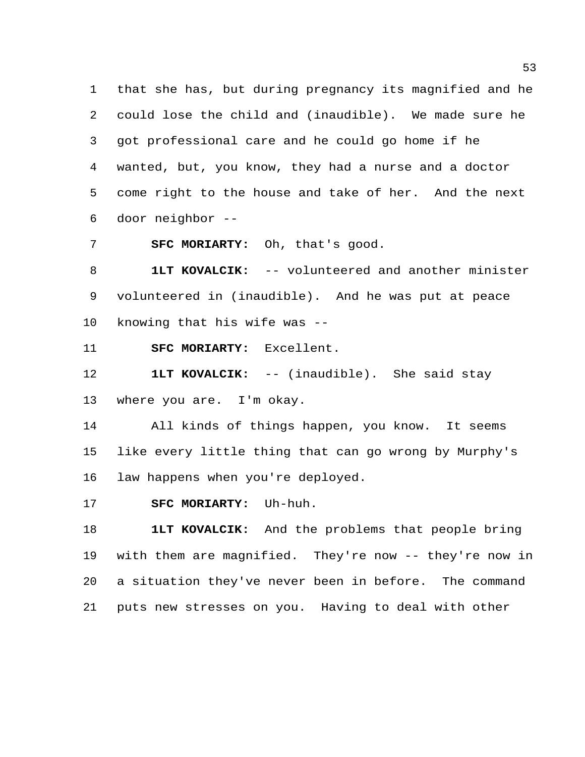that she has, but during pregnancy its magnified and he could lose the child and (inaudible). We made sure he got professional care and he could go home if he wanted, but, you know, they had a nurse and a doctor come right to the house and take of her. And the next door neighbor --

**SFC MORIARTY:** Oh, that's good.

**1LT KOVALCIK:** -- volunteered and another minister volunteered in (inaudible). And he was put at peace knowing that his wife was --

**SFC MORIARTY:** Excellent.

**1LT KOVALCIK:** -- (inaudible). She said stay where you are. I'm okay.

All kinds of things happen, you know. It seems like every little thing that can go wrong by Murphy's law happens when you're deployed.

**SFC MORIARTY:** Uh-huh.

**1LT KOVALCIK:** And the problems that people bring with them are magnified. They're now -- they're now in a situation they've never been in before. The command puts new stresses on you. Having to deal with other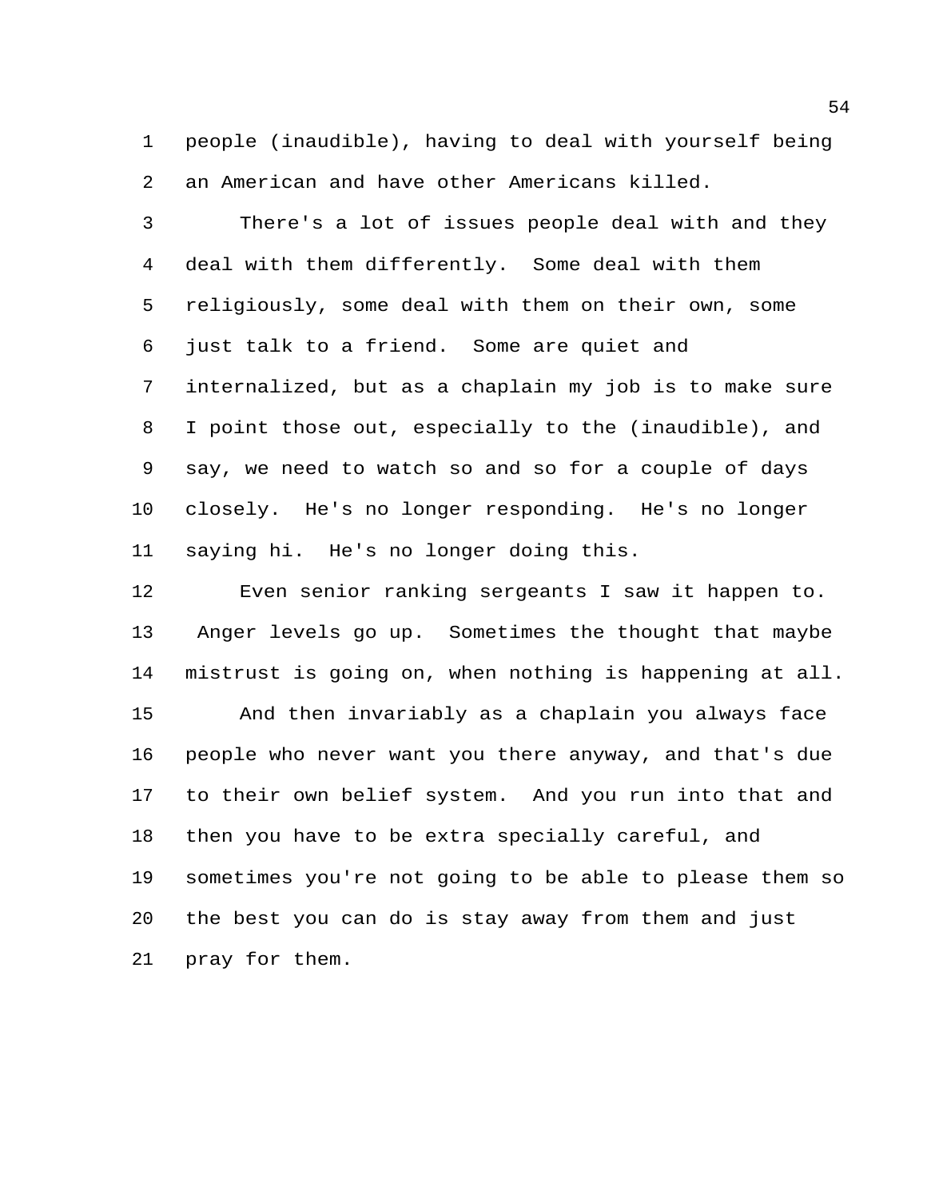people (inaudible), having to deal with yourself being an American and have other Americans killed.

There's a lot of issues people deal with and they deal with them differently. Some deal with them religiously, some deal with them on their own, some just talk to a friend. Some are quiet and internalized, but as a chaplain my job is to make sure I point those out, especially to the (inaudible), and say, we need to watch so and so for a couple of days closely. He's no longer responding. He's no longer saying hi. He's no longer doing this.

Even senior ranking sergeants I saw it happen to. Anger levels go up. Sometimes the thought that maybe mistrust is going on, when nothing is happening at all.

And then invariably as a chaplain you always face people who never want you there anyway, and that's due to their own belief system. And you run into that and then you have to be extra specially careful, and sometimes you're not going to be able to please them so the best you can do is stay away from them and just pray for them.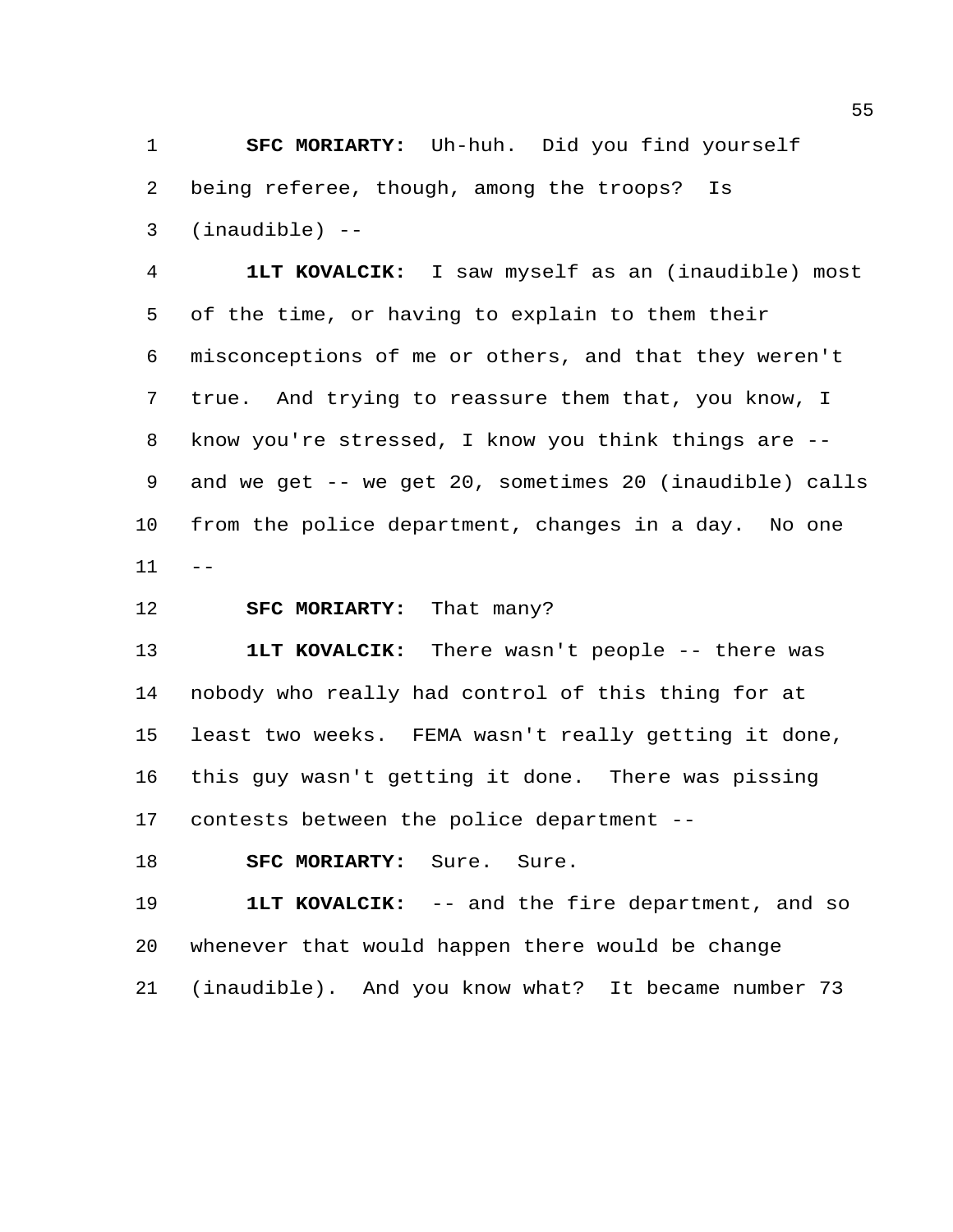**SFC MORIARTY:** Uh-huh. Did you find yourself being referee, though, among the troops? Is (inaudible) --

**1LT KOVALCIK:** I saw myself as an (inaudible) most of the time, or having to explain to them their misconceptions of me or others, and that they weren't true. And trying to reassure them that, you know, I know you're stressed, I know you think things are -- and we get -- we get 20, sometimes 20 (inaudible) calls from the police department, changes in a day. No one --

**SFC MORIARTY:** That many?

**1LT KOVALCIK:** There wasn't people -- there was nobody who really had control of this thing for at least two weeks. FEMA wasn't really getting it done, this guy wasn't getting it done. There was pissing contests between the police department --

**SFC MORIARTY:** Sure. Sure.

**1LT KOVALCIK:** -- and the fire department, and so whenever that would happen there would be change (inaudible). And you know what? It became number 73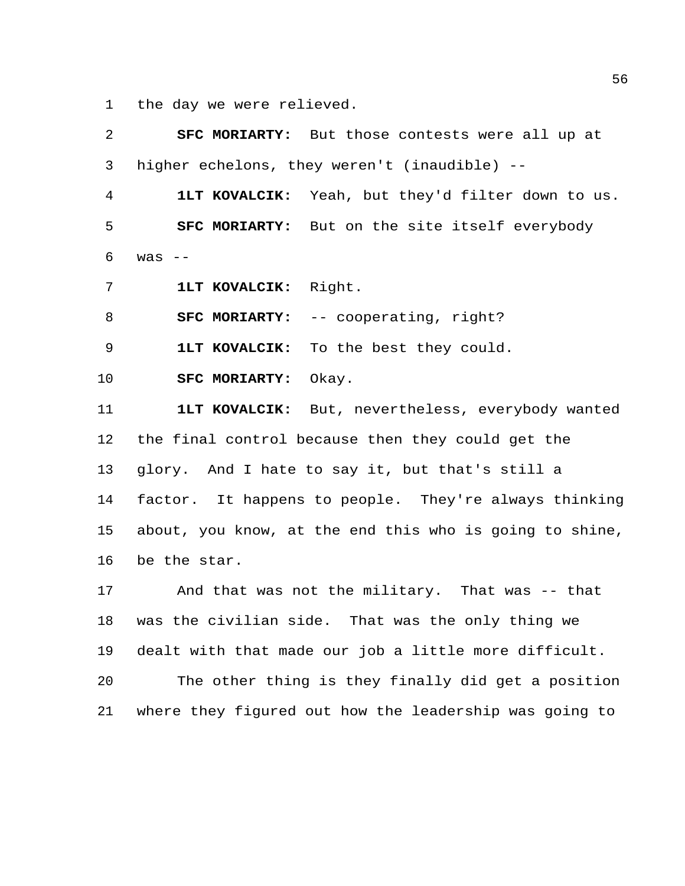the day we were relieved.

**SFC MORIARTY:** But those contests were all up at higher echelons, they weren't (inaudible) --

**1LT KOVALCIK:** Yeah, but they'd filter down to us.

**SFC MORIARTY:** But on the site itself everybody was --

**1LT KOVALCIK:** Right.

**SFC MORIARTY:** -- cooperating, right?

**1LT KOVALCIK:** To the best they could.

**SFC MORIARTY:** Okay.

**1LT KOVALCIK:** But, nevertheless, everybody wanted the final control because then they could get the glory. And I hate to say it, but that's still a factor. It happens to people. They're always thinking about, you know, at the end this who is going to shine, be the star.

And that was not the military. That was -- that was the civilian side. That was the only thing we dealt with that made our job a little more difficult.

The other thing is they finally did get a position where they figured out how the leadership was going to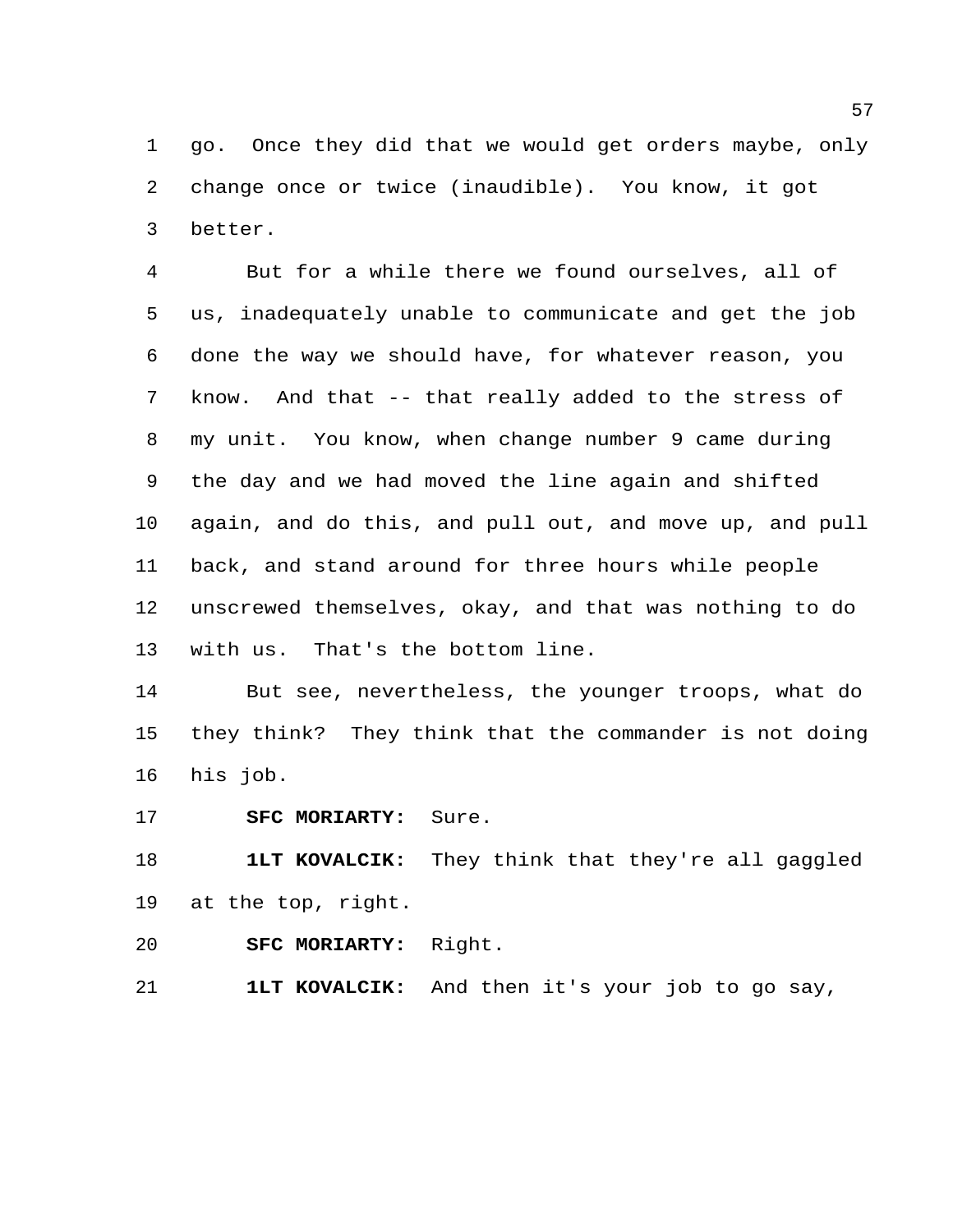go. Once they did that we would get orders maybe, only change once or twice (inaudible). You know, it got better.

But for a while there we found ourselves, all of us, inadequately unable to communicate and get the job done the way we should have, for whatever reason, you know. And that -- that really added to the stress of my unit. You know, when change number 9 came during the day and we had moved the line again and shifted again, and do this, and pull out, and move up, and pull back, and stand around for three hours while people unscrewed themselves, okay, and that was nothing to do with us. That's the bottom line.

But see, nevertheless, the younger troops, what do they think? They think that the commander is not doing his job.

**SFC MORIARTY:** Sure.

**1LT KOVALCIK:** They think that they're all gaggled at the top, right.

**SFC MORIARTY:** Right.

**1LT KOVALCIK:** And then it's your job to go say,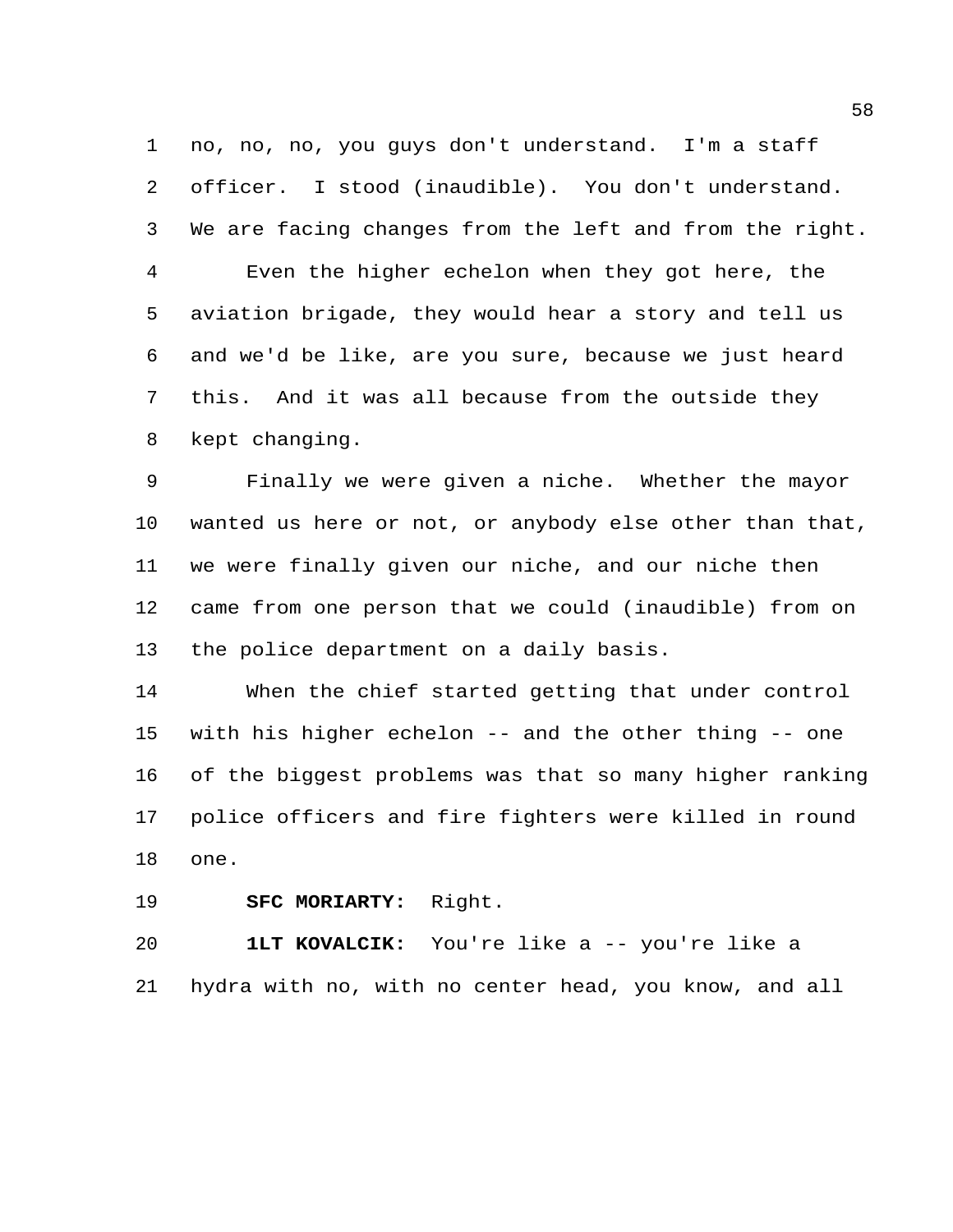no, no, no, you guys don't understand. I'm a staff officer. I stood (inaudible). You don't understand. We are facing changes from the left and from the right.

Even the higher echelon when they got here, the aviation brigade, they would hear a story and tell us and we'd be like, are you sure, because we just heard this. And it was all because from the outside they kept changing.

Finally we were given a niche. Whether the mayor wanted us here or not, or anybody else other than that, we were finally given our niche, and our niche then came from one person that we could (inaudible) from on the police department on a daily basis.

When the chief started getting that under control with his higher echelon -- and the other thing -- one of the biggest problems was that so many higher ranking police officers and fire fighters were killed in round one.

**SFC MORIARTY:** Right.

**1LT KOVALCIK:** You're like a -- you're like a hydra with no, with no center head, you know, and all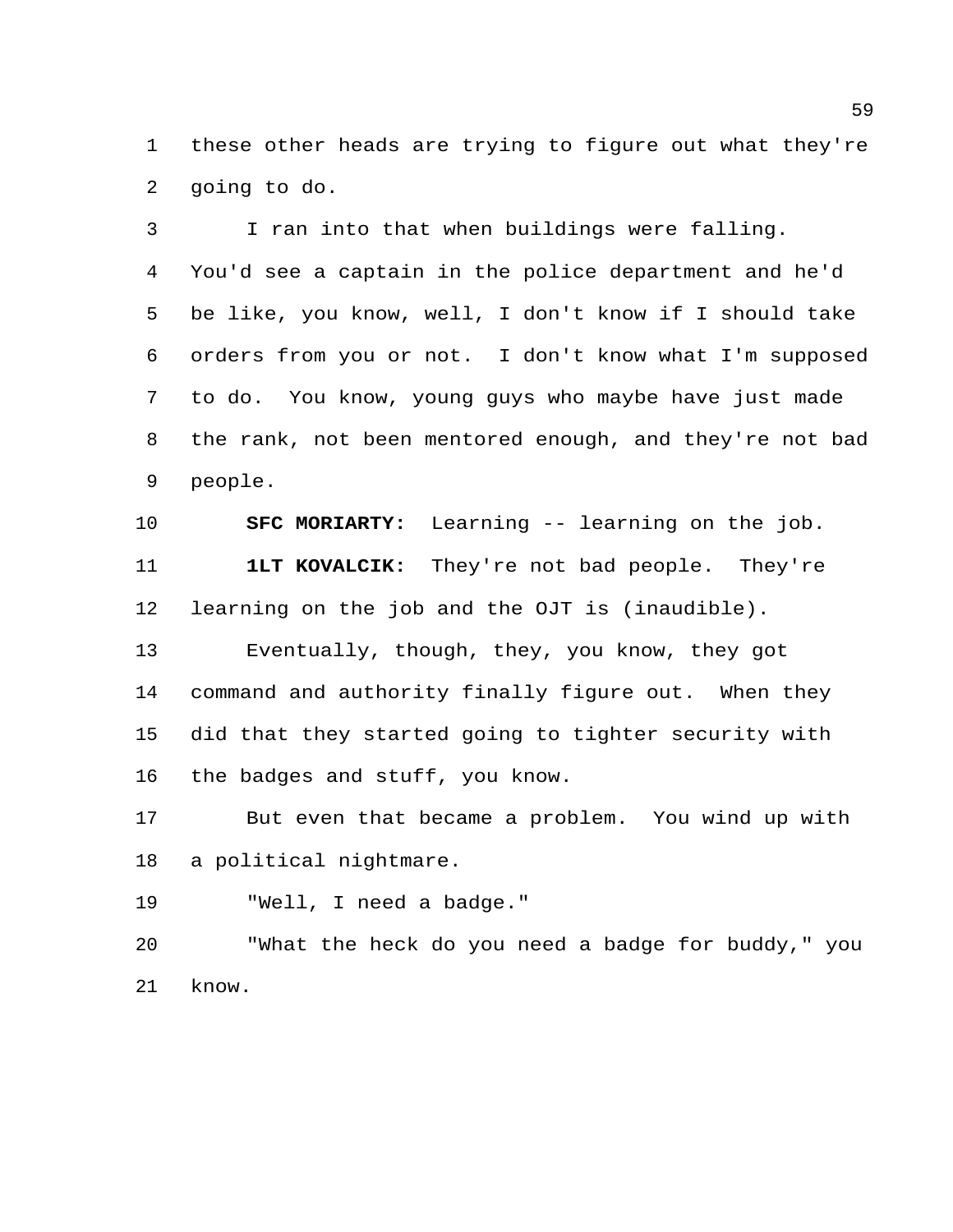these other heads are trying to figure out what they're going to do.

I ran into that when buildings were falling. You'd see a captain in the police department and he'd be like, you know, well, I don't know if I should take orders from you or not. I don't know what I'm supposed to do. You know, young guys who maybe have just made the rank, not been mentored enough, and they're not bad people.

**SFC MORIARTY:** Learning -- learning on the job.

**1LT KOVALCIK:** They're not bad people. They're learning on the job and the OJT is (inaudible).

Eventually, though, they, you know, they got command and authority finally figure out. When they did that they started going to tighter security with the badges and stuff, you know.

But even that became a problem. You wind up with a political nightmare.

"Well, I need a badge."

"What the heck do you need a badge for buddy," you know.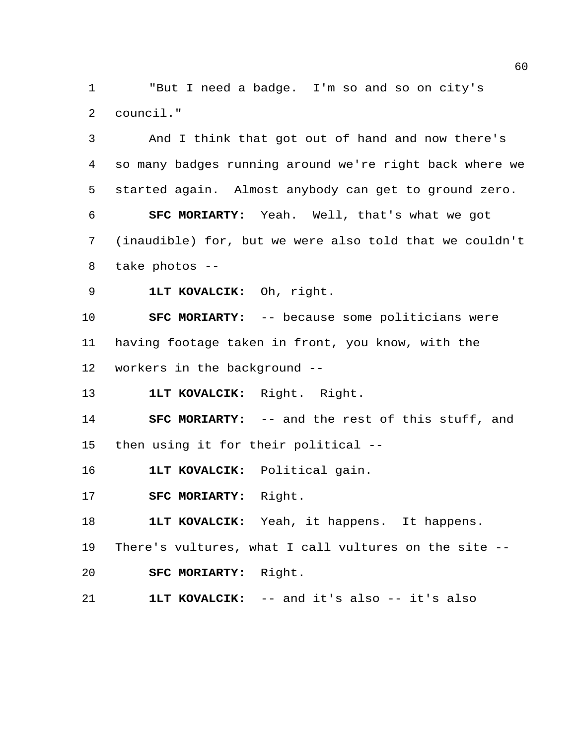"But I need a badge. I'm so and so on city's council."

And I think that got out of hand and now there's so many badges running around we're right back where we started again. Almost anybody can get to ground zero.

**SFC MORIARTY:** Yeah. Well, that's what we got (inaudible) for, but we were also told that we couldn't take photos --

**1LT KOVALCIK:** Oh, right.

**SFC MORIARTY:** -- because some politicians were having footage taken in front, you know, with the workers in the background --

**1LT KOVALCIK:** Right. Right.

**SFC MORIARTY:** -- and the rest of this stuff, and then using it for their political --

**1LT KOVALCIK:** Political gain.

**SFC MORIARTY:** Right.

**1LT KOVALCIK:** Yeah, it happens. It happens. There's vultures, what I call vultures on the site --

**SFC MORIARTY:** Right.

**1LT KOVALCIK:** -- and it's also -- it's also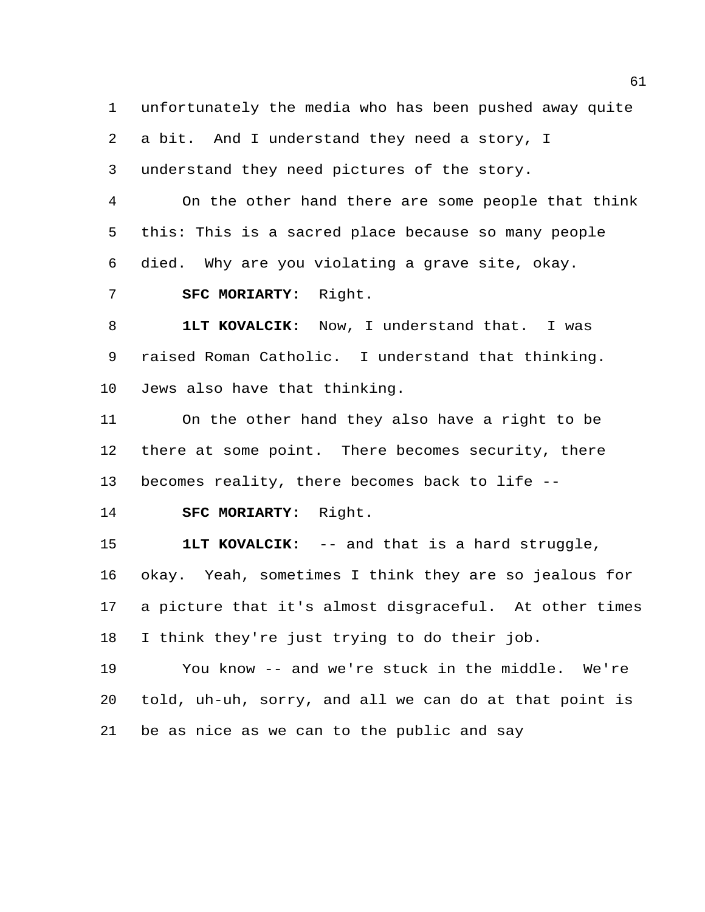unfortunately the media who has been pushed away quite a bit. And I understand they need a story, I understand they need pictures of the story.

On the other hand there are some people that think this: This is a sacred place because so many people died. Why are you violating a grave site, okay.

**SFC MORIARTY:** Right.

**1LT KOVALCIK:** Now, I understand that. I was raised Roman Catholic. I understand that thinking. Jews also have that thinking.

On the other hand they also have a right to be there at some point. There becomes security, there becomes reality, there becomes back to life --

**SFC MORIARTY:** Right.

**1LT KOVALCIK:** -- and that is a hard struggle, okay. Yeah, sometimes I think they are so jealous for a picture that it's almost disgraceful. At other times I think they're just trying to do their job.

You know -- and we're stuck in the middle. We're told, uh-uh, sorry, and all we can do at that point is be as nice as we can to the public and say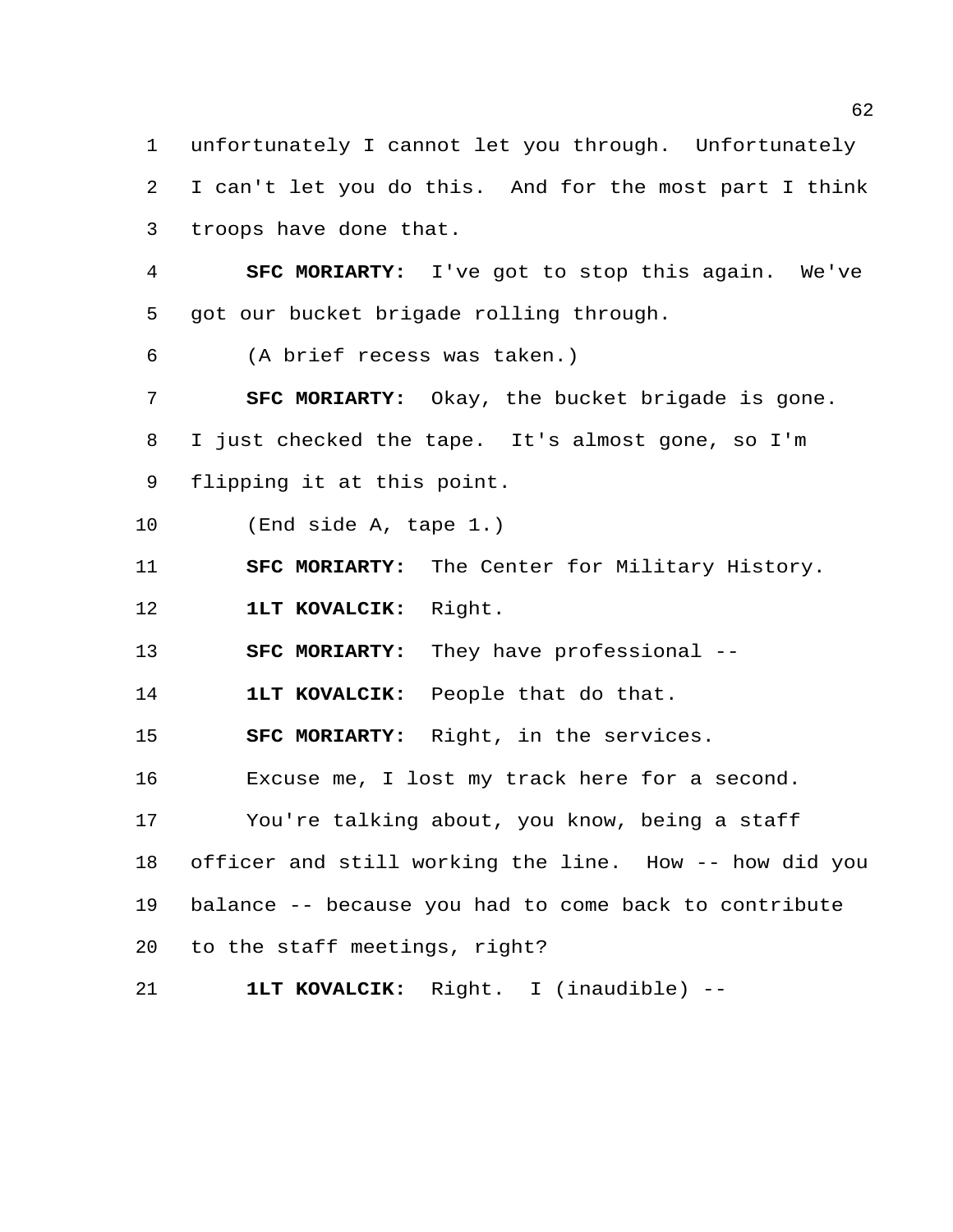unfortunately I cannot let you through. Unfortunately I can't let you do this. And for the most part I think troops have done that.

**SFC MORIARTY:** I've got to stop this again. We've got our bucket brigade rolling through.

(A brief recess was taken.)

**SFC MORIARTY:** Okay, the bucket brigade is gone. I just checked the tape. It's almost gone, so I'm flipping it at this point.

(End side A, tape 1.)

**SFC MORIARTY:** The Center for Military History.

**1LT KOVALCIK:** Right.

**SFC MORIARTY:** They have professional --

**1LT KOVALCIK:** People that do that.

**SFC MORIARTY:** Right, in the services.

Excuse me, I lost my track here for a second.

You're talking about, you know, being a staff officer and still working the line. How -- how did you balance -- because you had to come back to contribute to the staff meetings, right?

**1LT KOVALCIK:** Right. I (inaudible) --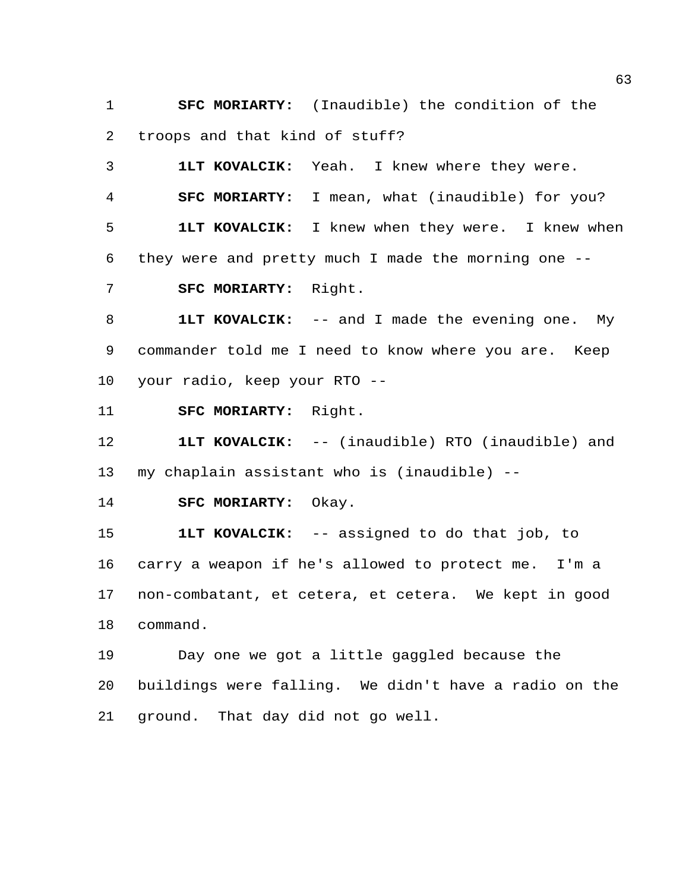**SFC MORIARTY:** (Inaudible) the condition of the troops and that kind of stuff?

**1LT KOVALCIK:** Yeah. I knew where they were.

**SFC MORIARTY:** I mean, what (inaudible) for you?

**1LT KOVALCIK:** I knew when they were. I knew when they were and pretty much I made the morning one --

**SFC MORIARTY:** Right.

**1LT KOVALCIK:** -- and I made the evening one. My commander told me I need to know where you are. Keep your radio, keep your RTO --

**SFC MORIARTY:** Right.

**1LT KOVALCIK:** -- (inaudible) RTO (inaudible) and my chaplain assistant who is (inaudible) --

**SFC MORIARTY:** Okay.

**1LT KOVALCIK:** -- assigned to do that job, to carry a weapon if he's allowed to protect me. I'm a non-combatant, et cetera, et cetera. We kept in good command.

Day one we got a little gaggled because the buildings were falling. We didn't have a radio on the ground. That day did not go well.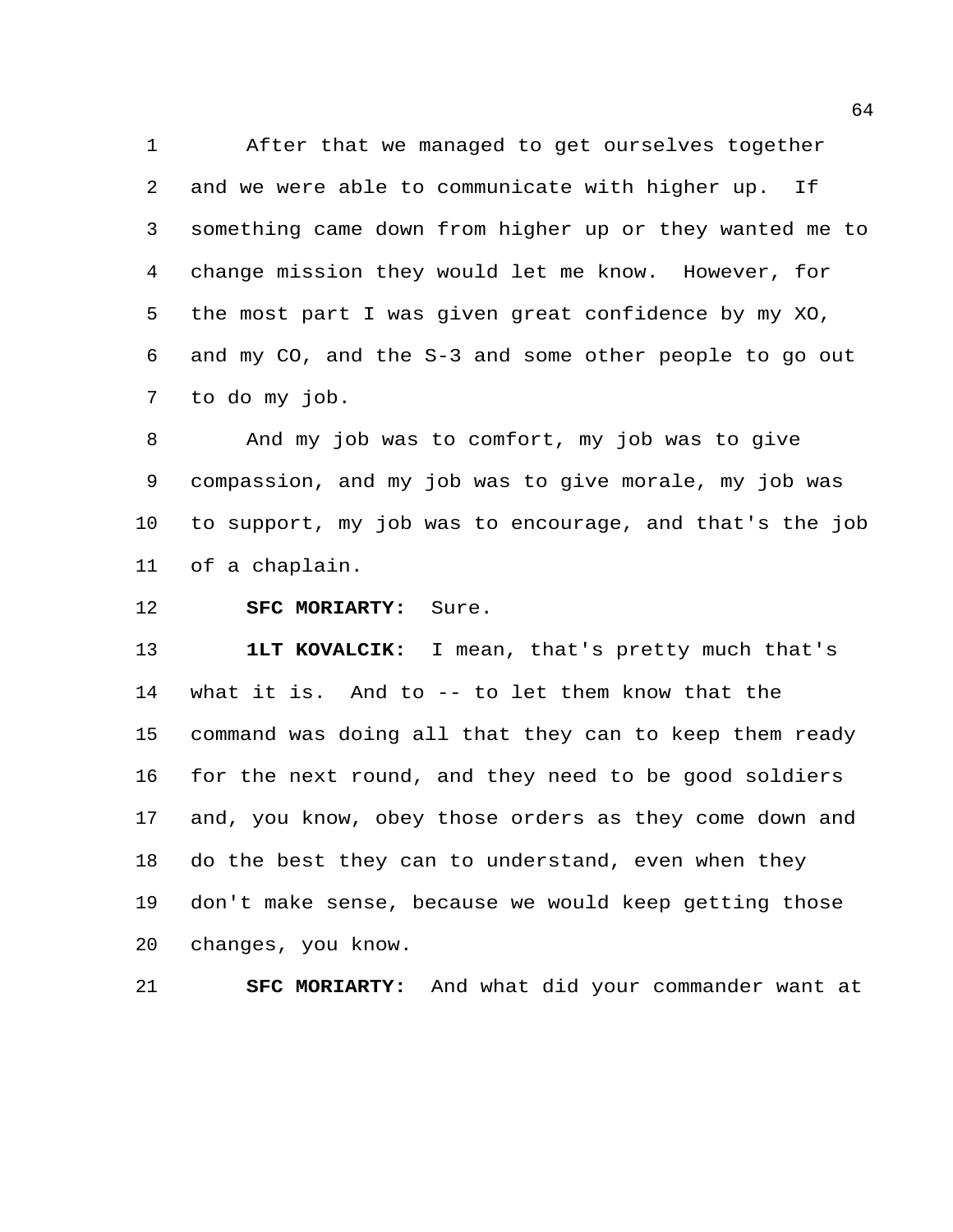After that we managed to get ourselves together and we were able to communicate with higher up. If something came down from higher up or they wanted me to change mission they would let me know. However, for the most part I was given great confidence by my XO, and my CO, and the S-3 and some other people to go out to do my job.

And my job was to comfort, my job was to give compassion, and my job was to give morale, my job was to support, my job was to encourage, and that's the job of a chaplain.

**SFC MORIARTY:** Sure.

**1LT KOVALCIK:** I mean, that's pretty much that's what it is. And to -- to let them know that the command was doing all that they can to keep them ready for the next round, and they need to be good soldiers and, you know, obey those orders as they come down and do the best they can to understand, even when they don't make sense, because we would keep getting those changes, you know.

**SFC MORIARTY:** And what did your commander want at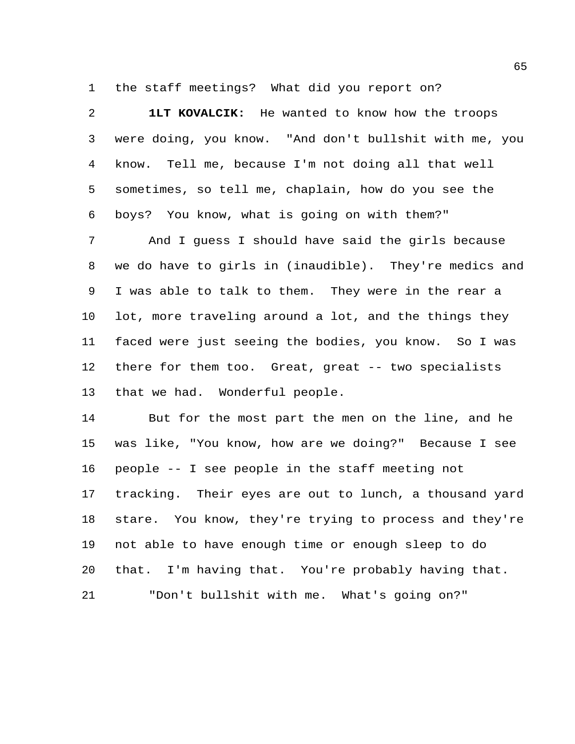the staff meetings? What did you report on?

**1LT KOVALCIK:** He wanted to know how the troops were doing, you know. "And don't bullshit with me, you know. Tell me, because I'm not doing all that well sometimes, so tell me, chaplain, how do you see the boys? You know, what is going on with them?"

And I guess I should have said the girls because we do have to girls in (inaudible). They're medics and I was able to talk to them. They were in the rear a lot, more traveling around a lot, and the things they faced were just seeing the bodies, you know. So I was there for them too. Great, great -- two specialists that we had. Wonderful people.

But for the most part the men on the line, and he was like, "You know, how are we doing?" Because I see people -- I see people in the staff meeting not tracking. Their eyes are out to lunch, a thousand yard stare. You know, they're trying to process and they're not able to have enough time or enough sleep to do that. I'm having that. You're probably having that.

"Don't bullshit with me. What's going on?"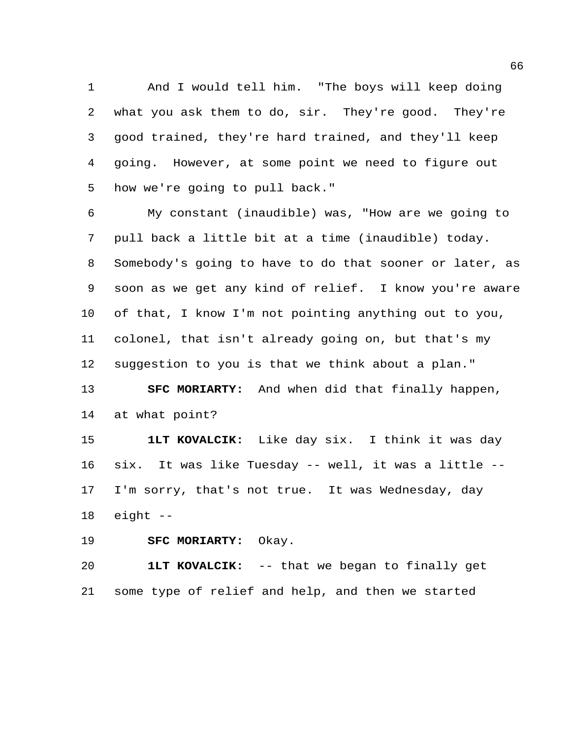And I would tell him. "The boys will keep doing what you ask them to do, sir. They're good. They're good trained, they're hard trained, and they'll keep going. However, at some point we need to figure out how we're going to pull back."

My constant (inaudible) was, "How are we going to pull back a little bit at a time (inaudible) today. Somebody's going to have to do that sooner or later, as soon as we get any kind of relief. I know you're aware of that, I know I'm not pointing anything out to you, colonel, that isn't already going on, but that's my suggestion to you is that we think about a plan."

**SFC MORIARTY:** And when did that finally happen, at what point?

**1LT KOVALCIK:** Like day six. I think it was day six. It was like Tuesday -- well, it was a little -- I'm sorry, that's not true. It was Wednesday, day eight --

**SFC MORIARTY:** Okay.

**1LT KOVALCIK:** -- that we began to finally get some type of relief and help, and then we started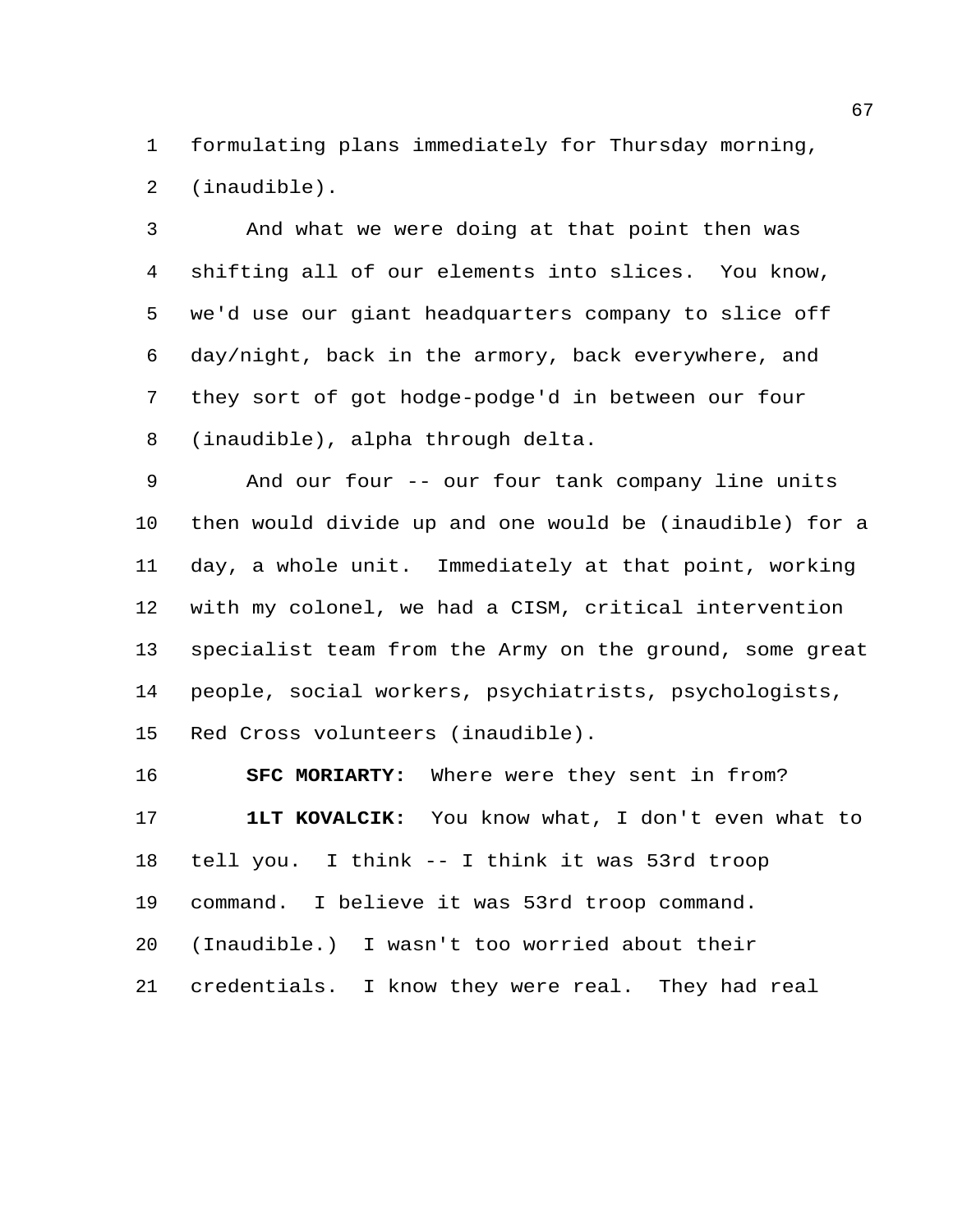formulating plans immediately for Thursday morning, (inaudible).

And what we were doing at that point then was shifting all of our elements into slices. You know, we'd use our giant headquarters company to slice off day/night, back in the armory, back everywhere, and they sort of got hodge-podge'd in between our four (inaudible), alpha through delta.

And our four -- our four tank company line units then would divide up and one would be (inaudible) for a day, a whole unit. Immediately at that point, working with my colonel, we had a CISM, critical intervention specialist team from the Army on the ground, some great people, social workers, psychiatrists, psychologists, Red Cross volunteers (inaudible).

**SFC MORIARTY:** Where were they sent in from?

**1LT KOVALCIK:** You know what, I don't even what to tell you. I think -- I think it was 53rd troop command. I believe it was 53rd troop command. (Inaudible.) I wasn't too worried about their credentials. I know they were real. They had real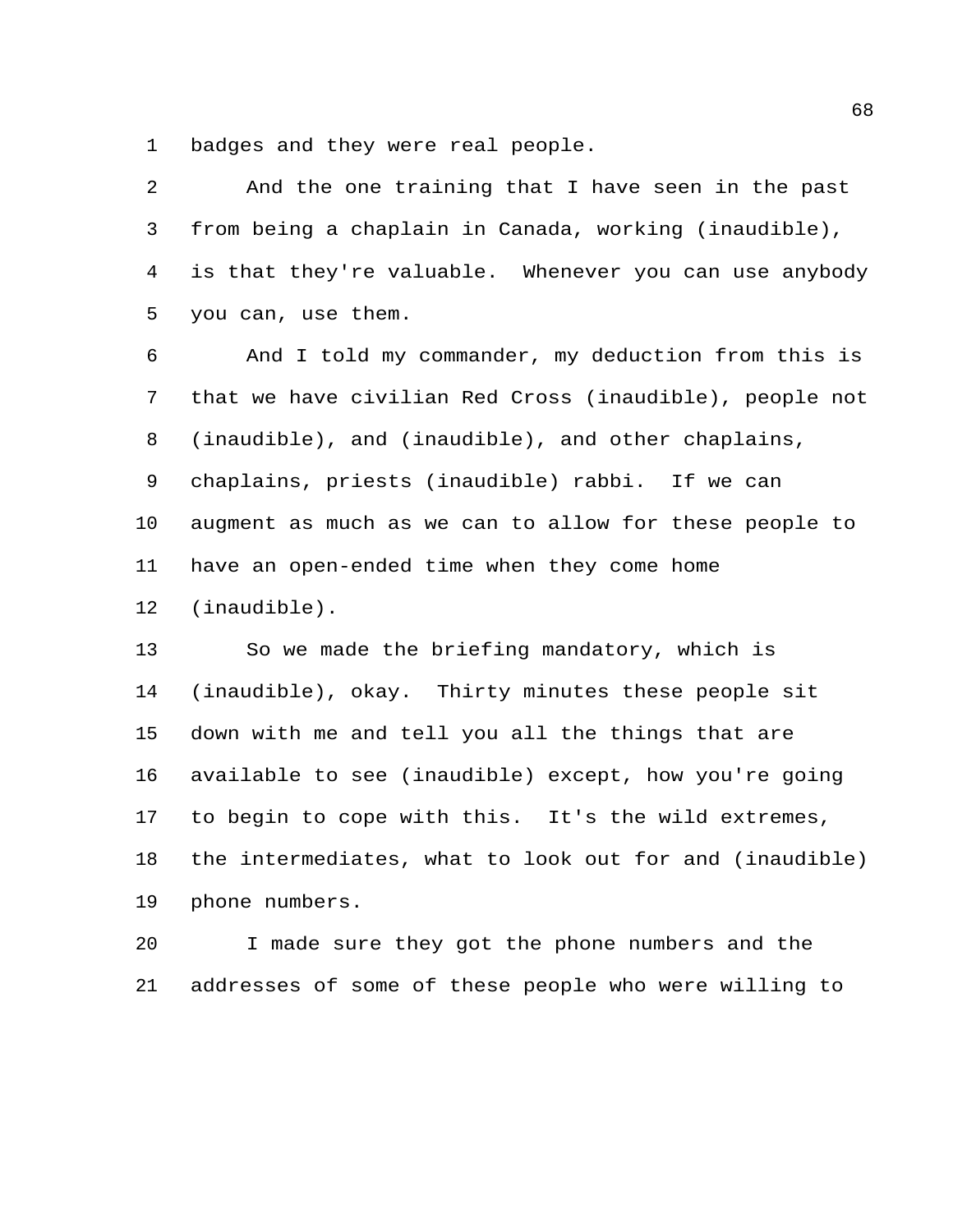badges and they were real people.

And the one training that I have seen in the past from being a chaplain in Canada, working (inaudible), is that they're valuable. Whenever you can use anybody you can, use them.

And I told my commander, my deduction from this is that we have civilian Red Cross (inaudible), people not (inaudible), and (inaudible), and other chaplains, chaplains, priests (inaudible) rabbi. If we can augment as much as we can to allow for these people to have an open-ended time when they come home (inaudible).

So we made the briefing mandatory, which is (inaudible), okay. Thirty minutes these people sit down with me and tell you all the things that are available to see (inaudible) except, how you're going to begin to cope with this. It's the wild extremes, the intermediates, what to look out for and (inaudible) phone numbers.

I made sure they got the phone numbers and the addresses of some of these people who were willing to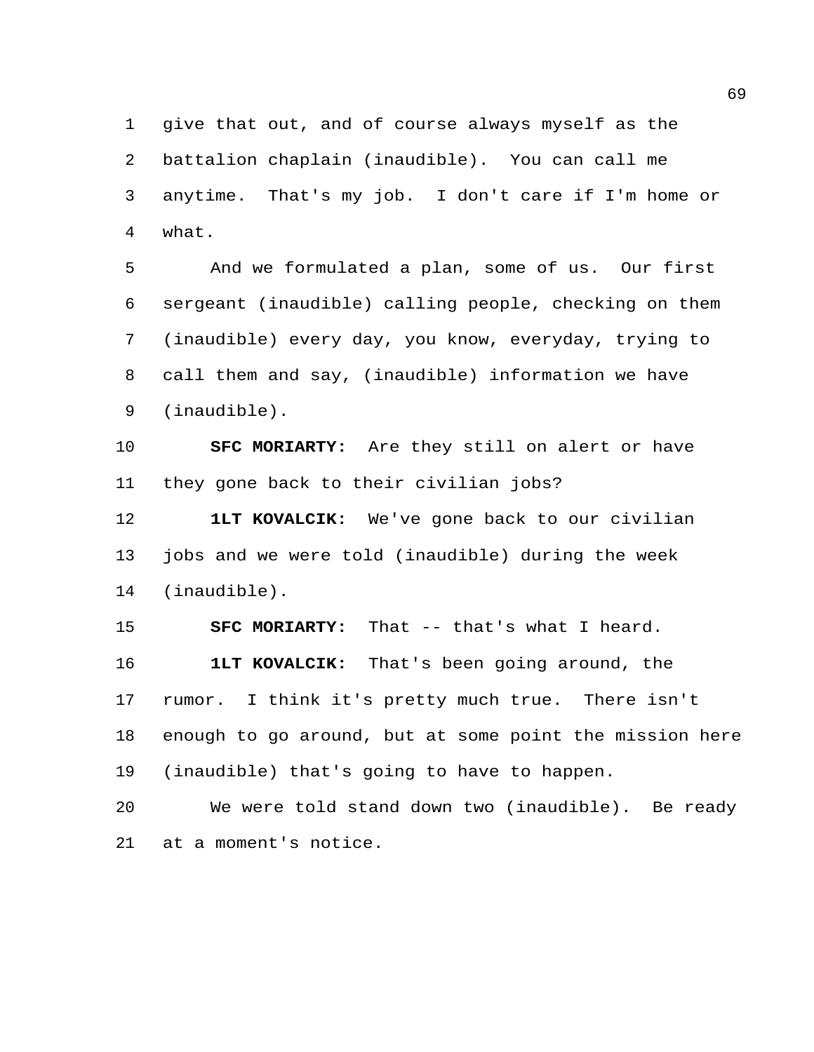give that out, and of course always myself as the battalion chaplain (inaudible). You can call me anytime. That's my job. I don't care if I'm home or what.

And we formulated a plan, some of us. Our first sergeant (inaudible) calling people, checking on them (inaudible) every day, you know, everyday, trying to call them and say, (inaudible) information we have (inaudible).

**SFC MORIARTY:** Are they still on alert or have they gone back to their civilian jobs?

**1LT KOVALCIK:** We've gone back to our civilian jobs and we were told (inaudible) during the week (inaudible).

**SFC MORIARTY:** That -- that's what I heard.

**1LT KOVALCIK:** That's been going around, the rumor. I think it's pretty much true. There isn't enough to go around, but at some point the mission here (inaudible) that's going to have to happen.

We were told stand down two (inaudible). Be ready at a moment's notice.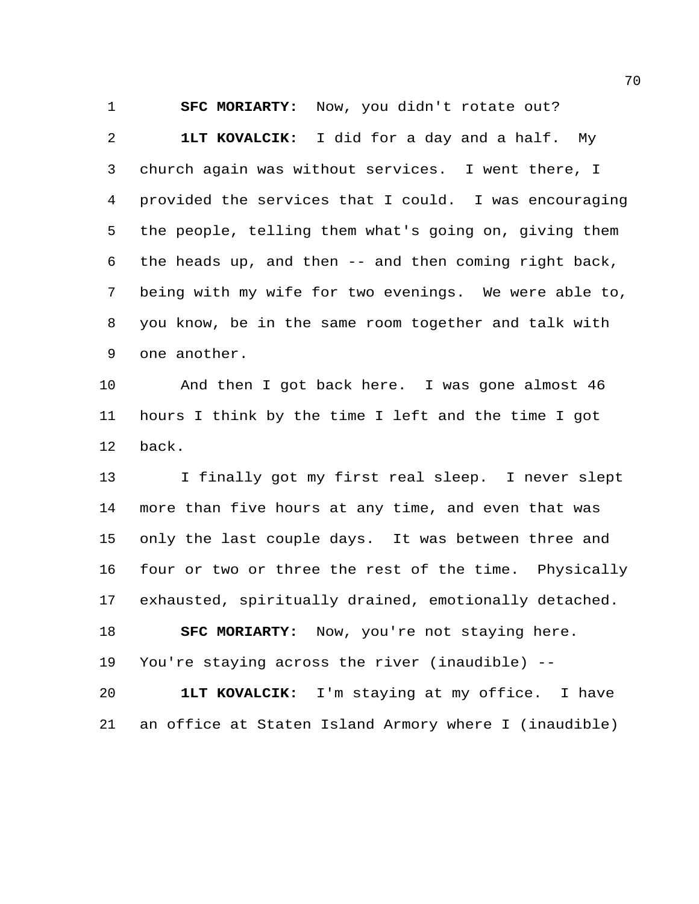**SFC MORIARTY:** Now, you didn't rotate out?

**1LT KOVALCIK:** I did for a day and a half. My church again was without services. I went there, I provided the services that I could. I was encouraging the people, telling them what's going on, giving them the heads up, and then -- and then coming right back, being with my wife for two evenings. We were able to, you know, be in the same room together and talk with one another.

And then I got back here. I was gone almost 46 hours I think by the time I left and the time I got back.

I finally got my first real sleep. I never slept more than five hours at any time, and even that was only the last couple days. It was between three and four or two or three the rest of the time. Physically exhausted, spiritually drained, emotionally detached.

**SFC MORIARTY:** Now, you're not staying here. You're staying across the river (inaudible) --

**1LT KOVALCIK:** I'm staying at my office. I have an office at Staten Island Armory where I (inaudible)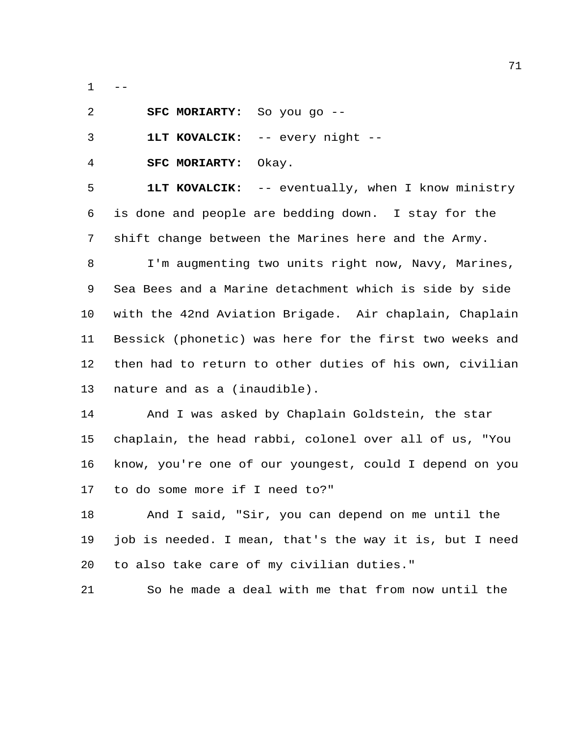--

**SFC MORIARTY:** So you go --

**1LT KOVALCIK:** -- every night --

**SFC MORIARTY:** Okay.

**1LT KOVALCIK:** -- eventually, when I know ministry is done and people are bedding down. I stay for the shift change between the Marines here and the Army.

I'm augmenting two units right now, Navy, Marines, Sea Bees and a Marine detachment which is side by side with the 42nd Aviation Brigade. Air chaplain, Chaplain Bessick (phonetic) was here for the first two weeks and then had to return to other duties of his own, civilian nature and as a (inaudible).

And I was asked by Chaplain Goldstein, the star chaplain, the head rabbi, colonel over all of us, "You know, you're one of our youngest, could I depend on you to do some more if I need to?"

And I said, "Sir, you can depend on me until the job is needed. I mean, that's the way it is, but I need to also take care of my civilian duties."

So he made a deal with me that from now until the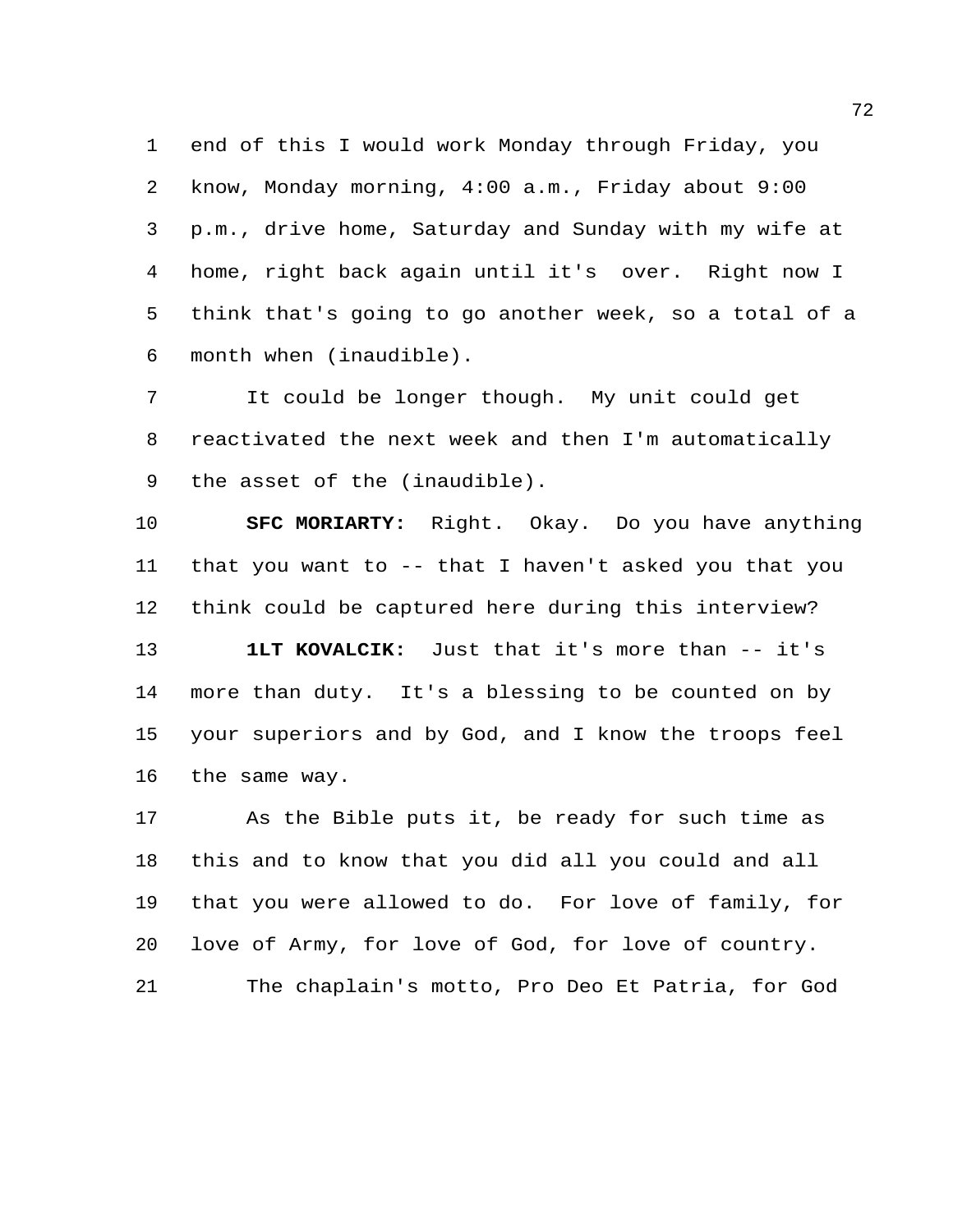end of this I would work Monday through Friday, you know, Monday morning, 4:00 a.m., Friday about 9:00 p.m., drive home, Saturday and Sunday with my wife at home, right back again until it's over. Right now I think that's going to go another week, so a total of a month when (inaudible).

It could be longer though. My unit could get reactivated the next week and then I'm automatically the asset of the (inaudible).

**SFC MORIARTY:** Right. Okay. Do you have anything that you want to -- that I haven't asked you that you think could be captured here during this interview?

**1LT KOVALCIK:** Just that it's more than -- it's more than duty. It's a blessing to be counted on by your superiors and by God, and I know the troops feel the same way.

As the Bible puts it, be ready for such time as this and to know that you did all you could and all that you were allowed to do. For love of family, for love of Army, for love of God, for love of country.

The chaplain's motto, Pro Deo Et Patria, for God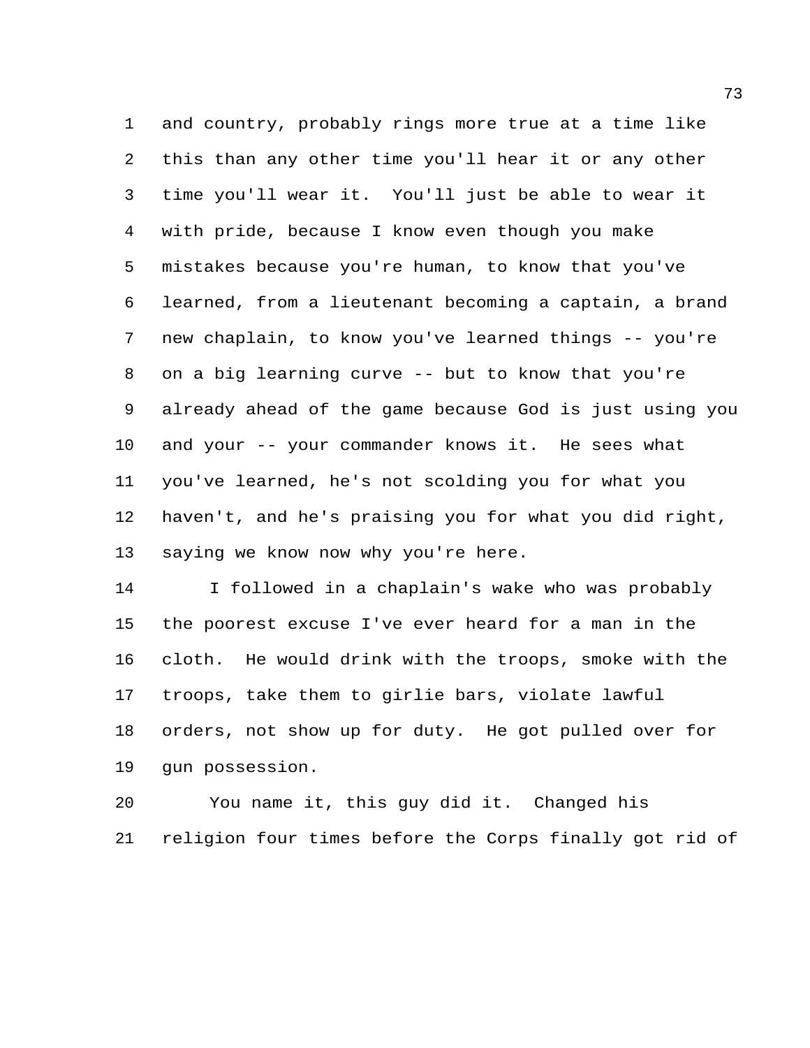and country, probably rings more true at a time like this than any other time you'll hear it or any other time you'll wear it. You'll just be able to wear it with pride, because I know even though you make mistakes because you're human, to know that you've learned, from a lieutenant becoming a captain, a brand new chaplain, to know you've learned things -- you're on a big learning curve -- but to know that you're already ahead of the game because God is just using you and your -- your commander knows it. He sees what you've learned, he's not scolding you for what you haven't, and he's praising you for what you did right, saying we know now why you're here.

I followed in a chaplain's wake who was probably the poorest excuse I've ever heard for a man in the cloth. He would drink with the troops, smoke with the troops, take them to girlie bars, violate lawful orders, not show up for duty. He got pulled over for gun possession.

You name it, this guy did it. Changed his religion four times before the Corps finally got rid of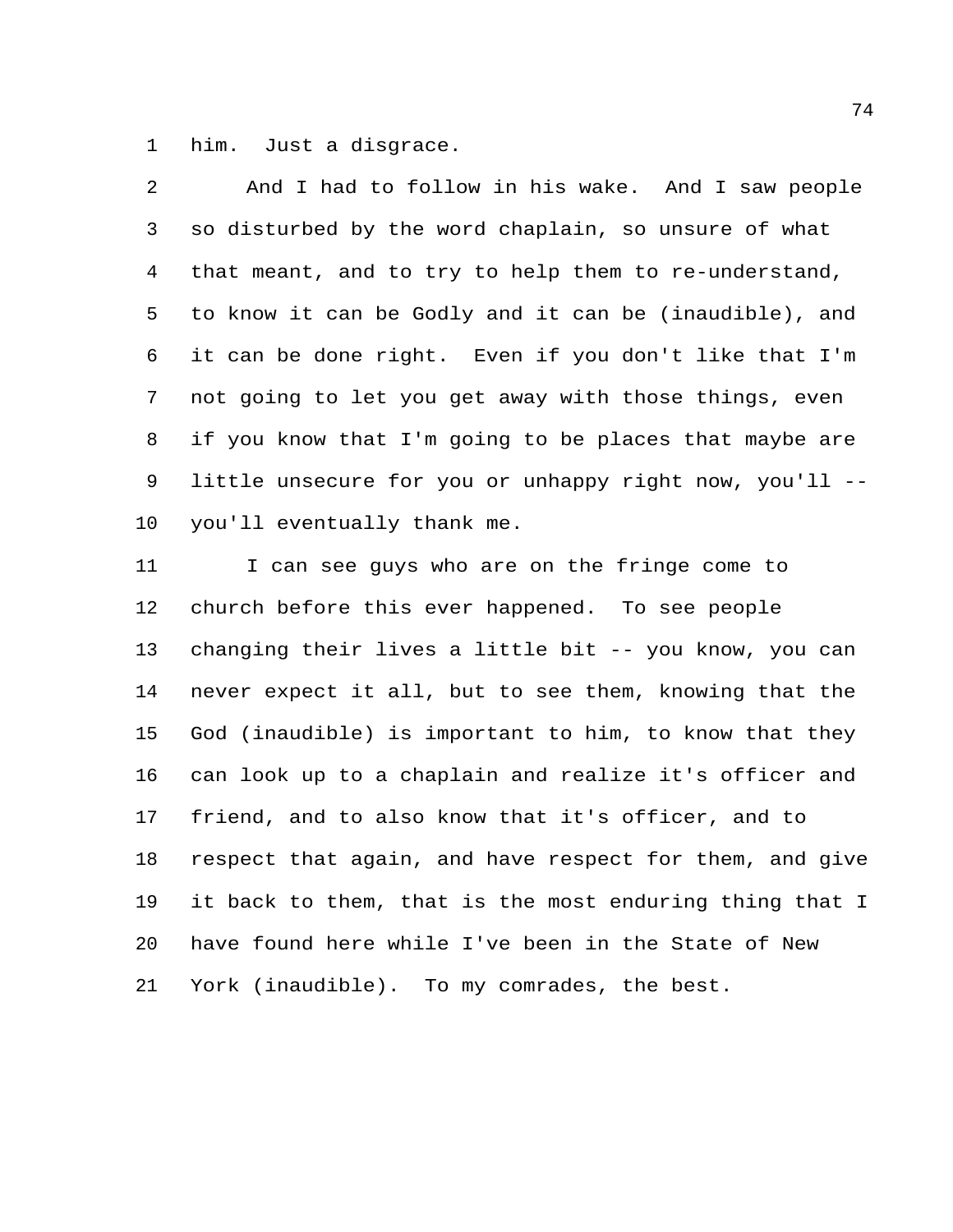him. Just a disgrace.

And I had to follow in his wake. And I saw people so disturbed by the word chaplain, so unsure of what that meant, and to try to help them to re-understand, to know it can be Godly and it can be (inaudible), and it can be done right. Even if you don't like that I'm not going to let you get away with those things, even if you know that I'm going to be places that maybe are little unsecure for you or unhappy right now, you'll -- you'll eventually thank me.

I can see guys who are on the fringe come to church before this ever happened. To see people changing their lives a little bit -- you know, you can never expect it all, but to see them, knowing that the God (inaudible) is important to him, to know that they can look up to a chaplain and realize it's officer and friend, and to also know that it's officer, and to respect that again, and have respect for them, and give it back to them, that is the most enduring thing that I have found here while I've been in the State of New York (inaudible). To my comrades, the best.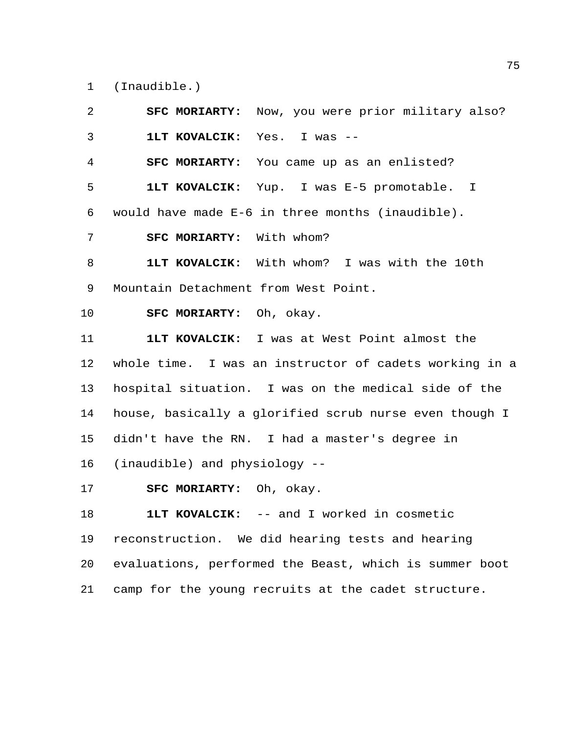(Inaudible.)

**SFC MORIARTY:** Now, you were prior military also?

**1LT KOVALCIK:** Yes. I was --

**SFC MORIARTY:** You came up as an enlisted?

**1LT KOVALCIK:** Yup. I was E-5 promotable. I would have made E-6 in three months (inaudible).

**SFC MORIARTY:** With whom?

**1LT KOVALCIK:** With whom? I was with the 10th Mountain Detachment from West Point.

**SFC MORIARTY:** Oh, okay.

**1LT KOVALCIK:** I was at West Point almost the whole time. I was an instructor of cadets working in a hospital situation. I was on the medical side of the house, basically a glorified scrub nurse even though I didn't have the RN. I had a master's degree in (inaudible) and physiology --

**SFC MORIARTY:** Oh, okay.

**1LT KOVALCIK:** -- and I worked in cosmetic reconstruction. We did hearing tests and hearing evaluations, performed the Beast, which is summer boot camp for the young recruits at the cadet structure.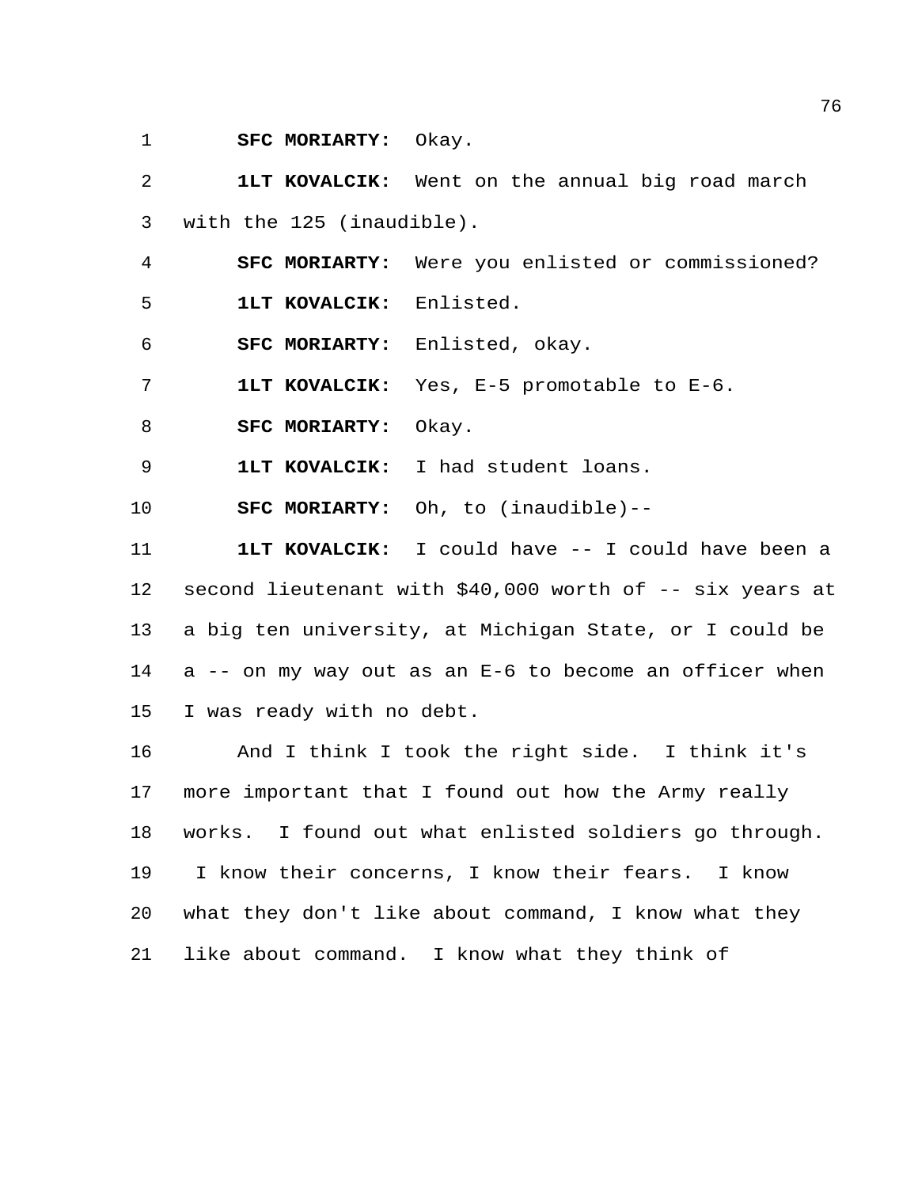**SFC MORIARTY:** Okay.

**1LT KOVALCIK:** Went on the annual big road march with the 125 (inaudible).

**SFC MORIARTY:** Were you enlisted or commissioned?

**1LT KOVALCIK:** Enlisted.

**SFC MORIARTY:** Enlisted, okay.

**1LT KOVALCIK:** Yes, E-5 promotable to E-6.

**SFC MORIARTY:** Okay.

**1LT KOVALCIK:** I had student loans.

**SFC MORIARTY:** Oh, to (inaudible)--

**1LT KOVALCIK:** I could have -- I could have been a second lieutenant with $40,000 worth of -- six years at a big ten university, at Michigan State, or I could be a -- on my way out as an E-6 to become an officer when I was ready with no debt.

And I think I took the right side. I think it's more important that I found out how the Army really works. I found out what enlisted soldiers go through. I know their concerns, I know their fears. I know what they don't like about command, I know what they like about command. I know what they think of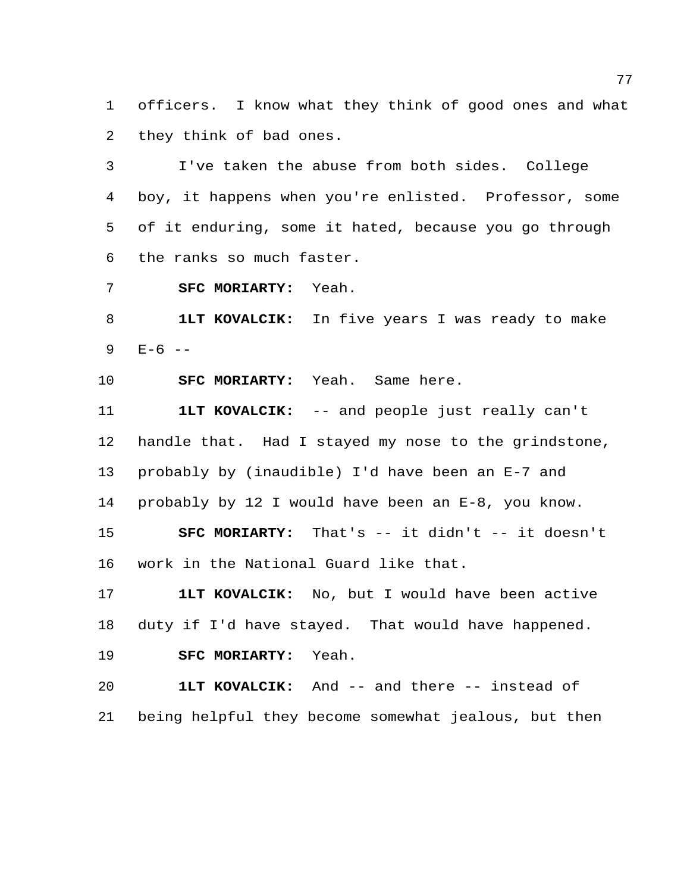officers. I know what they think of good ones and what they think of bad ones.

I've taken the abuse from both sides. College boy, it happens when you're enlisted. Professor, some of it enduring, some it hated, because you go through the ranks so much faster.

**SFC MORIARTY:** Yeah.

**1LT KOVALCIK:** In five years I was ready to make E-6 --

**SFC MORIARTY:** Yeah. Same here.

**1LT KOVALCIK:** -- and people just really can't handle that. Had I stayed my nose to the grindstone, probably by (inaudible) I'd have been an E-7 and probably by 12 I would have been an E-8, you know.

**SFC MORIARTY:** That's -- it didn't -- it doesn't work in the National Guard like that.

**1LT KOVALCIK:** No, but I would have been active duty if I'd have stayed. That would have happened.

**SFC MORIARTY:** Yeah.

**1LT KOVALCIK:** And -- and there -- instead of being helpful they become somewhat jealous, but then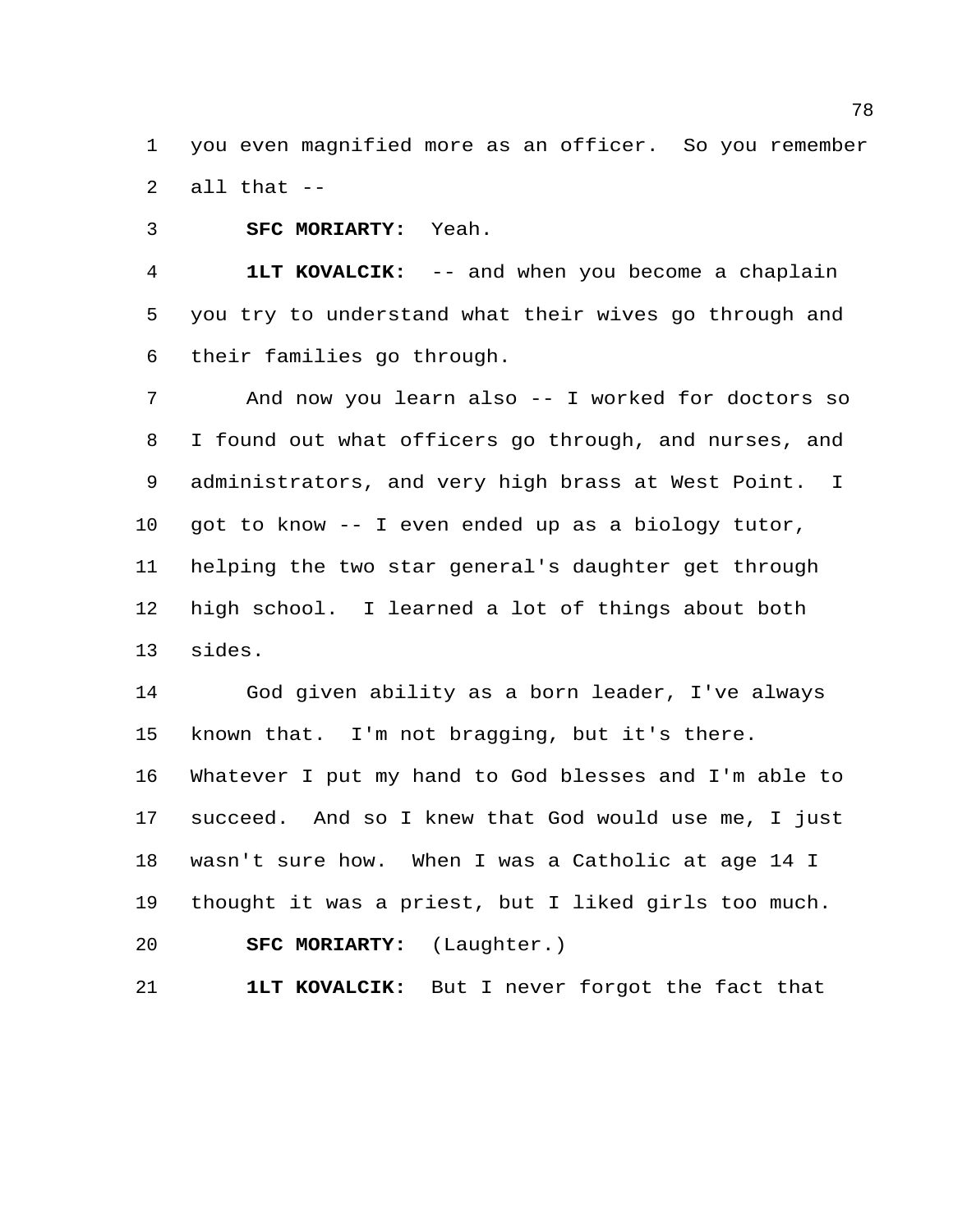you even magnified more as an officer. So you remember all that --

**SFC MORIARTY:** Yeah.

**1LT KOVALCIK:** -- and when you become a chaplain you try to understand what their wives go through and their families go through.

And now you learn also -- I worked for doctors so I found out what officers go through, and nurses, and administrators, and very high brass at West Point. I got to know -- I even ended up as a biology tutor, helping the two star general's daughter get through high school. I learned a lot of things about both sides.

God given ability as a born leader, I've always known that. I'm not bragging, but it's there. Whatever I put my hand to God blesses and I'm able to succeed. And so I knew that God would use me, I just wasn't sure how. When I was a Catholic at age 14 I thought it was a priest, but I liked girls too much.

**SFC MORIARTY:** (Laughter.)

**1LT KOVALCIK:** But I never forgot the fact that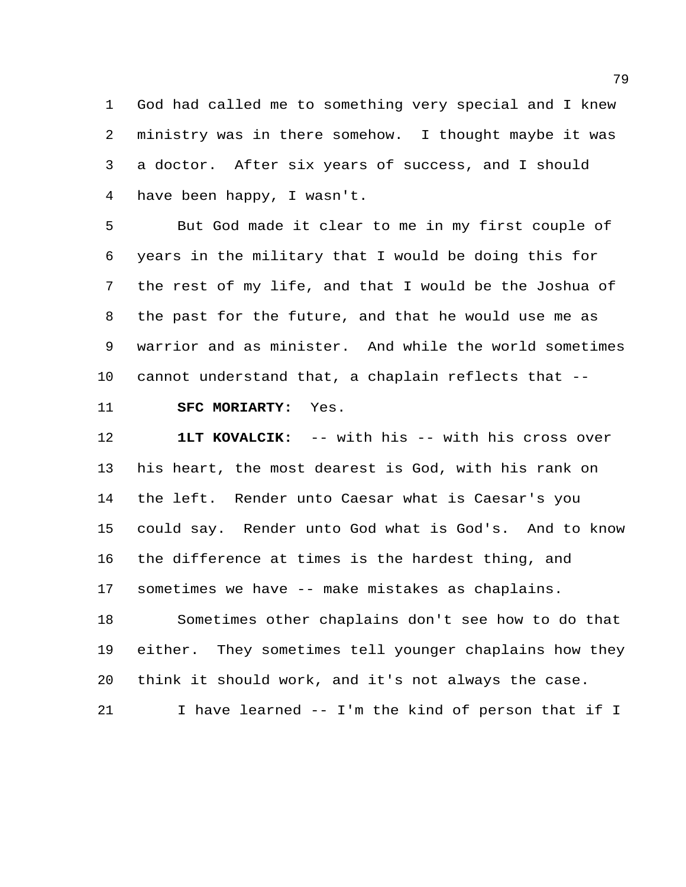God had called me to something very special and I knew ministry was in there somehow. I thought maybe it was a doctor. After six years of success, and I should have been happy, I wasn't.

But God made it clear to me in my first couple of years in the military that I would be doing this for the rest of my life, and that I would be the Joshua of the past for the future, and that he would use me as warrior and as minister. And while the world sometimes cannot understand that, a chaplain reflects that --

**SFC MORIARTY:** Yes.

**1LT KOVALCIK:** -- with his -- with his cross over his heart, the most dearest is God, with his rank on the left. Render unto Caesar what is Caesar's you could say. Render unto God what is God's. And to know the difference at times is the hardest thing, and sometimes we have -- make mistakes as chaplains.

Sometimes other chaplains don't see how to do that either. They sometimes tell younger chaplains how they think it should work, and it's not always the case.

I have learned -- I'm the kind of person that if I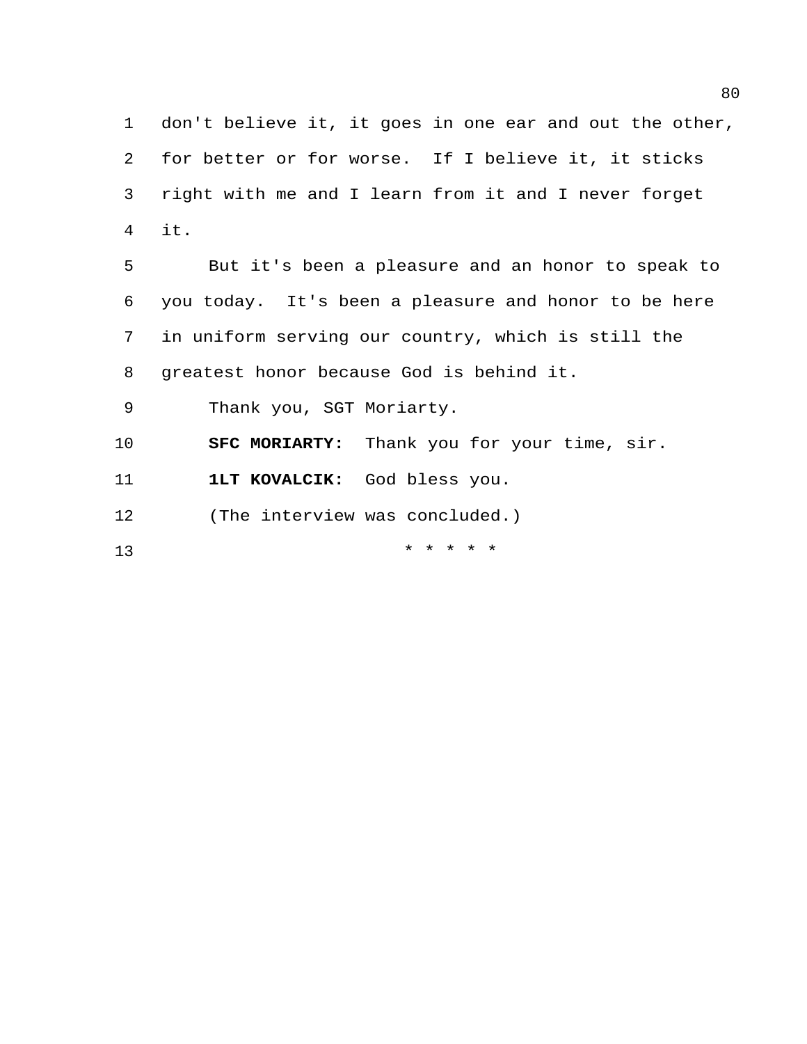don't believe it, it goes in one ear and out the other, for better or for worse. If I believe it, it sticks right with me and I learn from it and I never forget it.

But it's been a pleasure and an honor to speak to you today. It's been a pleasure and honor to be here in uniform serving our country, which is still the greatest honor because God is behind it.

Thank you, SGT Moriarty.

**SFC MORIARTY:** Thank you for your time, sir.

**1LT KOVALCIK:** God bless you.

(The interview was concluded.)

* * * * *